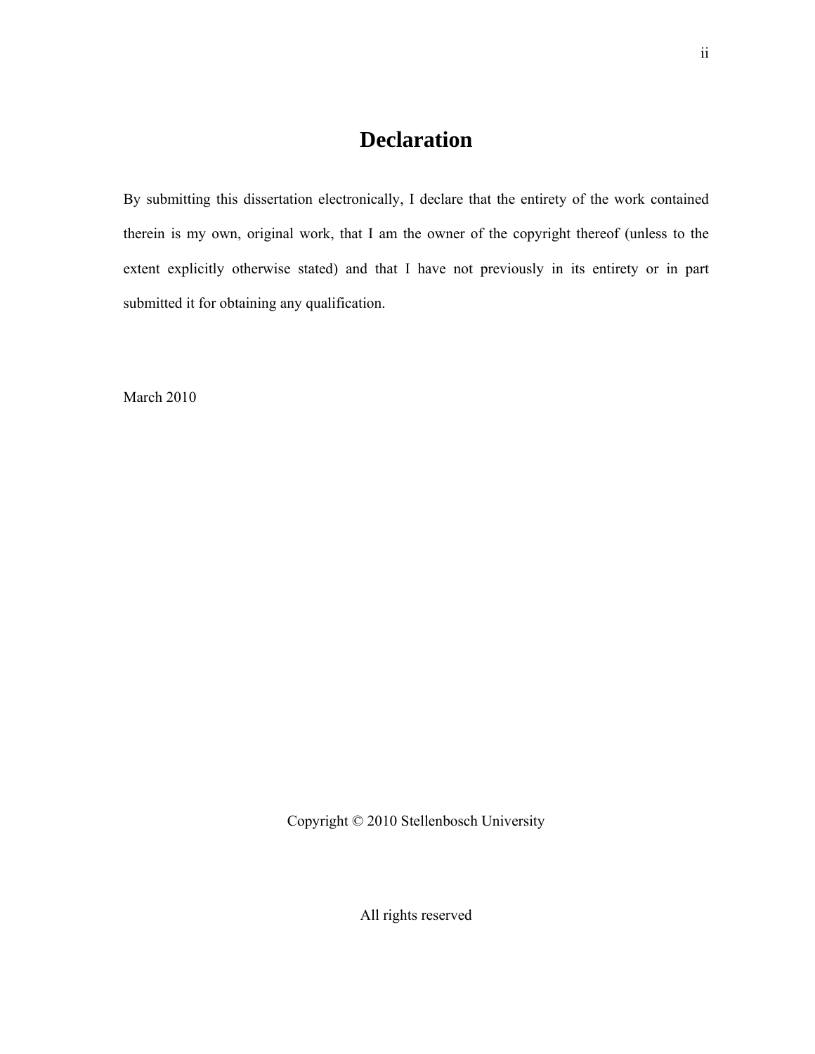# Declaration

By submitting this dissertation electronically, I declare that the entirety of the work contained therein is my own, original work, that I am the owner of the copyright thereof (unless to the extent explicitly otherwise stated) and that I have not previously in its entirety or in part submitted it for obtaining any qualification.

March 2010

Copyright © 2010 Stellenbosch University

All rights reserved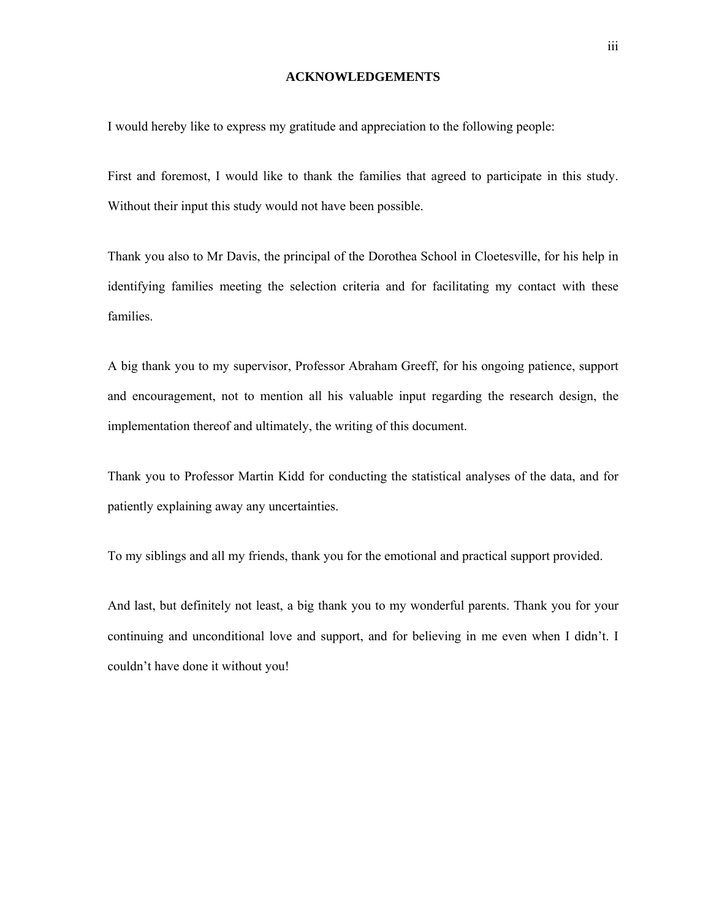## ACKNOWLEDGEMENTS

I would hereby like to express my gratitude and appreciation to the following people:

First and foremost, I would like to thank the families that agreed to participate in this study. Without their input this study would not have been possible.

Thank you also to Mr Davis, the principal of the Dorothea School in Cloetesville, for his help in identifying families meeting the selection criteria and for facilitating my contact with these families.

A big thank you to my supervisor, Professor Abraham Greeff, for his ongoing patience, support and encouragement, not to mention all his valuable input regarding the research design, the implementation thereof and ultimately, the writing of this document.

Thank you to Professor Martin Kidd for conducting the statistical analyses of the data, and for patiently explaining away any uncertainties.

To my siblings and all my friends, thank you for the emotional and practical support provided.

And last, but definitely not least, a big thank you to my wonderful parents. Thank you for your continuing and unconditional love and support, and for believing in me even when I didn't. I couldn't have done it without you!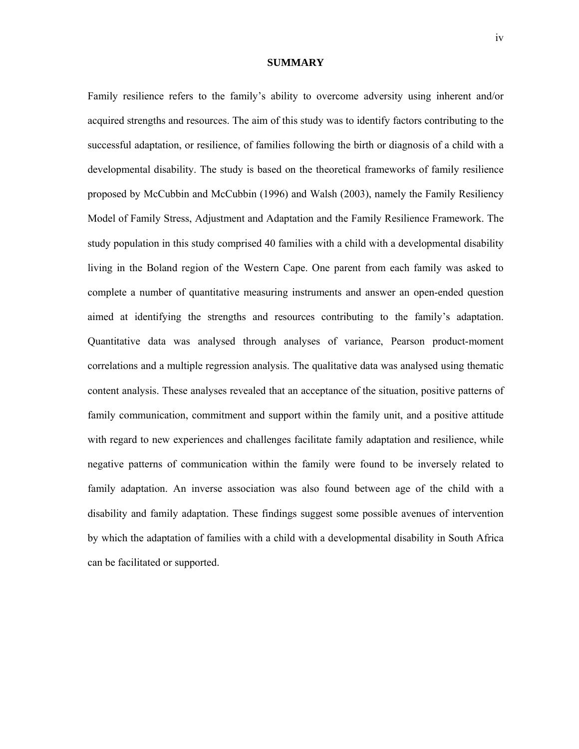## SUMMARY

Family resilience refers to the family's ability to overcome adversity using inherent and/or acquired strengths and resources. The aim of this study was to identify factors contributing to the successful adaptation, or resilience, of families following the birth or diagnosis of a child with a developmental disability. The study is based on the theoretical frameworks of family resilience proposed by McCubbin and McCubbin (1996) and Walsh (2003), namely the Family Resiliency Model of Family Stress, Adjustment and Adaptation and the Family Resilience Framework. The study population in this study comprised 40 families with a child with a developmental disability living in the Boland region of the Western Cape. One parent from each family was asked to complete a number of quantitative measuring instruments and answer an open-ended question aimed at identifying the strengths and resources contributing to the family's adaptation. Quantitative data was analysed through analyses of variance, Pearson product-moment correlations and a multiple regression analysis. The qualitative data was analysed using thematic content analysis. These analyses revealed that an acceptance of the situation, positive patterns of family communication, commitment and support within the family unit, and a positive attitude with regard to new experiences and challenges facilitate family adaptation and resilience, while negative patterns of communication within the family were found to be inversely related to family adaptation. An inverse association was also found between age of the child with a disability and family adaptation. These findings suggest some possible avenues of intervention by which the adaptation of families with a child with a developmental disability in South Africa can be facilitated or supported.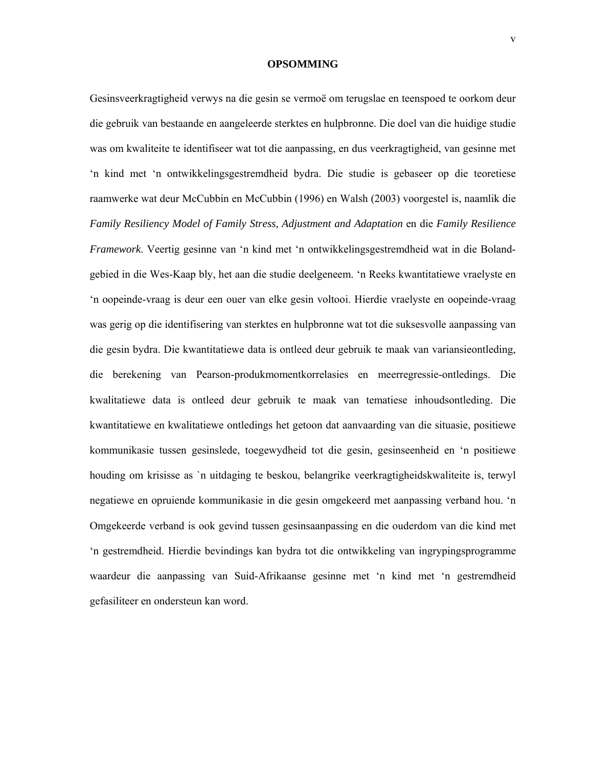# OPSOMMING

Gesinsveerkragtigheid verwys na die gesin se vermoë om terugslae en teenspoed te oorkom deur die gebruik van bestaande en aangeleerde sterktes en hulpbronne. Die doel van die huidige studie was om kwaliteite te identifiseer wat tot die aanpassing, en dus veerkragtigheid, van gesinne met 'n kind met 'n ontwikkelingsgestremdheid bydra. Die studie is gebaseer op die teoretiese raamwerke wat deur McCubbin en McCubbin (1996) en Walsh (2003) voorgestel is, naamlik die *Family Resiliency Model of Family Stress, Adjustment and Adaptation* en die *Family Resilience Framework*. Veertig gesinne van 'n kind met 'n ontwikkelingsgestremdheid wat in die Boland-gebied in die Wes-Kaap bly, het aan die studie deelgeneem. 'n Reeks kwantitatiewe vraelyste en 'n oopeinde-vraag is deur een ouer van elke gesin voltooi. Hierdie vraelyste en oopeinde-vraag was gerig op die identifisering van sterktes en hulpbronne wat tot die suksesvolle aanpassing van die gesin bydra. Die kwantitatiewe data is ontleed deur gebruik te maak van variansieontleding, die berekening van Pearson-produkmomentkorrelasies en meerregressie-ontledings. Die kwalitatiewe data is ontleed deur gebruik te maak van tematiese inhoudsontleding. Die kwantitatiewe en kwalitatiewe ontledings het getoon dat aanvaarding van die situasie, positiewe kommunikasie tussen gesinslede, toegewydheid tot die gesin, gesinseenheid en 'n positiewe houding om krisisse as `n uitdaging te beskou, belangrike veerkragtigheidskwaliteite is, terwyl negatiewe en opruiende kommunikasie in die gesin omgekeerd met aanpassing verband hou. 'n Omgekeerde verband is ook gevind tussen gesinsaanpassing en die ouderdom van die kind met 'n gestremdheid. Hierdie bevindings kan bydra tot die ontwikkeling van ingrypingsprogramme waardeur die aanpassing van Suid-Afrikaanse gesinne met 'n kind met 'n gestremdheid gefasiliteer en ondersteun kan word.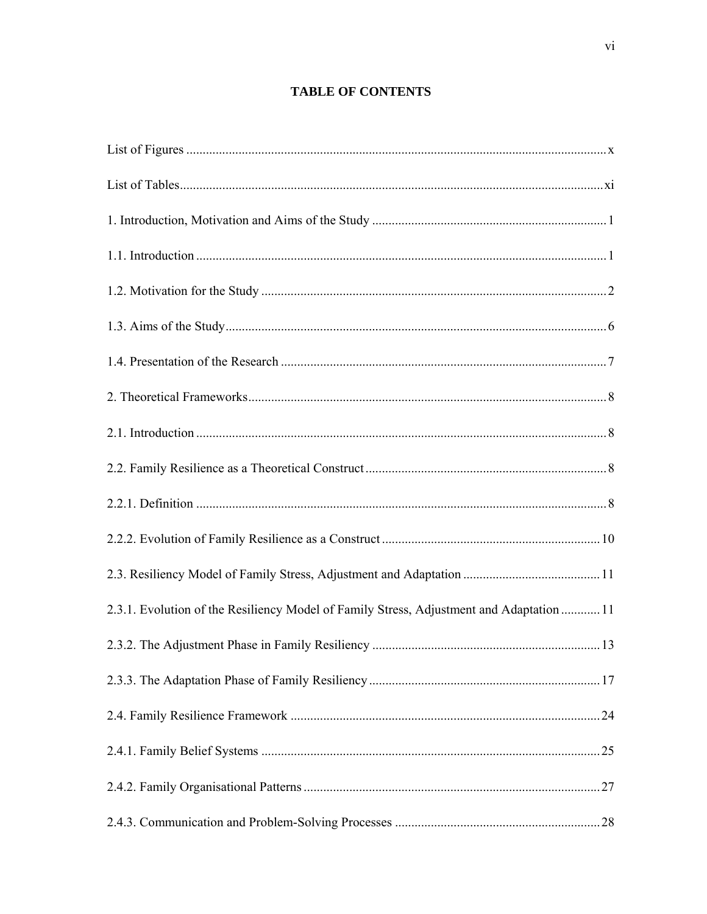# TABLE OF CONTENTS

List of Figures ..... x

List of Tables ..... xi

1. Introduction, Motivation and Aims of the Study ..... 1

1.1. Introduction ..... 1

1.2. Motivation for the Study ..... 2

1.3. Aims of the Study ..... 6

1.4. Presentation of the Research ..... 7

2. Theoretical Frameworks ..... 8

2.1. Introduction ..... 8

2.2. Family Resilience as a Theoretical Construct ..... 8

2.2.1. Definition ..... 8

2.2.2. Evolution of Family Resilience as a Construct ..... 10

2.3. Resiliency Model of Family Stress, Adjustment and Adaptation ..... 11

2.3.1. Evolution of the Resiliency Model of Family Stress, Adjustment and Adaptation ..... 11

2.3.2. The Adjustment Phase in Family Resiliency ..... 13

2.3.3. The Adaptation Phase of Family Resiliency ..... 17

2.4. Family Resilience Framework ..... 24

2.4.1. Family Belief Systems ..... 25

2.4.2. Family Organisational Patterns ..... 27

2.4.3. Communication and Problem-Solving Processes ..... 28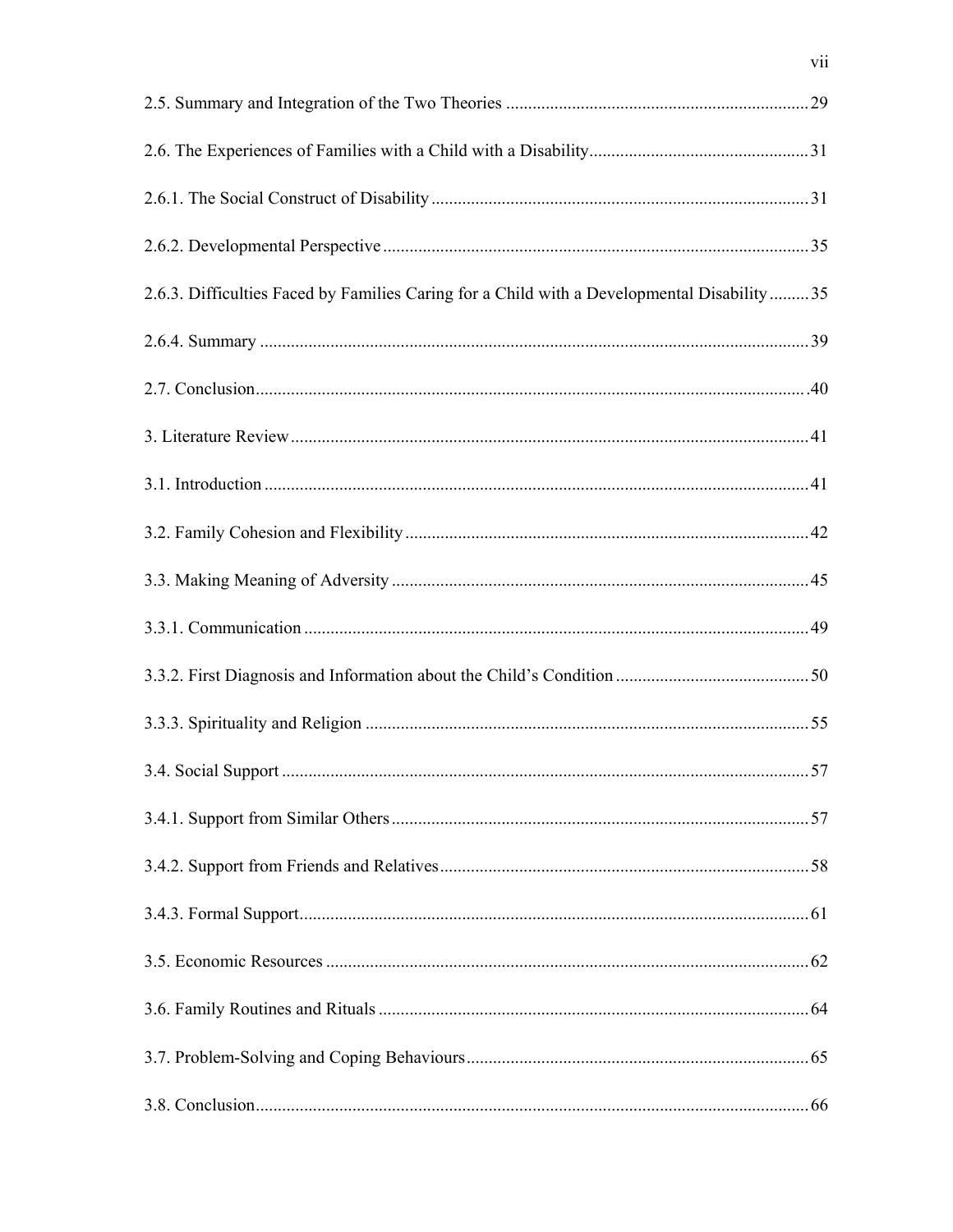2.5. Summary and Integration of the Two Theories ..................................................................... 29

2.6. The Experiences of Families with a Child with a Disability................................................. 31

2.6.1. The Social Construct of Disability ..................................................................................... 31

2.6.2. Developmental Perspective ................................................................................................ 35

2.6.3. Difficulties Faced by Families Caring for a Child with a Developmental Disability ......... 35

2.6.4. Summary ............................................................................................................................ 39

2.7. Conclusion............................................................................................................................ 40

3. Literature Review .................................................................................................................... 41

3.1. Introduction .......................................................................................................................... 41

3.2. Family Cohesion and Flexibility ........................................................................................... 42

3.3. Making Meaning of Adversity .............................................................................................. 45

3.3.1. Communication .................................................................................................................. 49

3.3.2. First Diagnosis and Information about the Child's Condition ............................................ 50

3.3.3. Spirituality and Religion .................................................................................................... 55

3.4. Social Support ....................................................................................................................... 57

3.4.1. Support from Similar Others .............................................................................................. 57

3.4.2. Support from Friends and Relatives ................................................................................... 58

3.4.3. Formal Support ................................................................................................................... 61

3.5. Economic Resources ............................................................................................................. 62

3.6. Family Routines and Rituals ................................................................................................. 64

3.7. Problem-Solving and Coping Behaviours ............................................................................. 65

3.8. Conclusion............................................................................................................................ 66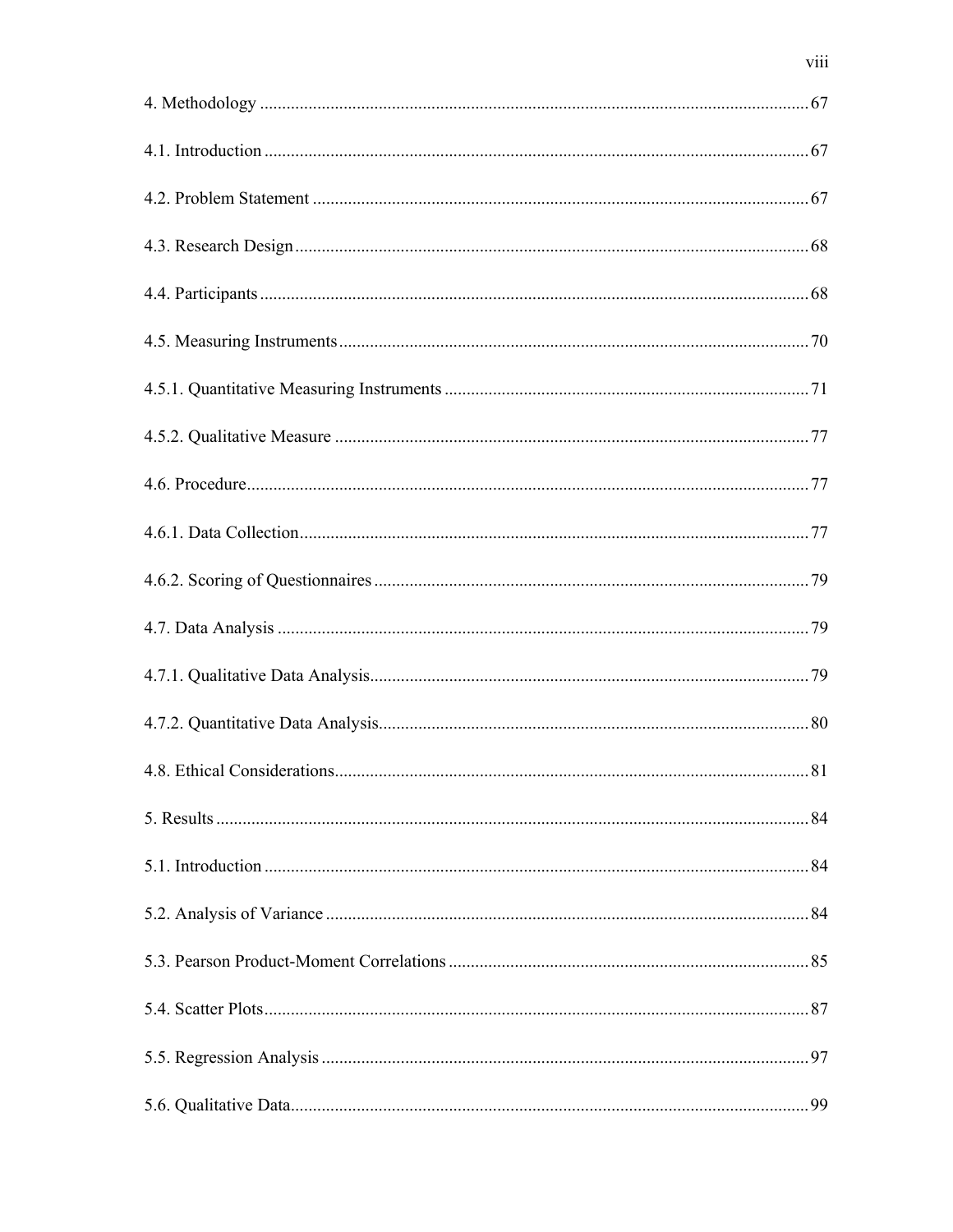4. Methodology ........................................................ 67

4.1. Introduction ........................................................ 67

4.2. Problem Statement ........................................................ 67

4.3. Research Design ........................................................ 68

4.4. Participants ........................................................ 68

4.5. Measuring Instruments ........................................................ 70

4.5.1. Quantitative Measuring Instruments ........................................................ 71

4.5.2. Qualitative Measure ........................................................ 77

4.6. Procedure ........................................................ 77

4.6.1. Data Collection ........................................................ 77

4.6.2. Scoring of Questionnaires ........................................................ 79

4.7. Data Analysis ........................................................ 79

4.7.1. Qualitative Data Analysis ........................................................ 79

4.7.2. Quantitative Data Analysis ........................................................ 80

4.8. Ethical Considerations ........................................................ 81

5. Results ........................................................ 84

5.1. Introduction ........................................................ 84

5.2. Analysis of Variance ........................................................ 84

5.3. Pearson Product-Moment Correlations ........................................................ 85

5.4. Scatter Plots ........................................................ 87

5.5. Regression Analysis ........................................................ 97

5.6. Qualitative Data ........................................................ 99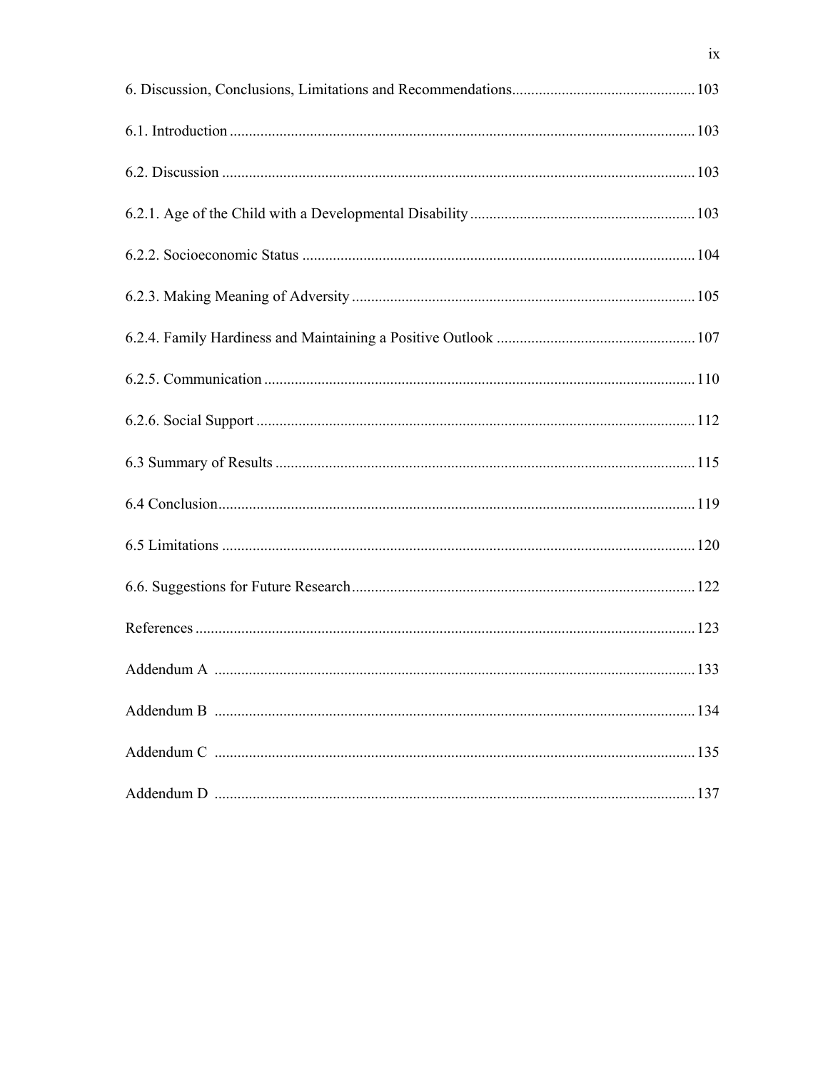6. Discussion, Conclusions, Limitations and Recommendations ................................................ 103

6.1. Introduction ......................................................................................................................... 103

6.2. Discussion ........................................................................................................................... 103

6.2.1. Age of the Child with a Developmental Disability .......................................................... 103

6.2.2. Socioeconomic Status ...................................................................................................... 104

6.2.3. Making Meaning of Adversity ......................................................................................... 105

6.2.4. Family Hardiness and Maintaining a Positive Outlook ................................................... 107

6.2.5. Communication ................................................................................................................ 110

6.2.6. Social Support .................................................................................................................. 112

6.3 Summary of Results ............................................................................................................. 115

6.4 Conclusion ............................................................................................................................ 119

6.5 Limitations ........................................................................................................................... 120

6.6. Suggestions for Future Research ......................................................................................... 122

References ................................................................................................................................. 123

Addendum A ............................................................................................................................. 133

Addendum B ............................................................................................................................. 134

Addendum C ............................................................................................................................. 135

Addendum D ............................................................................................................................. 137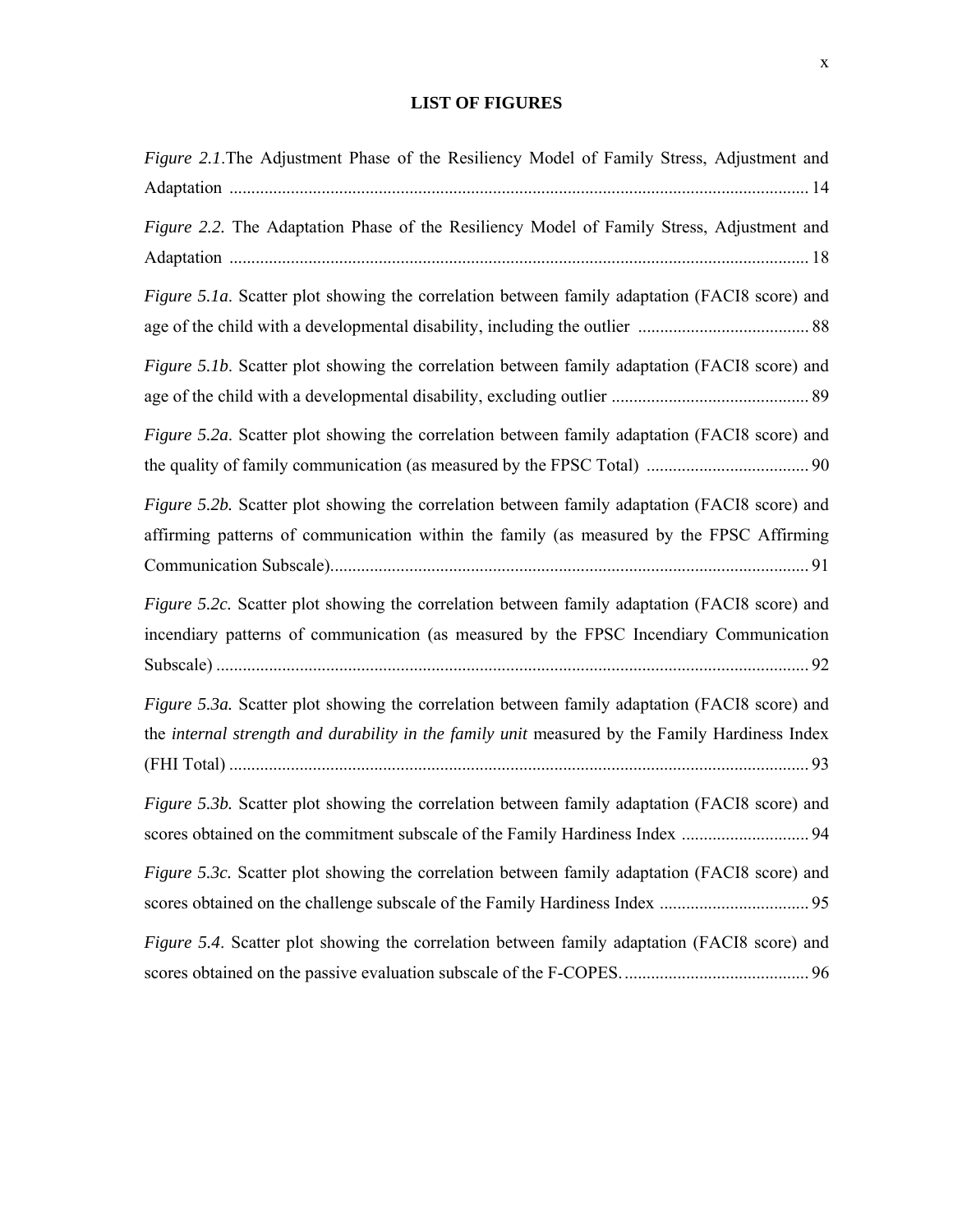# LIST OF FIGURES

*Figure 2.1*.The Adjustment Phase of the Resiliency Model of Family Stress, Adjustment and Adaptation ................................................................................................................................ 14

*Figure 2.2*. The Adaptation Phase of the Resiliency Model of Family Stress, Adjustment and Adaptation ................................................................................................................................ 18

*Figure 5.1a*. Scatter plot showing the correlation between family adaptation (FACI8 score) and age of the child with a developmental disability, including the outlier ....................................... 88

*Figure 5.1b*. Scatter plot showing the correlation between family adaptation (FACI8 score) and age of the child with a developmental disability, excluding outlier ............................................ 89

*Figure 5.2a*. Scatter plot showing the correlation between family adaptation (FACI8 score) and the quality of family communication (as measured by the FPSC Total) ..................................... 90

*Figure 5.2b.* Scatter plot showing the correlation between family adaptation (FACI8 score) and affirming patterns of communication within the family (as measured by the FPSC Affirming Communication Subscale)........................................................................................................... 91

*Figure 5.2c.* Scatter plot showing the correlation between family adaptation (FACI8 score) and incendiary patterns of communication (as measured by the FPSC Incendiary Communication Subscale) ..................................................................................................................................... 92

*Figure 5.3a.* Scatter plot showing the correlation between family adaptation (FACI8 score) and the *internal strength and durability in the family unit* measured by the Family Hardiness Index (FHI Total) .................................................................................................................................. 93

*Figure 5.3b.* Scatter plot showing the correlation between family adaptation (FACI8 score) and scores obtained on the commitment subscale of the Family Hardiness Index ............................. 94

*Figure 5.3c.* Scatter plot showing the correlation between family adaptation (FACI8 score) and scores obtained on the challenge subscale of the Family Hardiness Index .................................. 95

*Figure 5.4*. Scatter plot showing the correlation between family adaptation (FACI8 score) and scores obtained on the passive evaluation subscale of the F-COPES. .......................................... 96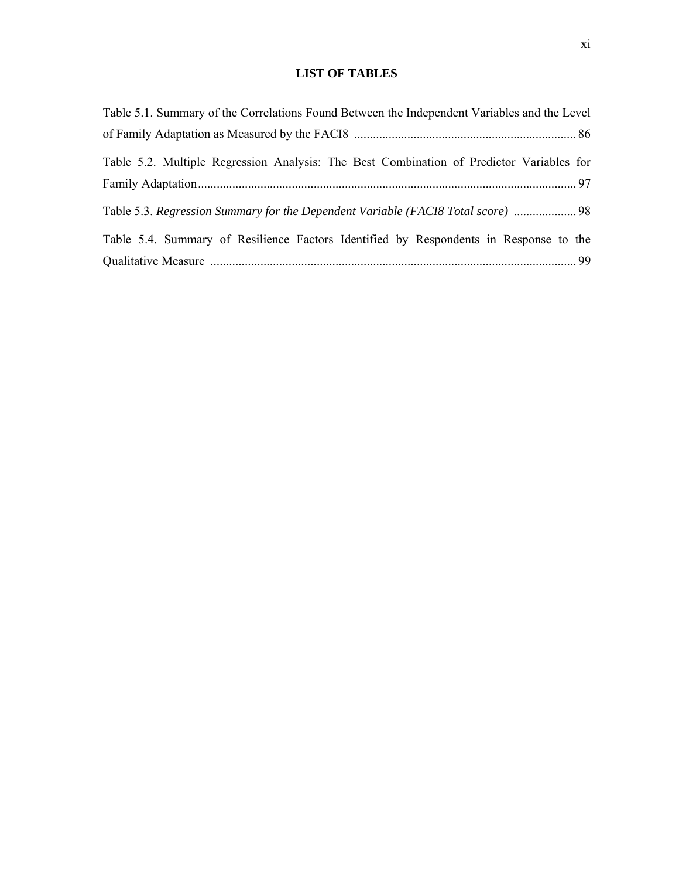# LIST OF TABLES

Table 5.1. Summary of the Correlations Found Between the Independent Variables and the Level of Family Adaptation as Measured by the FACI8 ........................................................................ 86

Table 5.2. Multiple Regression Analysis: The Best Combination of Predictor Variables for Family Adaptation........................................................................................................................ 97

Table 5.3. *Regression Summary for the Dependent Variable (FACI8 Total score)* .................... 98

Table 5.4. Summary of Resilience Factors Identified by Respondents in Response to the Qualitative Measure .................................................................................................................... 99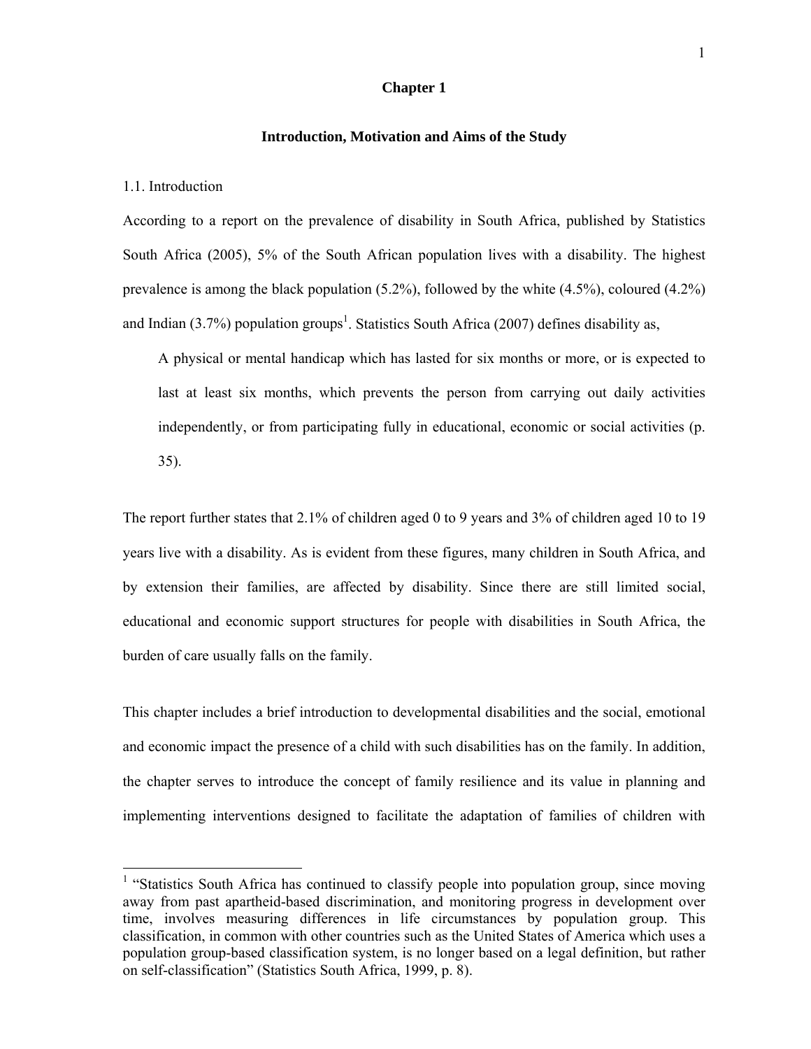# Chapter 1

## Introduction, Motivation and Aims of the Study

1.1. Introduction

According to a report on the prevalence of disability in South Africa, published by Statistics South Africa (2005), 5% of the South African population lives with a disability. The highest prevalence is among the black population (5.2%), followed by the white (4.5%), coloured (4.2%) and Indian (3.7%) population groups[1]. Statistics South Africa (2007) defines disability as,

> A physical or mental handicap which has lasted for six months or more, or is expected to last at least six months, which prevents the person from carrying out daily activities independently, or from participating fully in educational, economic or social activities (p. 35).

The report further states that 2.1% of children aged 0 to 9 years and 3% of children aged 10 to 19 years live with a disability. As is evident from these figures, many children in South Africa, and by extension their families, are affected by disability. Since there are still limited social, educational and economic support structures for people with disabilities in South Africa, the burden of care usually falls on the family.

This chapter includes a brief introduction to developmental disabilities and the social, emotional and economic impact the presence of a child with such disabilities has on the family. In addition, the chapter serves to introduce the concept of family resilience and its value in planning and implementing interventions designed to facilitate the adaptation of families of children with

---

[1] "Statistics South Africa has continued to classify people into population group, since moving away from past apartheid-based discrimination, and monitoring progress in development over time, involves measuring differences in life circumstances by population group. This classification, in common with other countries such as the United States of America which uses a population group-based classification system, is no longer based on a legal definition, but rather on self-classification" (Statistics South Africa, 1999, p. 8).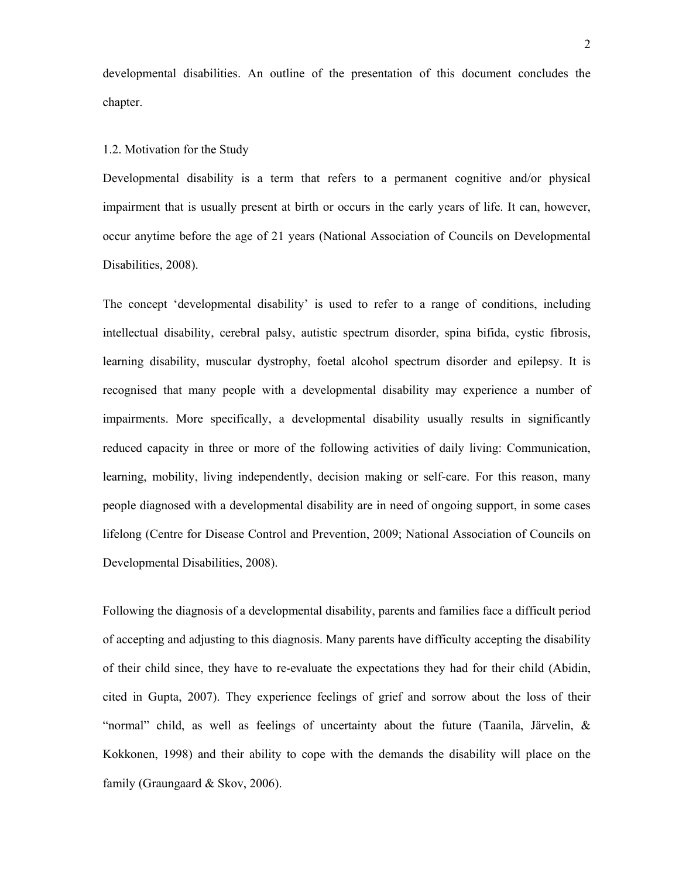developmental disabilities. An outline of the presentation of this document concludes the chapter.

## 1.2. Motivation for the Study

Developmental disability is a term that refers to a permanent cognitive and/or physical impairment that is usually present at birth or occurs in the early years of life. It can, however, occur anytime before the age of 21 years (National Association of Councils on Developmental Disabilities, 2008).

The concept 'developmental disability' is used to refer to a range of conditions, including intellectual disability, cerebral palsy, autistic spectrum disorder, spina bifida, cystic fibrosis, learning disability, muscular dystrophy, foetal alcohol spectrum disorder and epilepsy. It is recognised that many people with a developmental disability may experience a number of impairments. More specifically, a developmental disability usually results in significantly reduced capacity in three or more of the following activities of daily living: Communication, learning, mobility, living independently, decision making or self-care. For this reason, many people diagnosed with a developmental disability are in need of ongoing support, in some cases lifelong (Centre for Disease Control and Prevention, 2009; National Association of Councils on Developmental Disabilities, 2008).

Following the diagnosis of a developmental disability, parents and families face a difficult period of accepting and adjusting to this diagnosis. Many parents have difficulty accepting the disability of their child since, they have to re-evaluate the expectations they had for their child (Abidin, cited in Gupta, 2007). They experience feelings of grief and sorrow about the loss of their "normal" child, as well as feelings of uncertainty about the future (Taanila, Järvelin, & Kokkonen, 1998) and their ability to cope with the demands the disability will place on the family (Graungaard & Skov, 2006).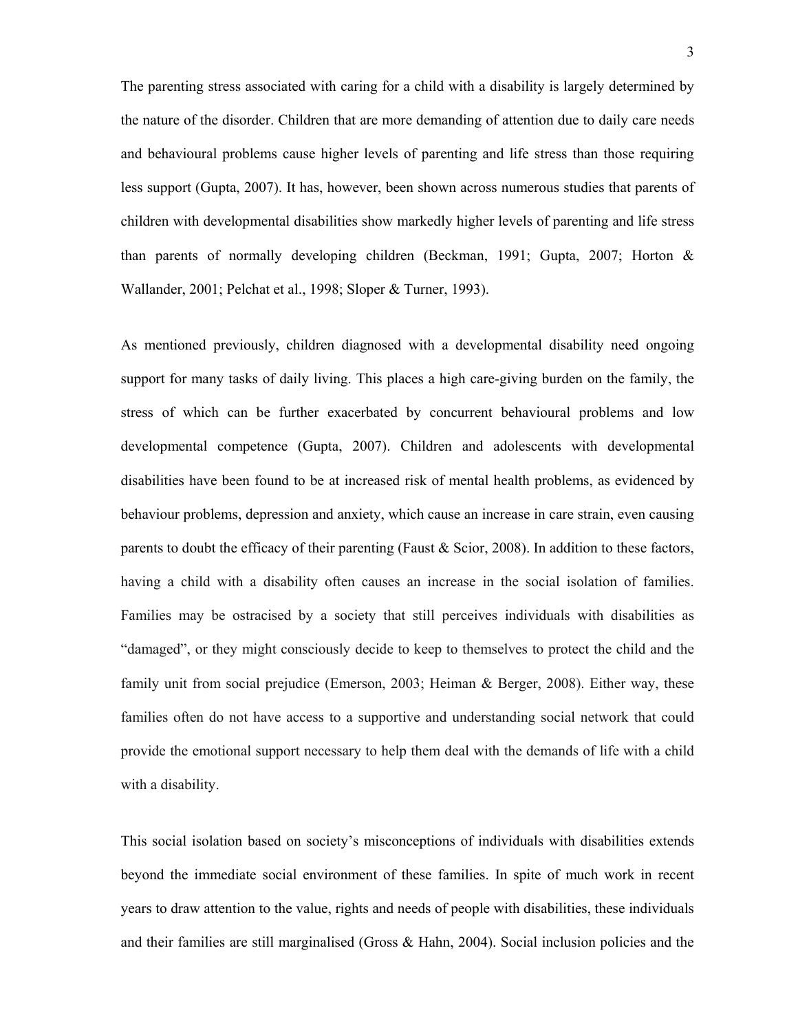The parenting stress associated with caring for a child with a disability is largely determined by the nature of the disorder. Children that are more demanding of attention due to daily care needs and behavioural problems cause higher levels of parenting and life stress than those requiring less support (Gupta, 2007). It has, however, been shown across numerous studies that parents of children with developmental disabilities show markedly higher levels of parenting and life stress than parents of normally developing children (Beckman, 1991; Gupta, 2007; Horton & Wallander, 2001; Pelchat et al., 1998; Sloper & Turner, 1993).

As mentioned previously, children diagnosed with a developmental disability need ongoing support for many tasks of daily living. This places a high care-giving burden on the family, the stress of which can be further exacerbated by concurrent behavioural problems and low developmental competence (Gupta, 2007). Children and adolescents with developmental disabilities have been found to be at increased risk of mental health problems, as evidenced by behaviour problems, depression and anxiety, which cause an increase in care strain, even causing parents to doubt the efficacy of their parenting (Faust & Scior, 2008). In addition to these factors, having a child with a disability often causes an increase in the social isolation of families. Families may be ostracised by a society that still perceives individuals with disabilities as "damaged", or they might consciously decide to keep to themselves to protect the child and the family unit from social prejudice (Emerson, 2003; Heiman & Berger, 2008). Either way, these families often do not have access to a supportive and understanding social network that could provide the emotional support necessary to help them deal with the demands of life with a child with a disability.

This social isolation based on society's misconceptions of individuals with disabilities extends beyond the immediate social environment of these families. In spite of much work in recent years to draw attention to the value, rights and needs of people with disabilities, these individuals and their families are still marginalised (Gross & Hahn, 2004). Social inclusion policies and the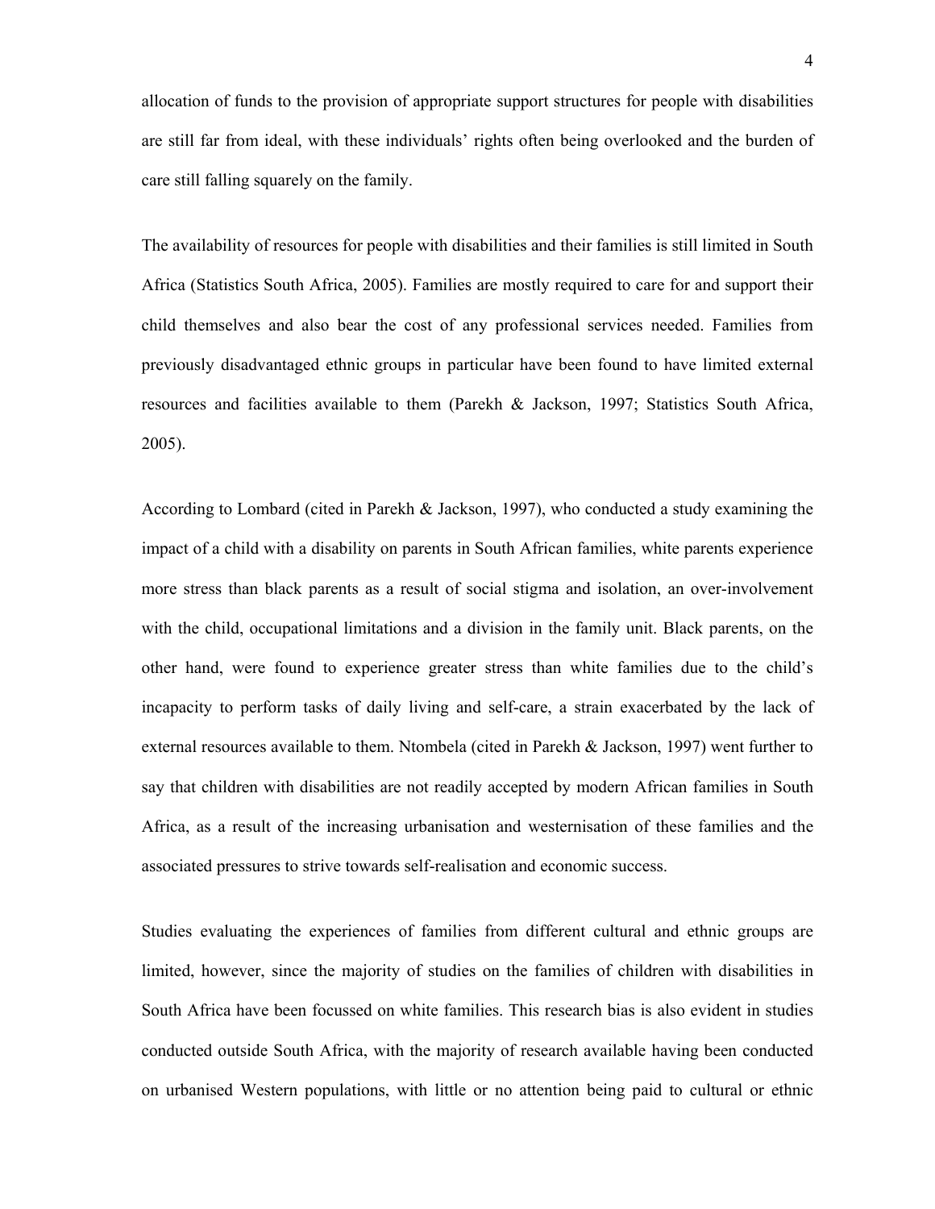allocation of funds to the provision of appropriate support structures for people with disabilities are still far from ideal, with these individuals' rights often being overlooked and the burden of care still falling squarely on the family.

The availability of resources for people with disabilities and their families is still limited in South Africa (Statistics South Africa, 2005). Families are mostly required to care for and support their child themselves and also bear the cost of any professional services needed. Families from previously disadvantaged ethnic groups in particular have been found to have limited external resources and facilities available to them (Parekh & Jackson, 1997; Statistics South Africa, 2005).

According to Lombard (cited in Parekh & Jackson, 1997), who conducted a study examining the impact of a child with a disability on parents in South African families, white parents experience more stress than black parents as a result of social stigma and isolation, an over-involvement with the child, occupational limitations and a division in the family unit. Black parents, on the other hand, were found to experience greater stress than white families due to the child's incapacity to perform tasks of daily living and self-care, a strain exacerbated by the lack of external resources available to them. Ntombela (cited in Parekh & Jackson, 1997) went further to say that children with disabilities are not readily accepted by modern African families in South Africa, as a result of the increasing urbanisation and westernisation of these families and the associated pressures to strive towards self-realisation and economic success.

Studies evaluating the experiences of families from different cultural and ethnic groups are limited, however, since the majority of studies on the families of children with disabilities in South Africa have been focussed on white families. This research bias is also evident in studies conducted outside South Africa, with the majority of research available having been conducted on urbanised Western populations, with little or no attention being paid to cultural or ethnic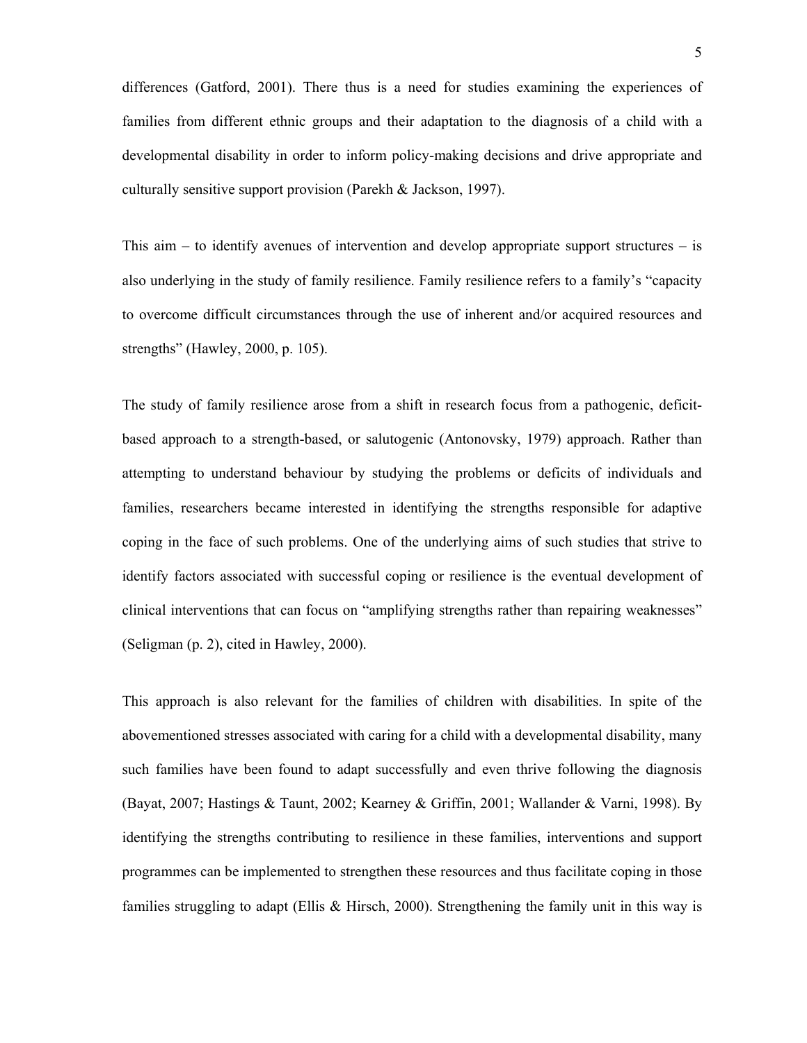differences (Gatford, 2001). There thus is a need for studies examining the experiences of families from different ethnic groups and their adaptation to the diagnosis of a child with a developmental disability in order to inform policy-making decisions and drive appropriate and culturally sensitive support provision (Parekh & Jackson, 1997).

This aim – to identify avenues of intervention and develop appropriate support structures – is also underlying in the study of family resilience. Family resilience refers to a family's "capacity to overcome difficult circumstances through the use of inherent and/or acquired resources and strengths" (Hawley, 2000, p. 105).

The study of family resilience arose from a shift in research focus from a pathogenic, deficit-based approach to a strength-based, or salutogenic (Antonovsky, 1979) approach. Rather than attempting to understand behaviour by studying the problems or deficits of individuals and families, researchers became interested in identifying the strengths responsible for adaptive coping in the face of such problems. One of the underlying aims of such studies that strive to identify factors associated with successful coping or resilience is the eventual development of clinical interventions that can focus on "amplifying strengths rather than repairing weaknesses" (Seligman (p. 2), cited in Hawley, 2000).

This approach is also relevant for the families of children with disabilities. In spite of the abovementioned stresses associated with caring for a child with a developmental disability, many such families have been found to adapt successfully and even thrive following the diagnosis (Bayat, 2007; Hastings & Taunt, 2002; Kearney & Griffin, 2001; Wallander & Varni, 1998). By identifying the strengths contributing to resilience in these families, interventions and support programmes can be implemented to strengthen these resources and thus facilitate coping in those families struggling to adapt (Ellis & Hirsch, 2000). Strengthening the family unit in this way is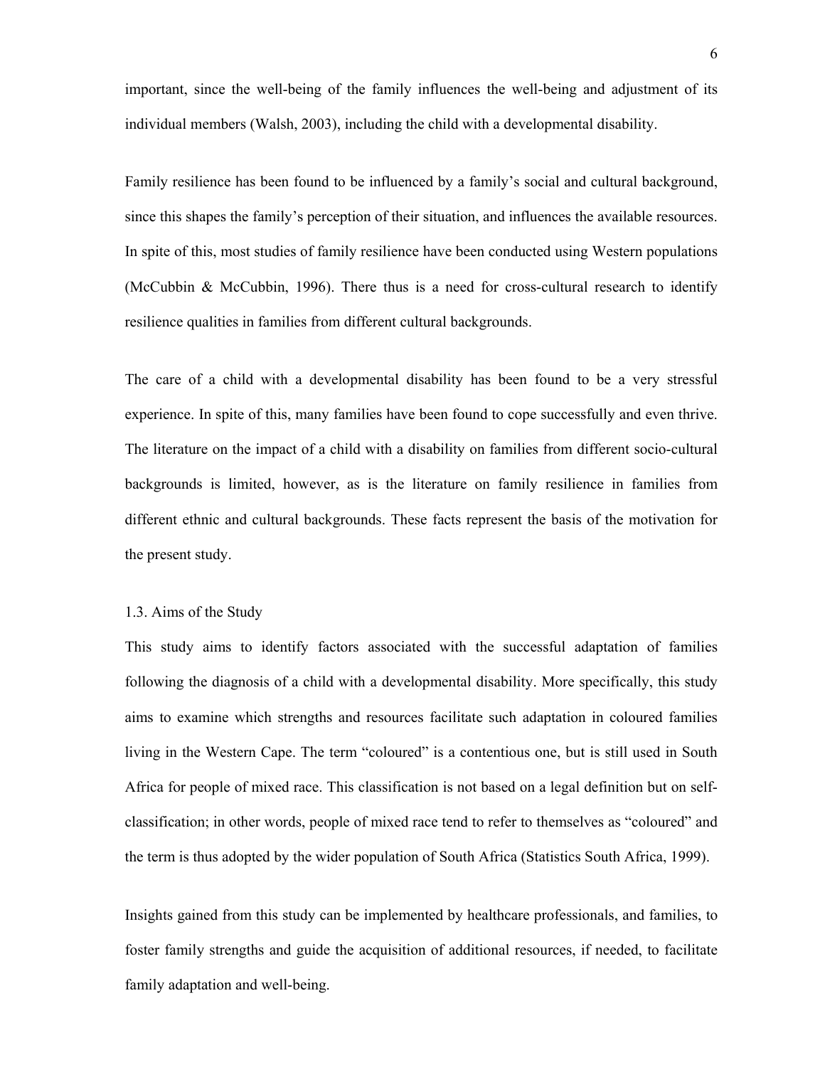important, since the well-being of the family influences the well-being and adjustment of its individual members (Walsh, 2003), including the child with a developmental disability.

Family resilience has been found to be influenced by a family's social and cultural background, since this shapes the family's perception of their situation, and influences the available resources. In spite of this, most studies of family resilience have been conducted using Western populations (McCubbin & McCubbin, 1996). There thus is a need for cross-cultural research to identify resilience qualities in families from different cultural backgrounds.

The care of a child with a developmental disability has been found to be a very stressful experience. In spite of this, many families have been found to cope successfully and even thrive. The literature on the impact of a child with a disability on families from different socio-cultural backgrounds is limited, however, as is the literature on family resilience in families from different ethnic and cultural backgrounds. These facts represent the basis of the motivation for the present study.

## 1.3. Aims of the Study

This study aims to identify factors associated with the successful adaptation of families following the diagnosis of a child with a developmental disability. More specifically, this study aims to examine which strengths and resources facilitate such adaptation in coloured families living in the Western Cape. The term "coloured" is a contentious one, but is still used in South Africa for people of mixed race. This classification is not based on a legal definition but on self-classification; in other words, people of mixed race tend to refer to themselves as "coloured" and the term is thus adopted by the wider population of South Africa (Statistics South Africa, 1999).

Insights gained from this study can be implemented by healthcare professionals, and families, to foster family strengths and guide the acquisition of additional resources, if needed, to facilitate family adaptation and well-being.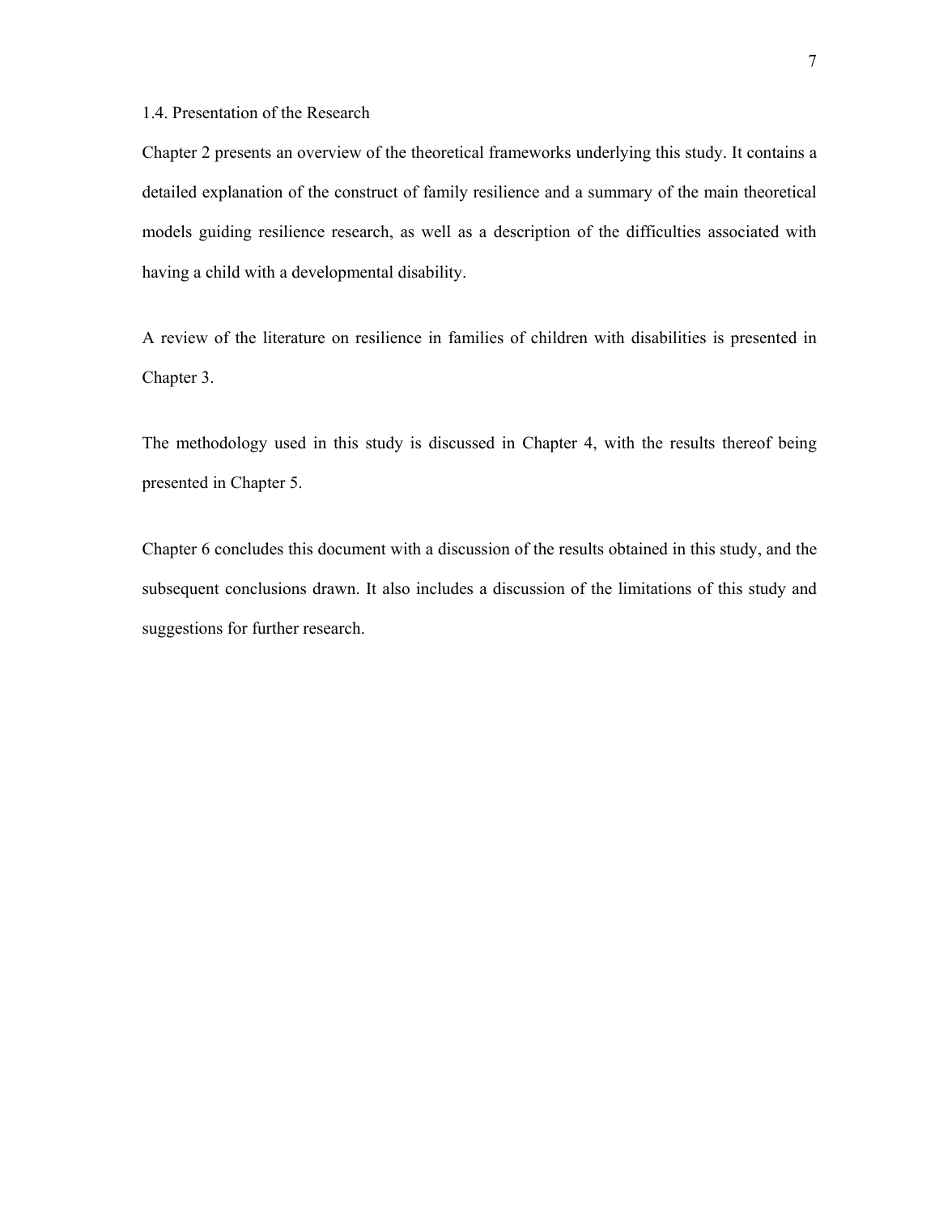### 1.4. Presentation of the Research

Chapter 2 presents an overview of the theoretical frameworks underlying this study. It contains a detailed explanation of the construct of family resilience and a summary of the main theoretical models guiding resilience research, as well as a description of the difficulties associated with having a child with a developmental disability.

A review of the literature on resilience in families of children with disabilities is presented in Chapter 3.

The methodology used in this study is discussed in Chapter 4, with the results thereof being presented in Chapter 5.

Chapter 6 concludes this document with a discussion of the results obtained in this study, and the subsequent conclusions drawn. It also includes a discussion of the limitations of this study and suggestions for further research.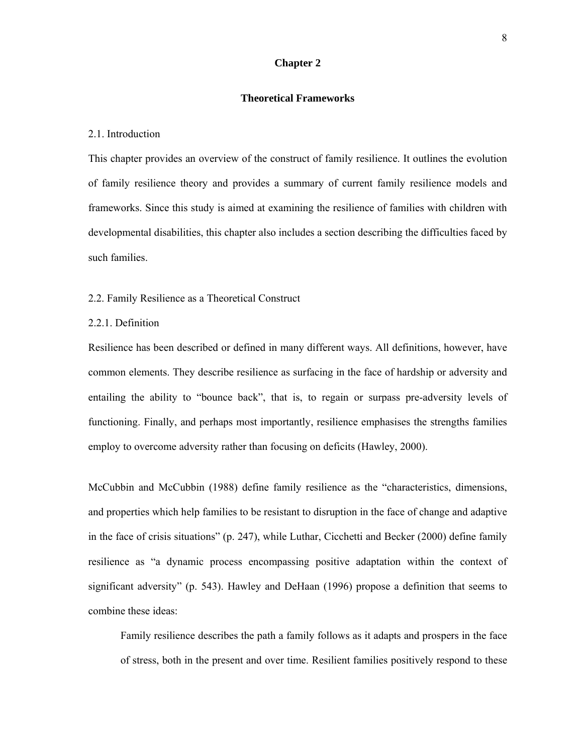# Chapter 2

## Theoretical Frameworks

2.1. Introduction

This chapter provides an overview of the construct of family resilience. It outlines the evolution of family resilience theory and provides a summary of current family resilience models and frameworks. Since this study is aimed at examining the resilience of families with children with developmental disabilities, this chapter also includes a section describing the difficulties faced by such families.

2.2. Family Resilience as a Theoretical Construct

2.2.1. Definition

Resilience has been described or defined in many different ways. All definitions, however, have common elements. They describe resilience as surfacing in the face of hardship or adversity and entailing the ability to "bounce back", that is, to regain or surpass pre-adversity levels of functioning. Finally, and perhaps most importantly, resilience emphasises the strengths families employ to overcome adversity rather than focusing on deficits (Hawley, 2000).

McCubbin and McCubbin (1988) define family resilience as the "characteristics, dimensions, and properties which help families to be resistant to disruption in the face of change and adaptive in the face of crisis situations" (p. 247), while Luthar, Cicchetti and Becker (2000) define family resilience as "a dynamic process encompassing positive adaptation within the context of significant adversity" (p. 543). Hawley and DeHaan (1996) propose a definition that seems to combine these ideas:

> Family resilience describes the path a family follows as it adapts and prospers in the face of stress, both in the present and over time. Resilient families positively respond to these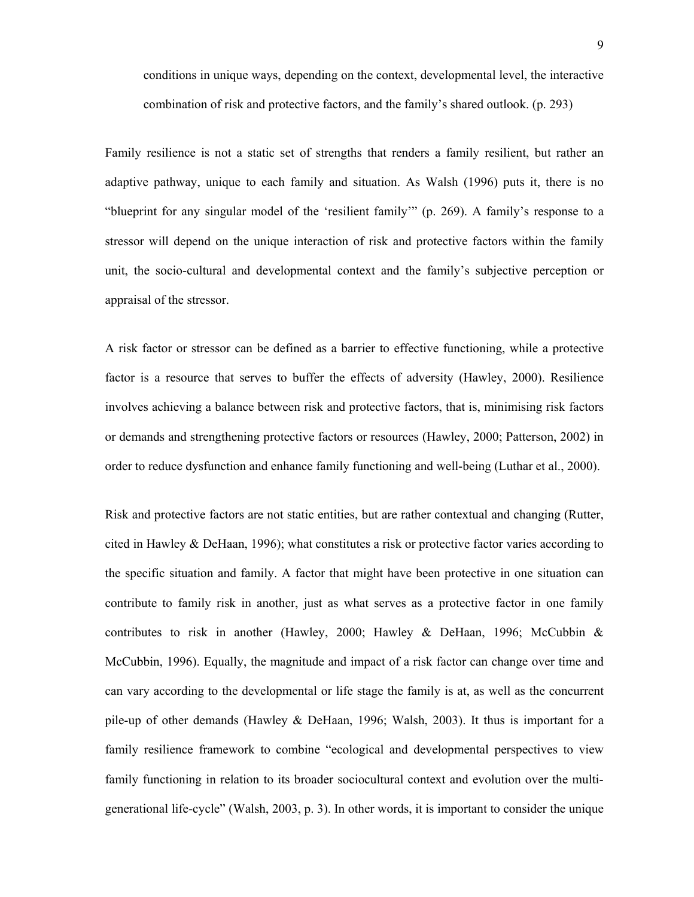> conditions in unique ways, depending on the context, developmental level, the interactive combination of risk and protective factors, and the family's shared outlook. (p. 293)

Family resilience is not a static set of strengths that renders a family resilient, but rather an adaptive pathway, unique to each family and situation. As Walsh (1996) puts it, there is no "blueprint for any singular model of the 'resilient family'" (p. 269). A family's response to a stressor will depend on the unique interaction of risk and protective factors within the family unit, the socio-cultural and developmental context and the family's subjective perception or appraisal of the stressor.

A risk factor or stressor can be defined as a barrier to effective functioning, while a protective factor is a resource that serves to buffer the effects of adversity (Hawley, 2000). Resilience involves achieving a balance between risk and protective factors, that is, minimising risk factors or demands and strengthening protective factors or resources (Hawley, 2000; Patterson, 2002) in order to reduce dysfunction and enhance family functioning and well-being (Luthar et al., 2000).

Risk and protective factors are not static entities, but are rather contextual and changing (Rutter, cited in Hawley & DeHaan, 1996); what constitutes a risk or protective factor varies according to the specific situation and family. A factor that might have been protective in one situation can contribute to family risk in another, just as what serves as a protective factor in one family contributes to risk in another (Hawley, 2000; Hawley & DeHaan, 1996; McCubbin & McCubbin, 1996). Equally, the magnitude and impact of a risk factor can change over time and can vary according to the developmental or life stage the family is at, as well as the concurrent pile-up of other demands (Hawley & DeHaan, 1996; Walsh, 2003). It thus is important for a family resilience framework to combine "ecological and developmental perspectives to view family functioning in relation to its broader sociocultural context and evolution over the multi-generational life-cycle" (Walsh, 2003, p. 3). In other words, it is important to consider the unique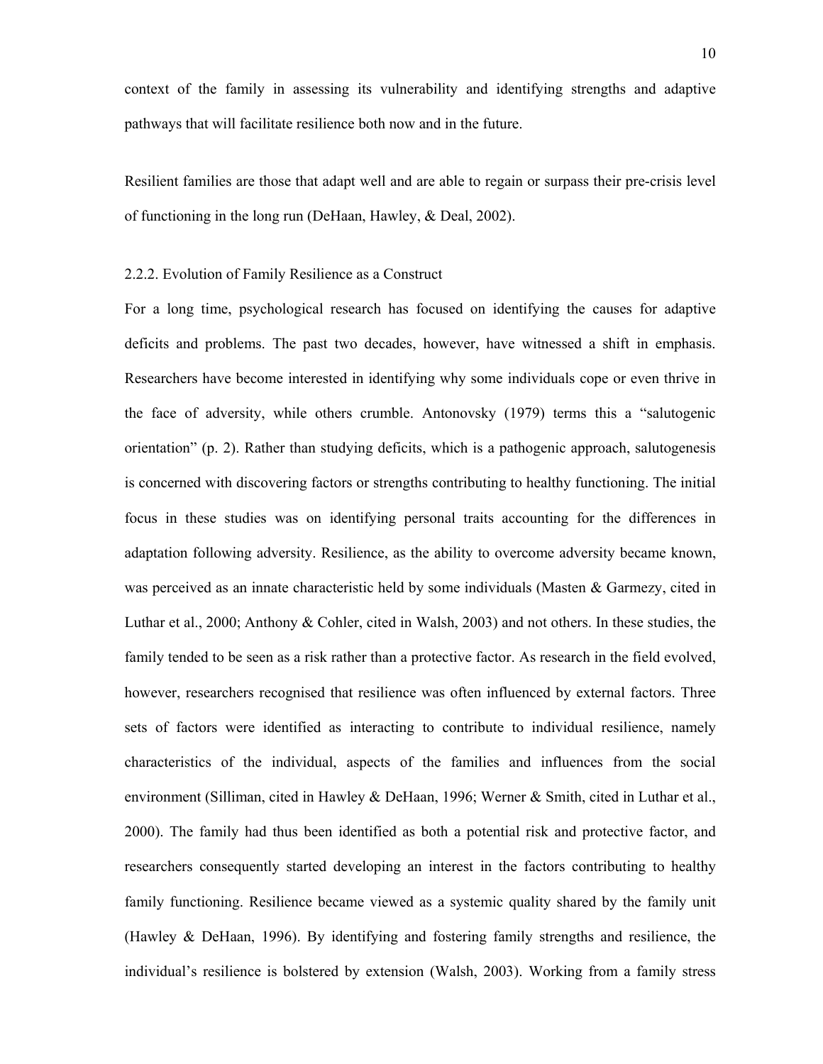context of the family in assessing its vulnerability and identifying strengths and adaptive pathways that will facilitate resilience both now and in the future.

Resilient families are those that adapt well and are able to regain or surpass their pre-crisis level of functioning in the long run (DeHaan, Hawley, & Deal, 2002).

### 2.2.2. Evolution of Family Resilience as a Construct

For a long time, psychological research has focused on identifying the causes for adaptive deficits and problems. The past two decades, however, have witnessed a shift in emphasis. Researchers have become interested in identifying why some individuals cope or even thrive in the face of adversity, while others crumble. Antonovsky (1979) terms this a "salutogenic orientation" (p. 2). Rather than studying deficits, which is a pathogenic approach, salutogenesis is concerned with discovering factors or strengths contributing to healthy functioning. The initial focus in these studies was on identifying personal traits accounting for the differences in adaptation following adversity. Resilience, as the ability to overcome adversity became known, was perceived as an innate characteristic held by some individuals (Masten & Garmezy, cited in Luthar et al., 2000; Anthony & Cohler, cited in Walsh, 2003) and not others. In these studies, the family tended to be seen as a risk rather than a protective factor. As research in the field evolved, however, researchers recognised that resilience was often influenced by external factors. Three sets of factors were identified as interacting to contribute to individual resilience, namely characteristics of the individual, aspects of the families and influences from the social environment (Silliman, cited in Hawley & DeHaan, 1996; Werner & Smith, cited in Luthar et al., 2000). The family had thus been identified as both a potential risk and protective factor, and researchers consequently started developing an interest in the factors contributing to healthy family functioning. Resilience became viewed as a systemic quality shared by the family unit (Hawley & DeHaan, 1996). By identifying and fostering family strengths and resilience, the individual's resilience is bolstered by extension (Walsh, 2003). Working from a family stress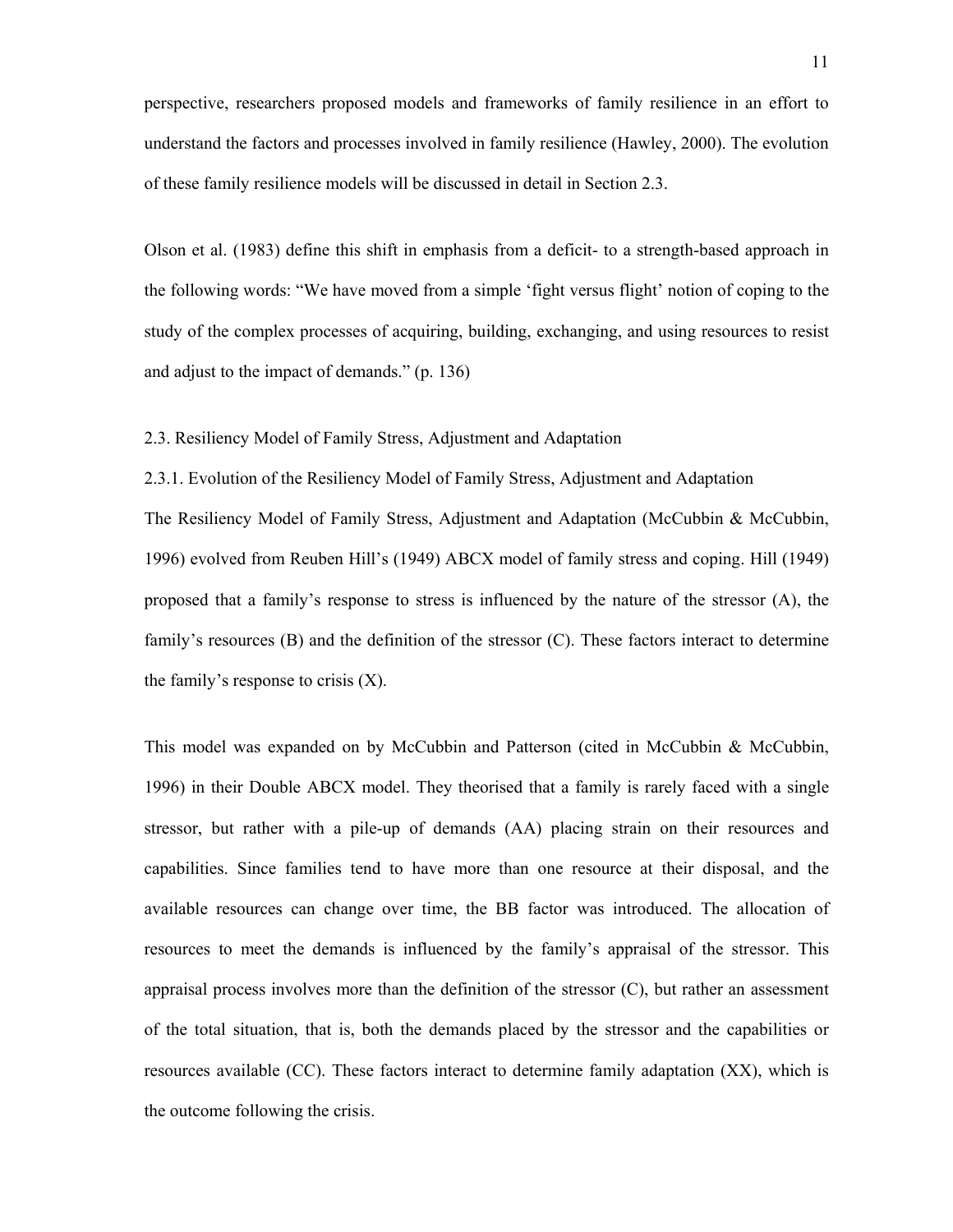perspective, researchers proposed models and frameworks of family resilience in an effort to understand the factors and processes involved in family resilience (Hawley, 2000). The evolution of these family resilience models will be discussed in detail in Section 2.3.

Olson et al. (1983) define this shift in emphasis from a deficit- to a strength-based approach in the following words: "We have moved from a simple 'fight versus flight' notion of coping to the study of the complex processes of acquiring, building, exchanging, and using resources to resist and adjust to the impact of demands." (p. 136)

## 2.3. Resiliency Model of Family Stress, Adjustment and Adaptation

### 2.3.1. Evolution of the Resiliency Model of Family Stress, Adjustment and Adaptation

The Resiliency Model of Family Stress, Adjustment and Adaptation (McCubbin & McCubbin, 1996) evolved from Reuben Hill's (1949) ABCX model of family stress and coping. Hill (1949) proposed that a family's response to stress is influenced by the nature of the stressor (A), the family's resources (B) and the definition of the stressor (C). These factors interact to determine the family's response to crisis (X).

This model was expanded on by McCubbin and Patterson (cited in McCubbin & McCubbin, 1996) in their Double ABCX model. They theorised that a family is rarely faced with a single stressor, but rather with a pile-up of demands (AA) placing strain on their resources and capabilities. Since families tend to have more than one resource at their disposal, and the available resources can change over time, the BB factor was introduced. The allocation of resources to meet the demands is influenced by the family's appraisal of the stressor. This appraisal process involves more than the definition of the stressor (C), but rather an assessment of the total situation, that is, both the demands placed by the stressor and the capabilities or resources available (CC). These factors interact to determine family adaptation (XX), which is the outcome following the crisis.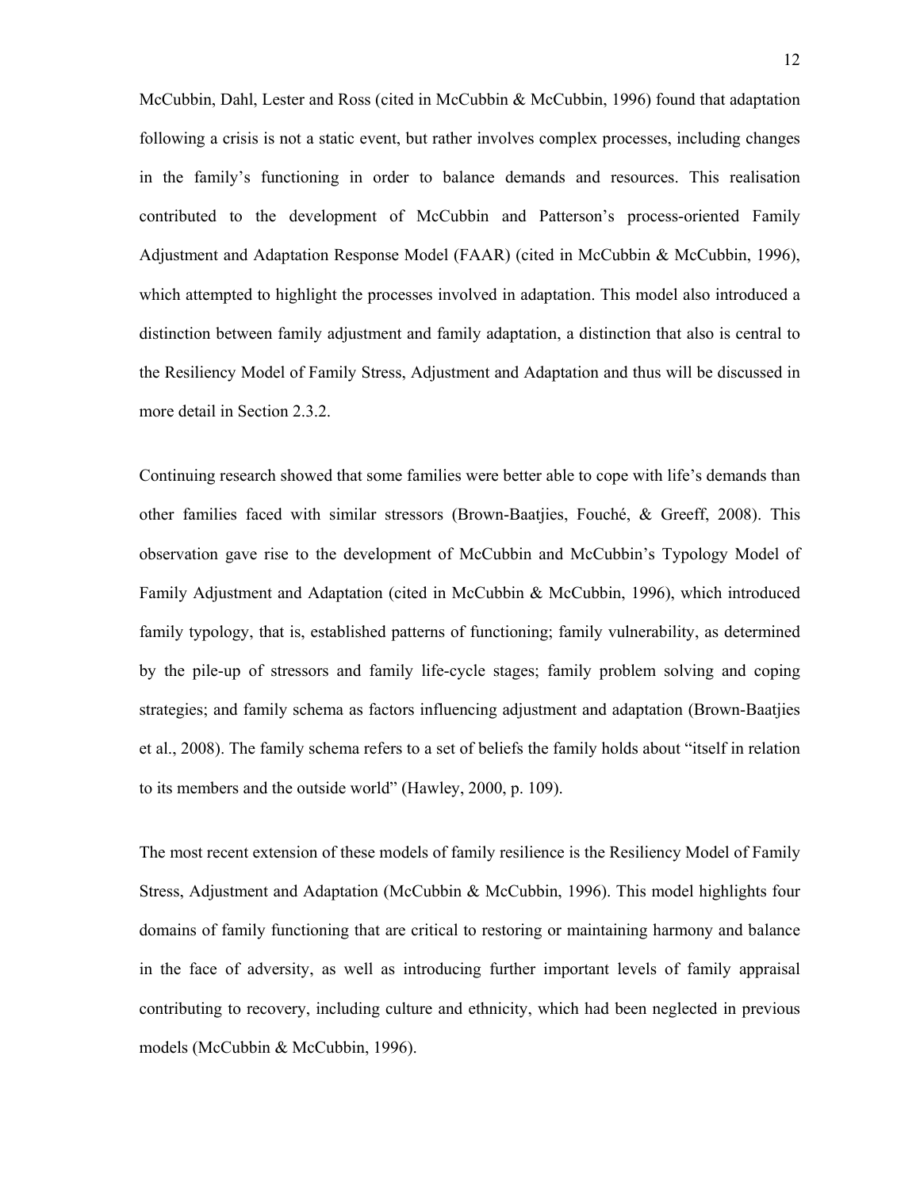McCubbin, Dahl, Lester and Ross (cited in McCubbin & McCubbin, 1996) found that adaptation following a crisis is not a static event, but rather involves complex processes, including changes in the family's functioning in order to balance demands and resources. This realisation contributed to the development of McCubbin and Patterson's process-oriented Family Adjustment and Adaptation Response Model (FAAR) (cited in McCubbin & McCubbin, 1996), which attempted to highlight the processes involved in adaptation. This model also introduced a distinction between family adjustment and family adaptation, a distinction that also is central to the Resiliency Model of Family Stress, Adjustment and Adaptation and thus will be discussed in more detail in Section 2.3.2.

Continuing research showed that some families were better able to cope with life's demands than other families faced with similar stressors (Brown-Baatjies, Fouché, & Greeff, 2008). This observation gave rise to the development of McCubbin and McCubbin's Typology Model of Family Adjustment and Adaptation (cited in McCubbin & McCubbin, 1996), which introduced family typology, that is, established patterns of functioning; family vulnerability, as determined by the pile-up of stressors and family life-cycle stages; family problem solving and coping strategies; and family schema as factors influencing adjustment and adaptation (Brown-Baatjies et al., 2008). The family schema refers to a set of beliefs the family holds about "itself in relation to its members and the outside world" (Hawley, 2000, p. 109).

The most recent extension of these models of family resilience is the Resiliency Model of Family Stress, Adjustment and Adaptation (McCubbin & McCubbin, 1996). This model highlights four domains of family functioning that are critical to restoring or maintaining harmony and balance in the face of adversity, as well as introducing further important levels of family appraisal contributing to recovery, including culture and ethnicity, which had been neglected in previous models (McCubbin & McCubbin, 1996).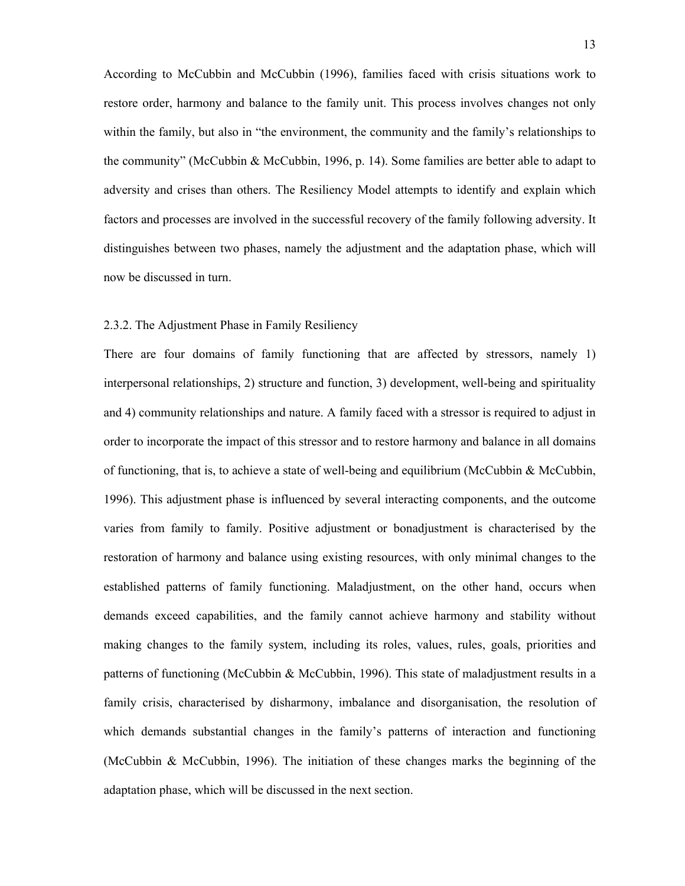According to McCubbin and McCubbin (1996), families faced with crisis situations work to restore order, harmony and balance to the family unit. This process involves changes not only within the family, but also in "the environment, the community and the family's relationships to the community" (McCubbin & McCubbin, 1996, p. 14). Some families are better able to adapt to adversity and crises than others. The Resiliency Model attempts to identify and explain which factors and processes are involved in the successful recovery of the family following adversity. It distinguishes between two phases, namely the adjustment and the adaptation phase, which will now be discussed in turn.

### 2.3.2. The Adjustment Phase in Family Resiliency

There are four domains of family functioning that are affected by stressors, namely 1) interpersonal relationships, 2) structure and function, 3) development, well-being and spirituality and 4) community relationships and nature. A family faced with a stressor is required to adjust in order to incorporate the impact of this stressor and to restore harmony and balance in all domains of functioning, that is, to achieve a state of well-being and equilibrium (McCubbin & McCubbin, 1996). This adjustment phase is influenced by several interacting components, and the outcome varies from family to family. Positive adjustment or bonadjustment is characterised by the restoration of harmony and balance using existing resources, with only minimal changes to the established patterns of family functioning. Maladjustment, on the other hand, occurs when demands exceed capabilities, and the family cannot achieve harmony and stability without making changes to the family system, including its roles, values, rules, goals, priorities and patterns of functioning (McCubbin & McCubbin, 1996). This state of maladjustment results in a family crisis, characterised by disharmony, imbalance and disorganisation, the resolution of which demands substantial changes in the family's patterns of interaction and functioning (McCubbin & McCubbin, 1996). The initiation of these changes marks the beginning of the adaptation phase, which will be discussed in the next section.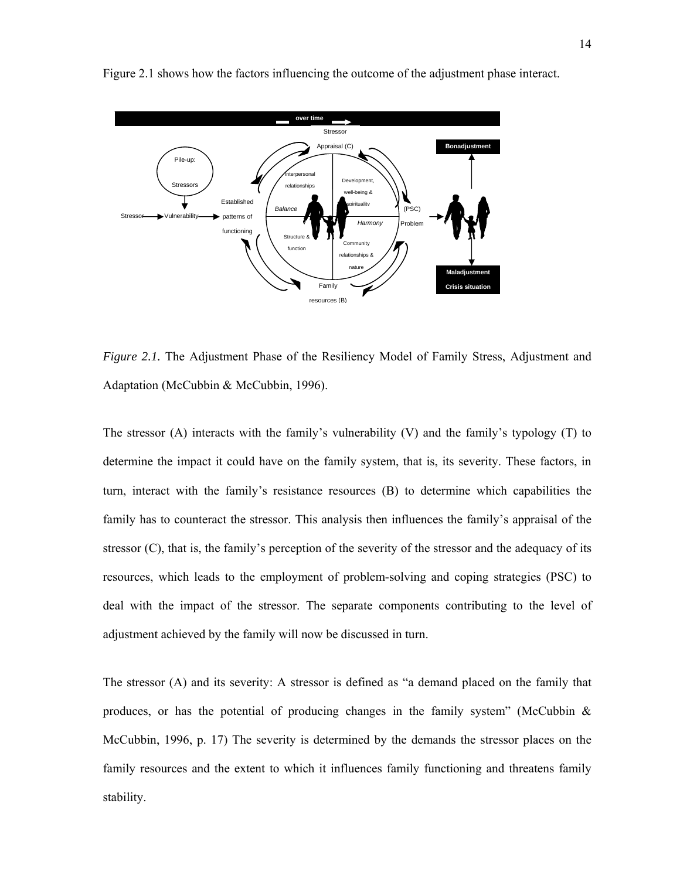Figure 2.1 shows how the factors influencing the outcome of the adjustment phase interact.

*Figure 2.1.* The Adjustment Phase of the Resiliency Model of Family Stress, Adjustment and Adaptation (McCubbin & McCubbin, 1996).

The stressor (A) interacts with the family's vulnerability (V) and the family's typology (T) to determine the impact it could have on the family system, that is, its severity. These factors, in turn, interact with the family's resistance resources (B) to determine which capabilities the family has to counteract the stressor. This analysis then influences the family's appraisal of the stressor (C), that is, the family's perception of the severity of the stressor and the adequacy of its resources, which leads to the employment of problem-solving and coping strategies (PSC) to deal with the impact of the stressor. The separate components contributing to the level of adjustment achieved by the family will now be discussed in turn.

The stressor (A) and its severity: A stressor is defined as "a demand placed on the family that produces, or has the potential of producing changes in the family system" (McCubbin & McCubbin, 1996, p. 17) The severity is determined by the demands the stressor places on the family resources and the extent to which it influences family functioning and threatens family stability.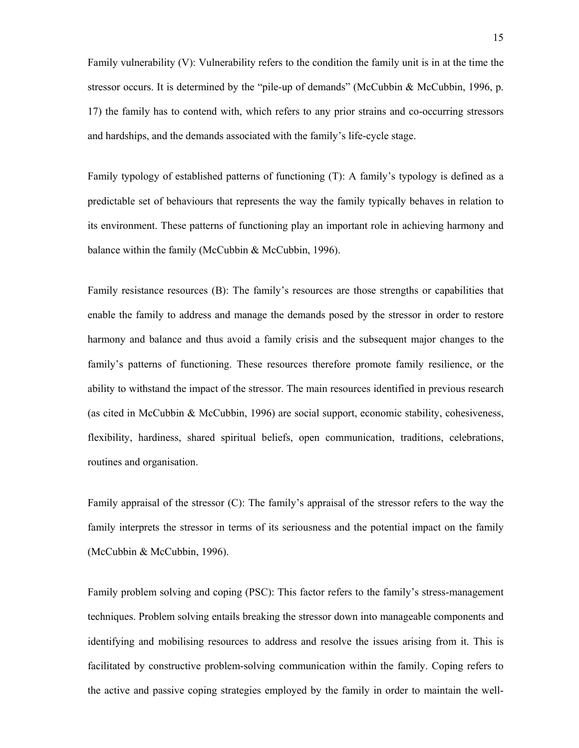Family vulnerability (V): Vulnerability refers to the condition the family unit is in at the time the stressor occurs. It is determined by the "pile-up of demands" (McCubbin & McCubbin, 1996, p. 17) the family has to contend with, which refers to any prior strains and co-occurring stressors and hardships, and the demands associated with the family's life-cycle stage.

Family typology of established patterns of functioning (T): A family's typology is defined as a predictable set of behaviours that represents the way the family typically behaves in relation to its environment. These patterns of functioning play an important role in achieving harmony and balance within the family (McCubbin & McCubbin, 1996).

Family resistance resources (B): The family's resources are those strengths or capabilities that enable the family to address and manage the demands posed by the stressor in order to restore harmony and balance and thus avoid a family crisis and the subsequent major changes to the family's patterns of functioning. These resources therefore promote family resilience, or the ability to withstand the impact of the stressor. The main resources identified in previous research (as cited in McCubbin & McCubbin, 1996) are social support, economic stability, cohesiveness, flexibility, hardiness, shared spiritual beliefs, open communication, traditions, celebrations, routines and organisation.

Family appraisal of the stressor (C): The family's appraisal of the stressor refers to the way the family interprets the stressor in terms of its seriousness and the potential impact on the family (McCubbin & McCubbin, 1996).

Family problem solving and coping (PSC): This factor refers to the family's stress-management techniques. Problem solving entails breaking the stressor down into manageable components and identifying and mobilising resources to address and resolve the issues arising from it. This is facilitated by constructive problem-solving communication within the family. Coping refers to the active and passive coping strategies employed by the family in order to maintain the well-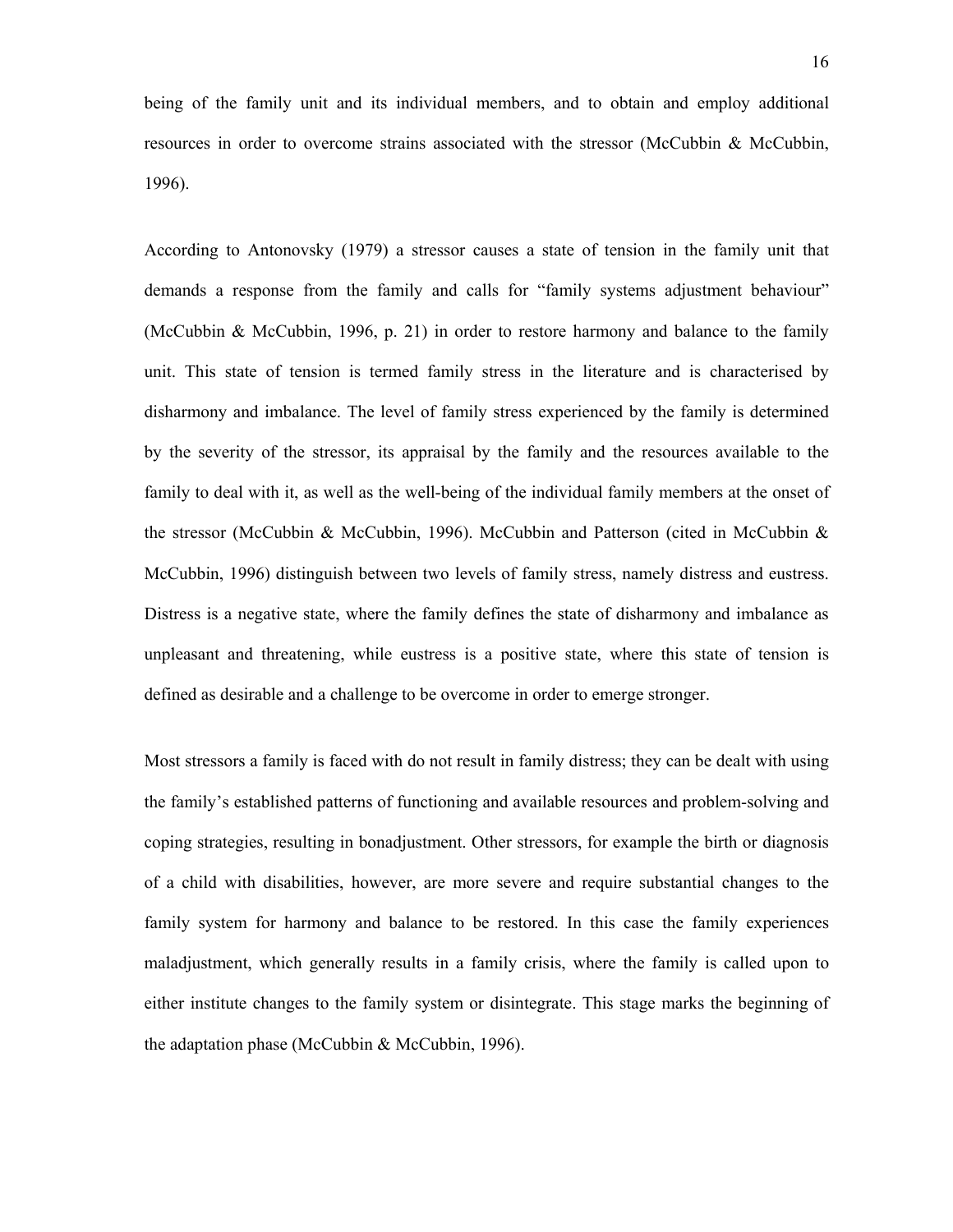being of the family unit and its individual members, and to obtain and employ additional resources in order to overcome strains associated with the stressor (McCubbin & McCubbin, 1996).

According to Antonovsky (1979) a stressor causes a state of tension in the family unit that demands a response from the family and calls for "family systems adjustment behaviour" (McCubbin & McCubbin, 1996, p. 21) in order to restore harmony and balance to the family unit. This state of tension is termed family stress in the literature and is characterised by disharmony and imbalance. The level of family stress experienced by the family is determined by the severity of the stressor, its appraisal by the family and the resources available to the family to deal with it, as well as the well-being of the individual family members at the onset of the stressor (McCubbin & McCubbin, 1996). McCubbin and Patterson (cited in McCubbin & McCubbin, 1996) distinguish between two levels of family stress, namely distress and eustress. Distress is a negative state, where the family defines the state of disharmony and imbalance as unpleasant and threatening, while eustress is a positive state, where this state of tension is defined as desirable and a challenge to be overcome in order to emerge stronger.

Most stressors a family is faced with do not result in family distress; they can be dealt with using the family's established patterns of functioning and available resources and problem-solving and coping strategies, resulting in bonadjustment. Other stressors, for example the birth or diagnosis of a child with disabilities, however, are more severe and require substantial changes to the family system for harmony and balance to be restored. In this case the family experiences maladjustment, which generally results in a family crisis, where the family is called upon to either institute changes to the family system or disintegrate. This stage marks the beginning of the adaptation phase (McCubbin & McCubbin, 1996).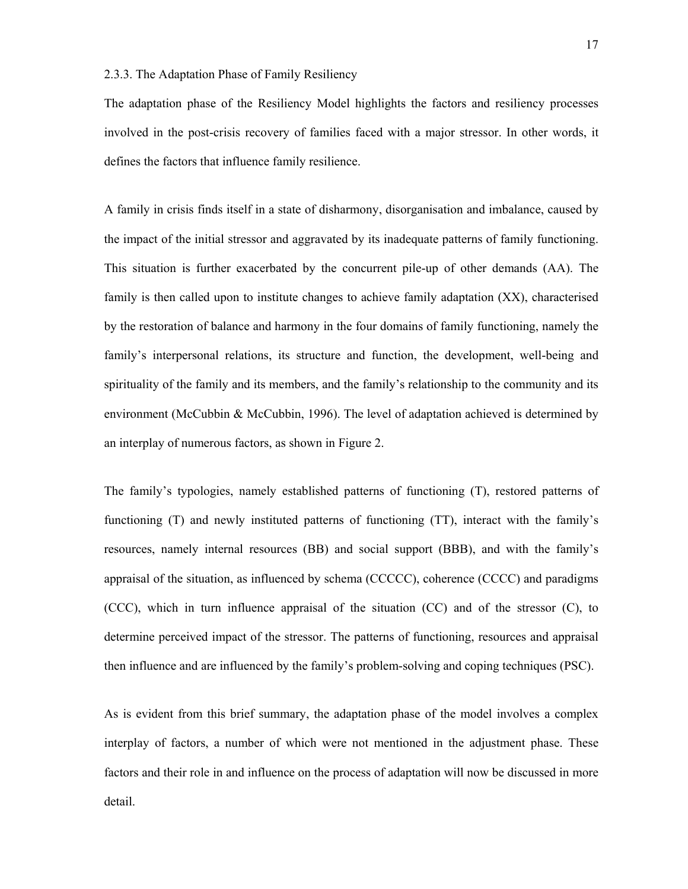### 2.3.3. The Adaptation Phase of Family Resiliency

The adaptation phase of the Resiliency Model highlights the factors and resiliency processes involved in the post-crisis recovery of families faced with a major stressor. In other words, it defines the factors that influence family resilience.

A family in crisis finds itself in a state of disharmony, disorganisation and imbalance, caused by the impact of the initial stressor and aggravated by its inadequate patterns of family functioning. This situation is further exacerbated by the concurrent pile-up of other demands (AA). The family is then called upon to institute changes to achieve family adaptation (XX), characterised by the restoration of balance and harmony in the four domains of family functioning, namely the family's interpersonal relations, its structure and function, the development, well-being and spirituality of the family and its members, and the family's relationship to the community and its environment (McCubbin & McCubbin, 1996). The level of adaptation achieved is determined by an interplay of numerous factors, as shown in Figure 2.

The family's typologies, namely established patterns of functioning (T), restored patterns of functioning (T) and newly instituted patterns of functioning (TT), interact with the family's resources, namely internal resources (BB) and social support (BBB), and with the family's appraisal of the situation, as influenced by schema (CCCCC), coherence (CCCC) and paradigms (CCC), which in turn influence appraisal of the situation (CC) and of the stressor (C), to determine perceived impact of the stressor. The patterns of functioning, resources and appraisal then influence and are influenced by the family's problem-solving and coping techniques (PSC).

As is evident from this brief summary, the adaptation phase of the model involves a complex interplay of factors, a number of which were not mentioned in the adjustment phase. These factors and their role in and influence on the process of adaptation will now be discussed in more detail.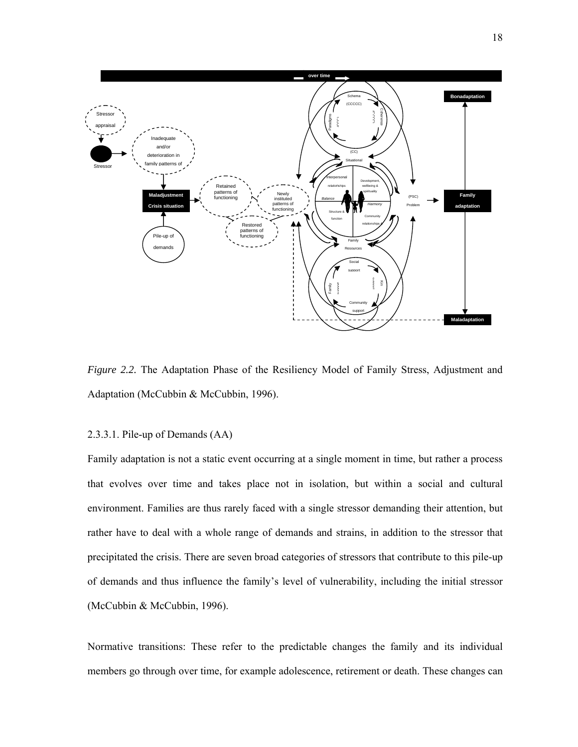*Figure 2.2.* The Adaptation Phase of the Resiliency Model of Family Stress, Adjustment and Adaptation (McCubbin & McCubbin, 1996).

### 2.3.3.1. Pile-up of Demands (AA)

Family adaptation is not a static event occurring at a single moment in time, but rather a process that evolves over time and takes place not in isolation, but within a social and cultural environment. Families are thus rarely faced with a single stressor demanding their attention, but rather have to deal with a whole range of demands and strains, in addition to the stressor that precipitated the crisis. There are seven broad categories of stressors that contribute to this pile-up of demands and thus influence the family's level of vulnerability, including the initial stressor (McCubbin & McCubbin, 1996).

Normative transitions: These refer to the predictable changes the family and its individual members go through over time, for example adolescence, retirement or death. These changes can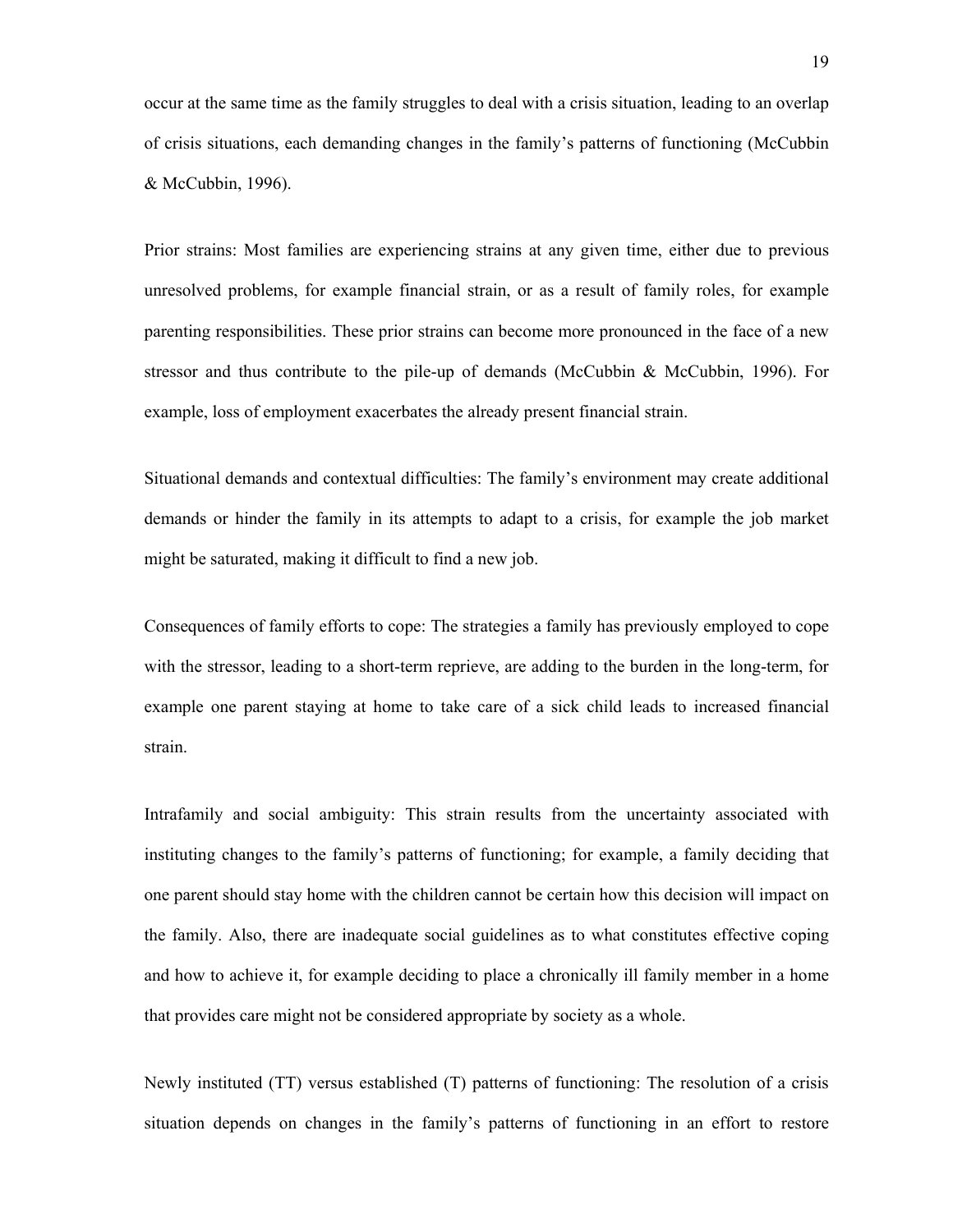occur at the same time as the family struggles to deal with a crisis situation, leading to an overlap of crisis situations, each demanding changes in the family's patterns of functioning (McCubbin & McCubbin, 1996).

Prior strains: Most families are experiencing strains at any given time, either due to previous unresolved problems, for example financial strain, or as a result of family roles, for example parenting responsibilities. These prior strains can become more pronounced in the face of a new stressor and thus contribute to the pile-up of demands (McCubbin & McCubbin, 1996). For example, loss of employment exacerbates the already present financial strain.

Situational demands and contextual difficulties: The family's environment may create additional demands or hinder the family in its attempts to adapt to a crisis, for example the job market might be saturated, making it difficult to find a new job.

Consequences of family efforts to cope: The strategies a family has previously employed to cope with the stressor, leading to a short-term reprieve, are adding to the burden in the long-term, for example one parent staying at home to take care of a sick child leads to increased financial strain.

Intrafamily and social ambiguity: This strain results from the uncertainty associated with instituting changes to the family's patterns of functioning; for example, a family deciding that one parent should stay home with the children cannot be certain how this decision will impact on the family. Also, there are inadequate social guidelines as to what constitutes effective coping and how to achieve it, for example deciding to place a chronically ill family member in a home that provides care might not be considered appropriate by society as a whole.

Newly instituted (TT) versus established (T) patterns of functioning: The resolution of a crisis situation depends on changes in the family's patterns of functioning in an effort to restore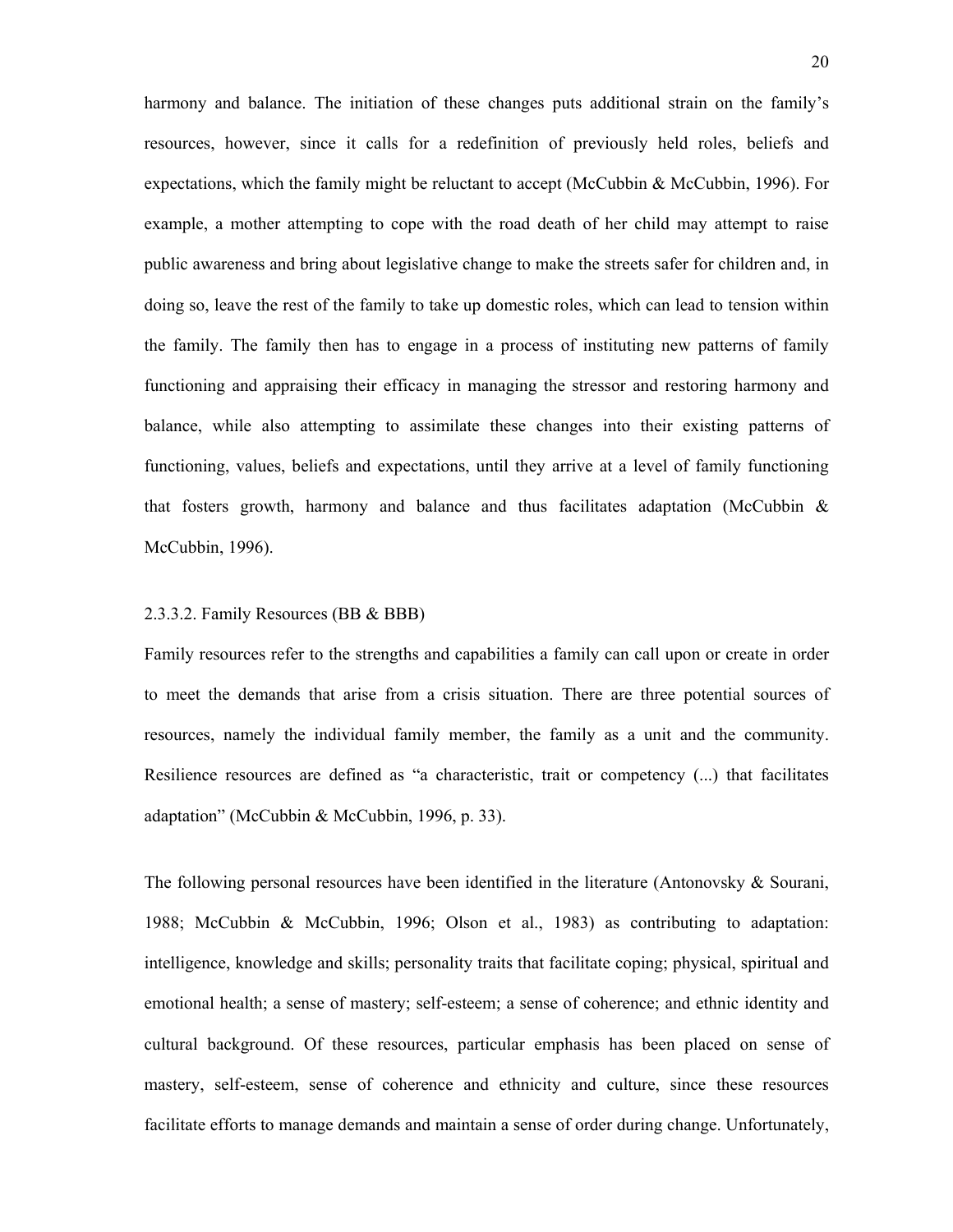harmony and balance. The initiation of these changes puts additional strain on the family's resources, however, since it calls for a redefinition of previously held roles, beliefs and expectations, which the family might be reluctant to accept (McCubbin & McCubbin, 1996). For example, a mother attempting to cope with the road death of her child may attempt to raise public awareness and bring about legislative change to make the streets safer for children and, in doing so, leave the rest of the family to take up domestic roles, which can lead to tension within the family. The family then has to engage in a process of instituting new patterns of family functioning and appraising their efficacy in managing the stressor and restoring harmony and balance, while also attempting to assimilate these changes into their existing patterns of functioning, values, beliefs and expectations, until they arrive at a level of family functioning that fosters growth, harmony and balance and thus facilitates adaptation (McCubbin & McCubbin, 1996).

#### 2.3.3.2. Family Resources (BB & BBB)

Family resources refer to the strengths and capabilities a family can call upon or create in order to meet the demands that arise from a crisis situation. There are three potential sources of resources, namely the individual family member, the family as a unit and the community. Resilience resources are defined as "a characteristic, trait or competency (...) that facilitates adaptation" (McCubbin & McCubbin, 1996, p. 33).

The following personal resources have been identified in the literature (Antonovsky & Sourani, 1988; McCubbin & McCubbin, 1996; Olson et al., 1983) as contributing to adaptation: intelligence, knowledge and skills; personality traits that facilitate coping; physical, spiritual and emotional health; a sense of mastery; self-esteem; a sense of coherence; and ethnic identity and cultural background. Of these resources, particular emphasis has been placed on sense of mastery, self-esteem, sense of coherence and ethnicity and culture, since these resources facilitate efforts to manage demands and maintain a sense of order during change. Unfortunately,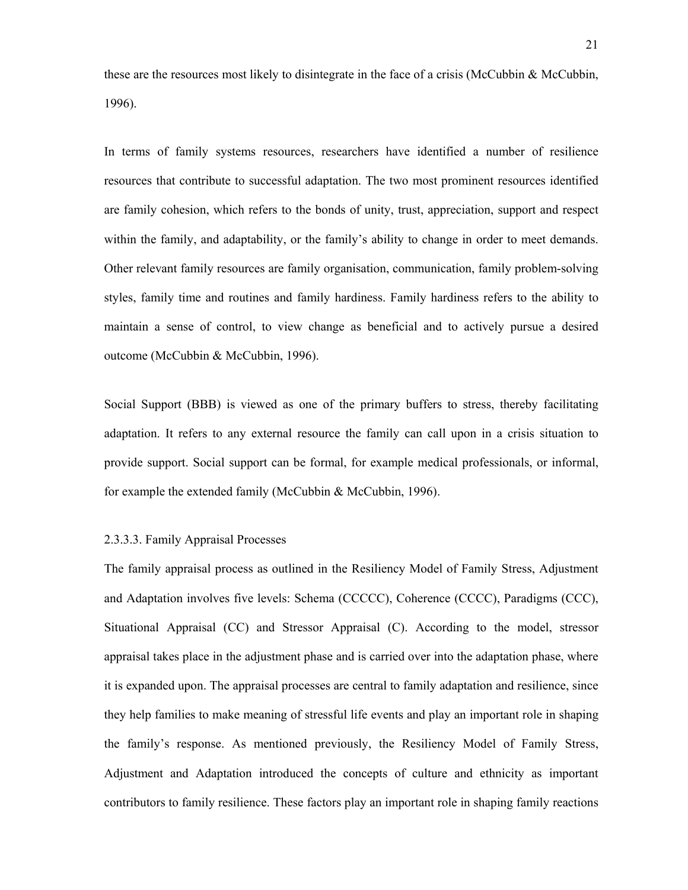these are the resources most likely to disintegrate in the face of a crisis (McCubbin & McCubbin, 1996).

In terms of family systems resources, researchers have identified a number of resilience resources that contribute to successful adaptation. The two most prominent resources identified are family cohesion, which refers to the bonds of unity, trust, appreciation, support and respect within the family, and adaptability, or the family's ability to change in order to meet demands. Other relevant family resources are family organisation, communication, family problem-solving styles, family time and routines and family hardiness. Family hardiness refers to the ability to maintain a sense of control, to view change as beneficial and to actively pursue a desired outcome (McCubbin & McCubbin, 1996).

Social Support (BBB) is viewed as one of the primary buffers to stress, thereby facilitating adaptation. It refers to any external resource the family can call upon in a crisis situation to provide support. Social support can be formal, for example medical professionals, or informal, for example the extended family (McCubbin & McCubbin, 1996).

#### 2.3.3.3. Family Appraisal Processes

The family appraisal process as outlined in the Resiliency Model of Family Stress, Adjustment and Adaptation involves five levels: Schema (CCCCC), Coherence (CCCC), Paradigms (CCC), Situational Appraisal (CC) and Stressor Appraisal (C). According to the model, stressor appraisal takes place in the adjustment phase and is carried over into the adaptation phase, where it is expanded upon. The appraisal processes are central to family adaptation and resilience, since they help families to make meaning of stressful life events and play an important role in shaping the family's response. As mentioned previously, the Resiliency Model of Family Stress, Adjustment and Adaptation introduced the concepts of culture and ethnicity as important contributors to family resilience. These factors play an important role in shaping family reactions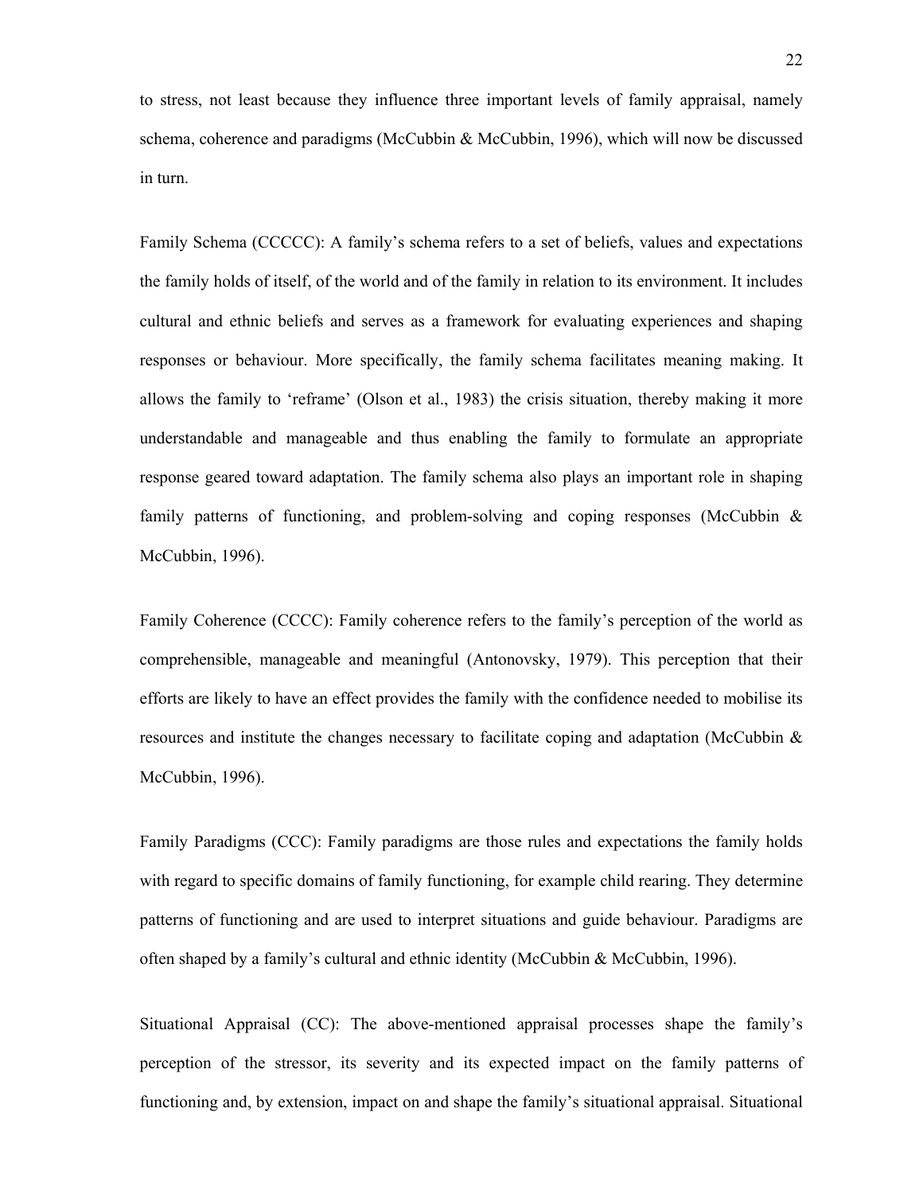to stress, not least because they influence three important levels of family appraisal, namely schema, coherence and paradigms (McCubbin & McCubbin, 1996), which will now be discussed in turn.

Family Schema (CCCCC): A family's schema refers to a set of beliefs, values and expectations the family holds of itself, of the world and of the family in relation to its environment. It includes cultural and ethnic beliefs and serves as a framework for evaluating experiences and shaping responses or behaviour. More specifically, the family schema facilitates meaning making. It allows the family to 'reframe' (Olson et al., 1983) the crisis situation, thereby making it more understandable and manageable and thus enabling the family to formulate an appropriate response geared toward adaptation. The family schema also plays an important role in shaping family patterns of functioning, and problem-solving and coping responses (McCubbin & McCubbin, 1996).

Family Coherence (CCCC): Family coherence refers to the family's perception of the world as comprehensible, manageable and meaningful (Antonovsky, 1979). This perception that their efforts are likely to have an effect provides the family with the confidence needed to mobilise its resources and institute the changes necessary to facilitate coping and adaptation (McCubbin & McCubbin, 1996).

Family Paradigms (CCC): Family paradigms are those rules and expectations the family holds with regard to specific domains of family functioning, for example child rearing. They determine patterns of functioning and are used to interpret situations and guide behaviour. Paradigms are often shaped by a family's cultural and ethnic identity (McCubbin & McCubbin, 1996).

Situational Appraisal (CC): The above-mentioned appraisal processes shape the family's perception of the stressor, its severity and its expected impact on the family patterns of functioning and, by extension, impact on and shape the family's situational appraisal. Situational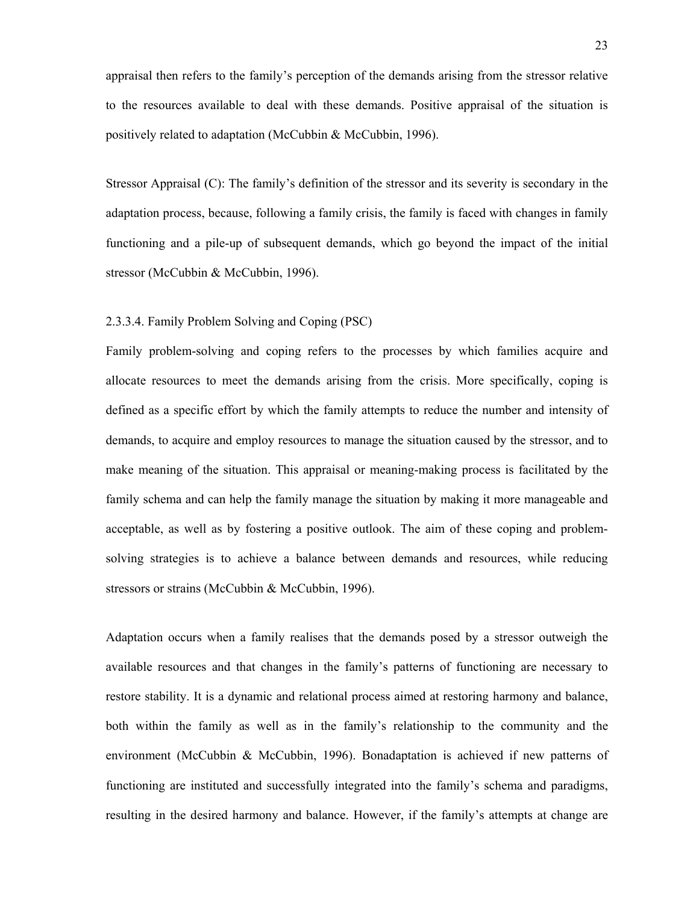appraisal then refers to the family's perception of the demands arising from the stressor relative to the resources available to deal with these demands. Positive appraisal of the situation is positively related to adaptation (McCubbin & McCubbin, 1996).

Stressor Appraisal (C): The family's definition of the stressor and its severity is secondary in the adaptation process, because, following a family crisis, the family is faced with changes in family functioning and a pile-up of subsequent demands, which go beyond the impact of the initial stressor (McCubbin & McCubbin, 1996).

#### 2.3.3.4. Family Problem Solving and Coping (PSC)

Family problem-solving and coping refers to the processes by which families acquire and allocate resources to meet the demands arising from the crisis. More specifically, coping is defined as a specific effort by which the family attempts to reduce the number and intensity of demands, to acquire and employ resources to manage the situation caused by the stressor, and to make meaning of the situation. This appraisal or meaning-making process is facilitated by the family schema and can help the family manage the situation by making it more manageable and acceptable, as well as by fostering a positive outlook. The aim of these coping and problem-solving strategies is to achieve a balance between demands and resources, while reducing stressors or strains (McCubbin & McCubbin, 1996).

Adaptation occurs when a family realises that the demands posed by a stressor outweigh the available resources and that changes in the family's patterns of functioning are necessary to restore stability. It is a dynamic and relational process aimed at restoring harmony and balance, both within the family as well as in the family's relationship to the community and the environment (McCubbin & McCubbin, 1996). Bonadaptation is achieved if new patterns of functioning are instituted and successfully integrated into the family's schema and paradigms, resulting in the desired harmony and balance. However, if the family's attempts at change are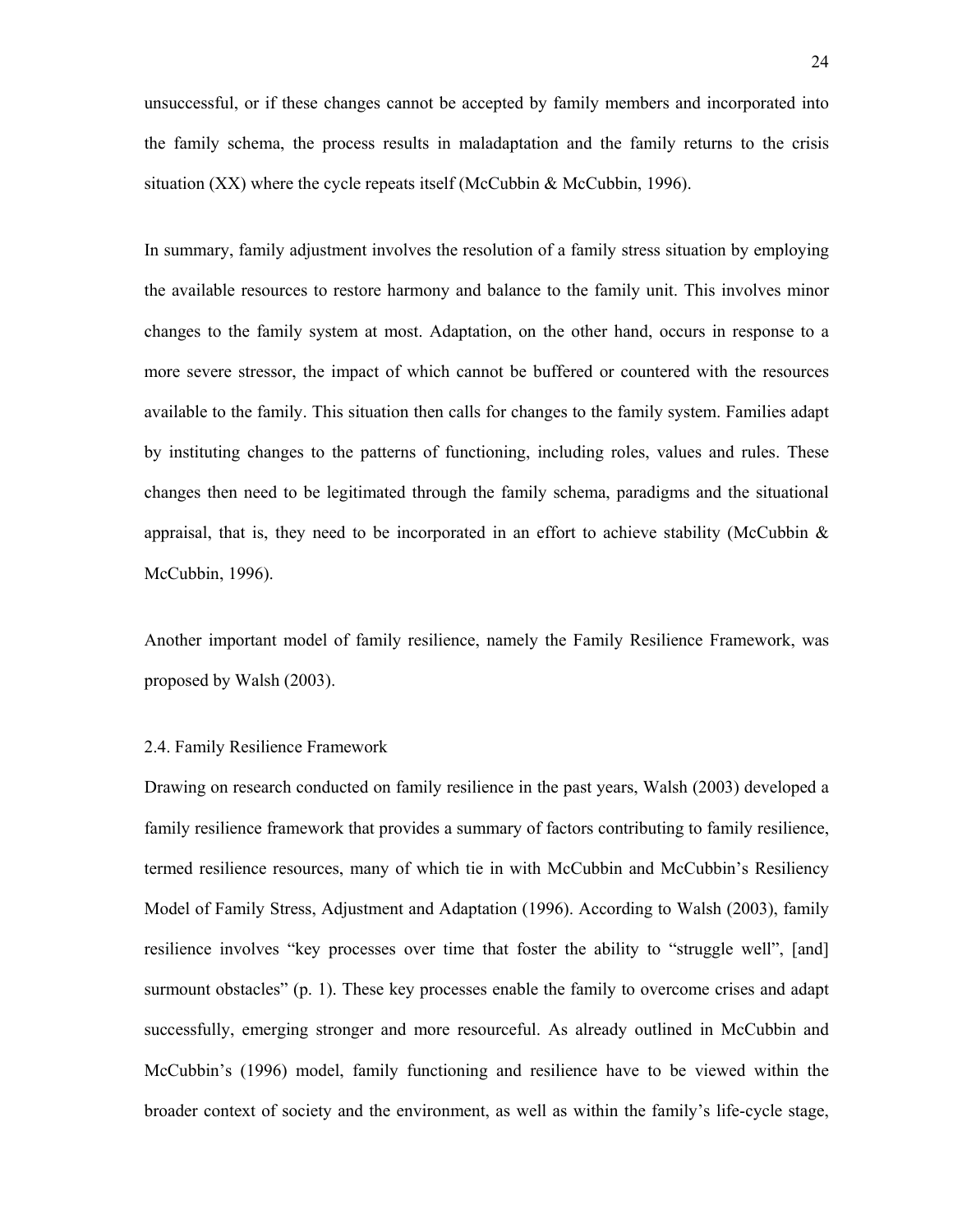unsuccessful, or if these changes cannot be accepted by family members and incorporated into the family schema, the process results in maladaptation and the family returns to the crisis situation (XX) where the cycle repeats itself (McCubbin & McCubbin, 1996).

In summary, family adjustment involves the resolution of a family stress situation by employing the available resources to restore harmony and balance to the family unit. This involves minor changes to the family system at most. Adaptation, on the other hand, occurs in response to a more severe stressor, the impact of which cannot be buffered or countered with the resources available to the family. This situation then calls for changes to the family system. Families adapt by instituting changes to the patterns of functioning, including roles, values and rules. These changes then need to be legitimated through the family schema, paradigms and the situational appraisal, that is, they need to be incorporated in an effort to achieve stability (McCubbin & McCubbin, 1996).

Another important model of family resilience, namely the Family Resilience Framework, was proposed by Walsh (2003).

## 2.4. Family Resilience Framework

Drawing on research conducted on family resilience in the past years, Walsh (2003) developed a family resilience framework that provides a summary of factors contributing to family resilience, termed resilience resources, many of which tie in with McCubbin and McCubbin's Resiliency Model of Family Stress, Adjustment and Adaptation (1996). According to Walsh (2003), family resilience involves "key processes over time that foster the ability to "struggle well", [and] surmount obstacles" (p. 1). These key processes enable the family to overcome crises and adapt successfully, emerging stronger and more resourceful. As already outlined in McCubbin and McCubbin's (1996) model, family functioning and resilience have to be viewed within the broader context of society and the environment, as well as within the family's life-cycle stage,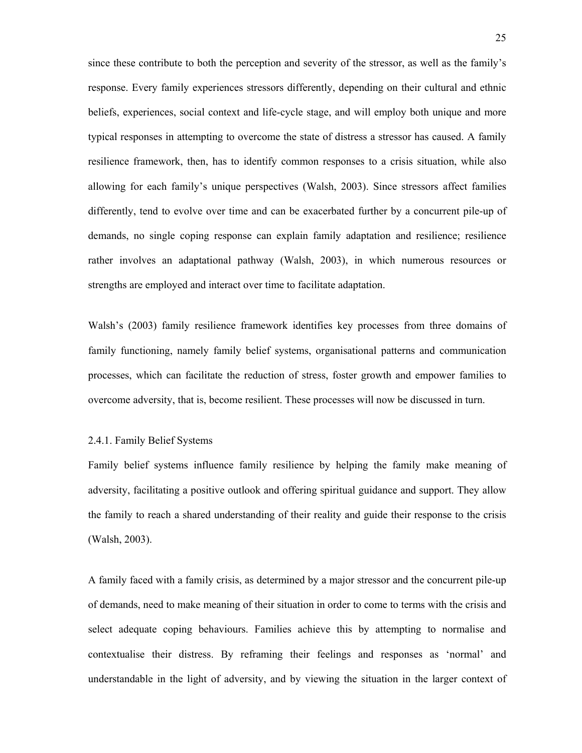since these contribute to both the perception and severity of the stressor, as well as the family's response. Every family experiences stressors differently, depending on their cultural and ethnic beliefs, experiences, social context and life-cycle stage, and will employ both unique and more typical responses in attempting to overcome the state of distress a stressor has caused. A family resilience framework, then, has to identify common responses to a crisis situation, while also allowing for each family's unique perspectives (Walsh, 2003). Since stressors affect families differently, tend to evolve over time and can be exacerbated further by a concurrent pile-up of demands, no single coping response can explain family adaptation and resilience; resilience rather involves an adaptational pathway (Walsh, 2003), in which numerous resources or strengths are employed and interact over time to facilitate adaptation.

Walsh's (2003) family resilience framework identifies key processes from three domains of family functioning, namely family belief systems, organisational patterns and communication processes, which can facilitate the reduction of stress, foster growth and empower families to overcome adversity, that is, become resilient. These processes will now be discussed in turn.

#### 2.4.1. Family Belief Systems

Family belief systems influence family resilience by helping the family make meaning of adversity, facilitating a positive outlook and offering spiritual guidance and support. They allow the family to reach a shared understanding of their reality and guide their response to the crisis (Walsh, 2003).

A family faced with a family crisis, as determined by a major stressor and the concurrent pile-up of demands, need to make meaning of their situation in order to come to terms with the crisis and select adequate coping behaviours. Families achieve this by attempting to normalise and contextualise their distress. By reframing their feelings and responses as 'normal' and understandable in the light of adversity, and by viewing the situation in the larger context of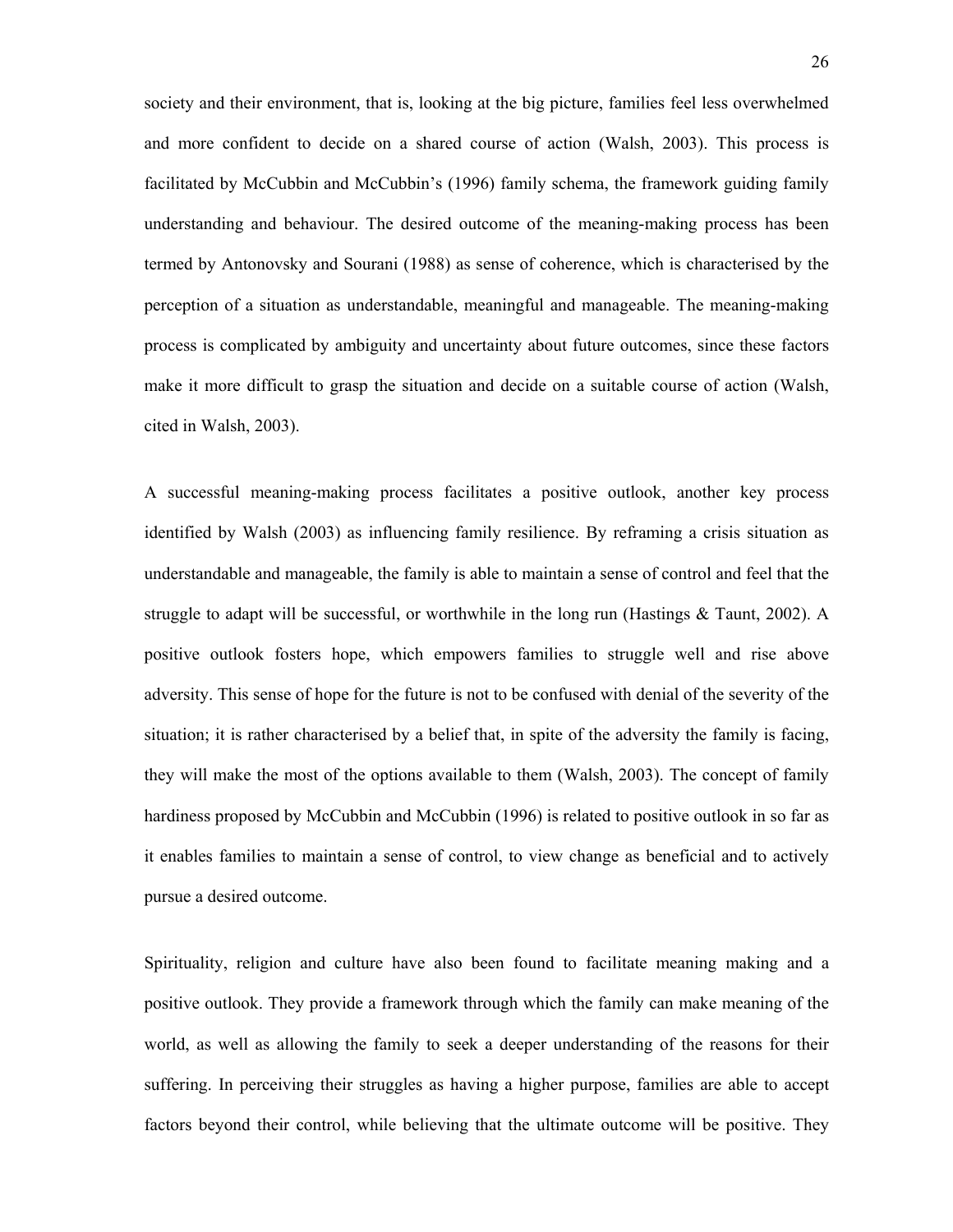society and their environment, that is, looking at the big picture, families feel less overwhelmed and more confident to decide on a shared course of action (Walsh, 2003). This process is facilitated by McCubbin and McCubbin's (1996) family schema, the framework guiding family understanding and behaviour. The desired outcome of the meaning-making process has been termed by Antonovsky and Sourani (1988) as sense of coherence, which is characterised by the perception of a situation as understandable, meaningful and manageable. The meaning-making process is complicated by ambiguity and uncertainty about future outcomes, since these factors make it more difficult to grasp the situation and decide on a suitable course of action (Walsh, cited in Walsh, 2003).

A successful meaning-making process facilitates a positive outlook, another key process identified by Walsh (2003) as influencing family resilience. By reframing a crisis situation as understandable and manageable, the family is able to maintain a sense of control and feel that the struggle to adapt will be successful, or worthwhile in the long run (Hastings & Taunt, 2002). A positive outlook fosters hope, which empowers families to struggle well and rise above adversity. This sense of hope for the future is not to be confused with denial of the severity of the situation; it is rather characterised by a belief that, in spite of the adversity the family is facing, they will make the most of the options available to them (Walsh, 2003). The concept of family hardiness proposed by McCubbin and McCubbin (1996) is related to positive outlook in so far as it enables families to maintain a sense of control, to view change as beneficial and to actively pursue a desired outcome.

Spirituality, religion and culture have also been found to facilitate meaning making and a positive outlook. They provide a framework through which the family can make meaning of the world, as well as allowing the family to seek a deeper understanding of the reasons for their suffering. In perceiving their struggles as having a higher purpose, families are able to accept factors beyond their control, while believing that the ultimate outcome will be positive. They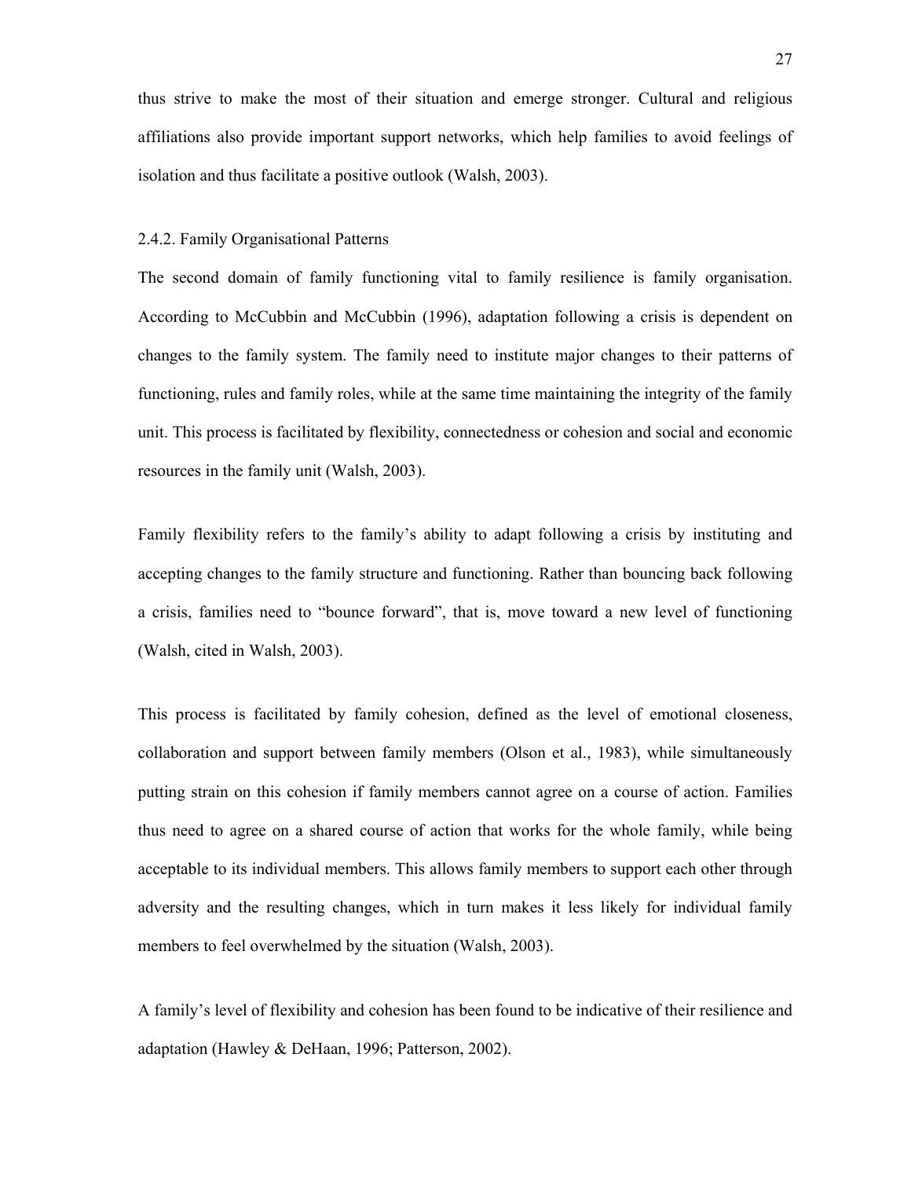thus strive to make the most of their situation and emerge stronger. Cultural and religious affiliations also provide important support networks, which help families to avoid feelings of isolation and thus facilitate a positive outlook (Walsh, 2003).

### 2.4.2. Family Organisational Patterns

The second domain of family functioning vital to family resilience is family organisation. According to McCubbin and McCubbin (1996), adaptation following a crisis is dependent on changes to the family system. The family need to institute major changes to their patterns of functioning, rules and family roles, while at the same time maintaining the integrity of the family unit. This process is facilitated by flexibility, connectedness or cohesion and social and economic resources in the family unit (Walsh, 2003).

Family flexibility refers to the family's ability to adapt following a crisis by instituting and accepting changes to the family structure and functioning. Rather than bouncing back following a crisis, families need to "bounce forward", that is, move toward a new level of functioning (Walsh, cited in Walsh, 2003).

This process is facilitated by family cohesion, defined as the level of emotional closeness, collaboration and support between family members (Olson et al., 1983), while simultaneously putting strain on this cohesion if family members cannot agree on a course of action. Families thus need to agree on a shared course of action that works for the whole family, while being acceptable to its individual members. This allows family members to support each other through adversity and the resulting changes, which in turn makes it less likely for individual family members to feel overwhelmed by the situation (Walsh, 2003).

A family's level of flexibility and cohesion has been found to be indicative of their resilience and adaptation (Hawley & DeHaan, 1996; Patterson, 2002).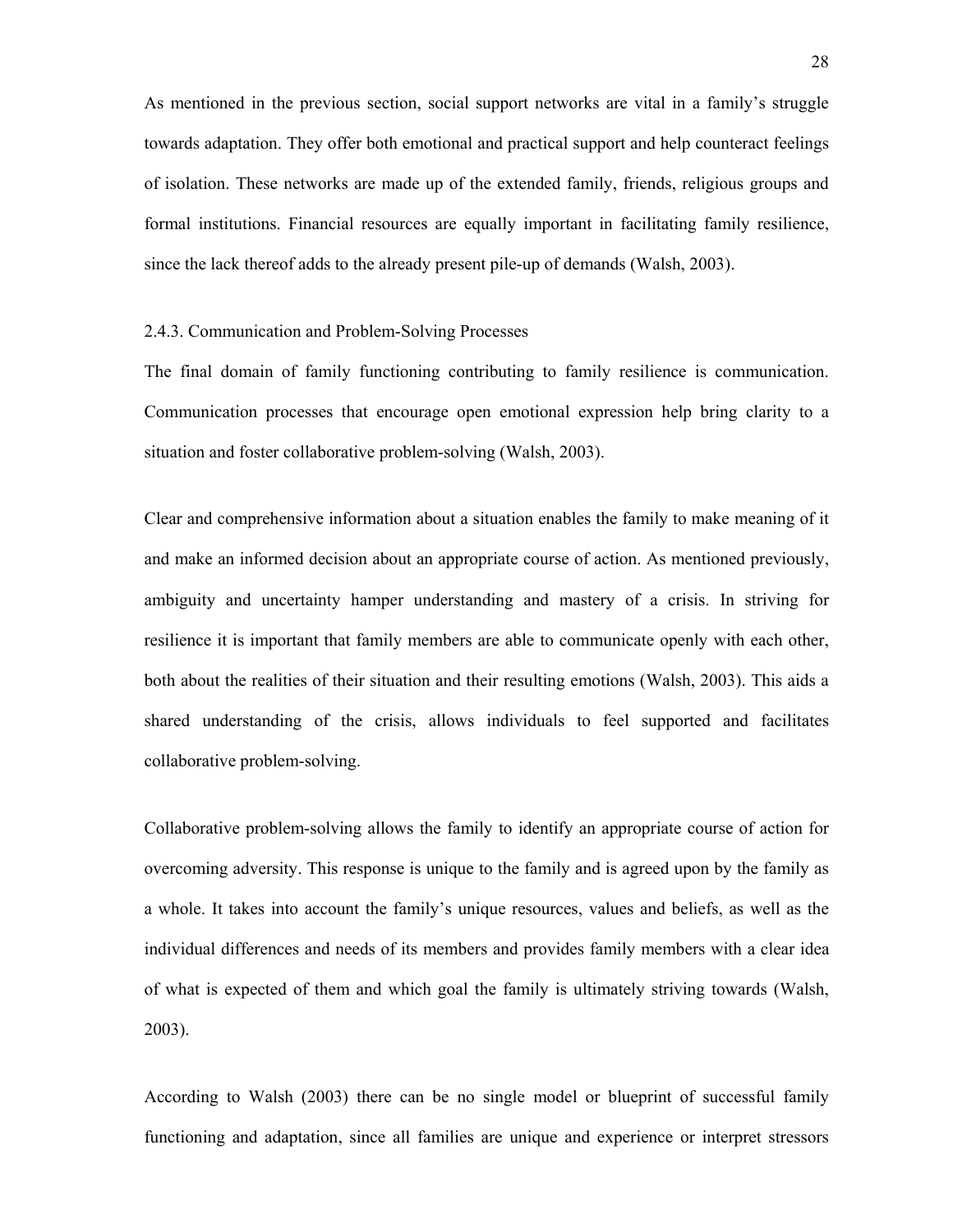As mentioned in the previous section, social support networks are vital in a family's struggle towards adaptation. They offer both emotional and practical support and help counteract feelings of isolation. These networks are made up of the extended family, friends, religious groups and formal institutions. Financial resources are equally important in facilitating family resilience, since the lack thereof adds to the already present pile-up of demands (Walsh, 2003).

### 2.4.3. Communication and Problem-Solving Processes

The final domain of family functioning contributing to family resilience is communication. Communication processes that encourage open emotional expression help bring clarity to a situation and foster collaborative problem-solving (Walsh, 2003).

Clear and comprehensive information about a situation enables the family to make meaning of it and make an informed decision about an appropriate course of action. As mentioned previously, ambiguity and uncertainty hamper understanding and mastery of a crisis. In striving for resilience it is important that family members are able to communicate openly with each other, both about the realities of their situation and their resulting emotions (Walsh, 2003). This aids a shared understanding of the crisis, allows individuals to feel supported and facilitates collaborative problem-solving.

Collaborative problem-solving allows the family to identify an appropriate course of action for overcoming adversity. This response is unique to the family and is agreed upon by the family as a whole. It takes into account the family's unique resources, values and beliefs, as well as the individual differences and needs of its members and provides family members with a clear idea of what is expected of them and which goal the family is ultimately striving towards (Walsh, 2003).

According to Walsh (2003) there can be no single model or blueprint of successful family functioning and adaptation, since all families are unique and experience or interpret stressors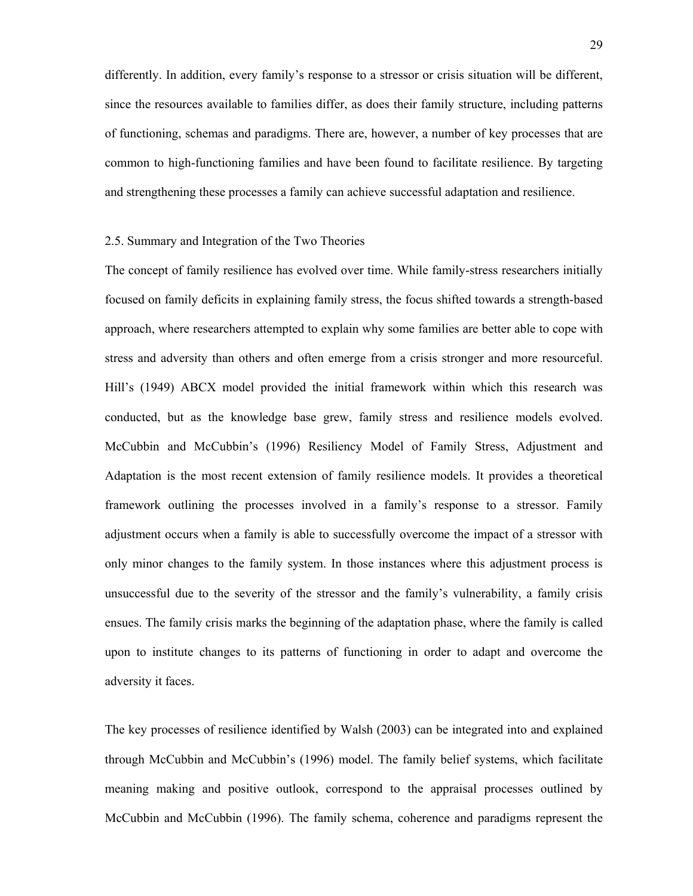differently. In addition, every family's response to a stressor or crisis situation will be different, since the resources available to families differ, as does their family structure, including patterns of functioning, schemas and paradigms. There are, however, a number of key processes that are common to high-functioning families and have been found to facilitate resilience. By targeting and strengthening these processes a family can achieve successful adaptation and resilience.

## 2.5. Summary and Integration of the Two Theories

The concept of family resilience has evolved over time. While family-stress researchers initially focused on family deficits in explaining family stress, the focus shifted towards a strength-based approach, where researchers attempted to explain why some families are better able to cope with stress and adversity than others and often emerge from a crisis stronger and more resourceful. Hill's (1949) ABCX model provided the initial framework within which this research was conducted, but as the knowledge base grew, family stress and resilience models evolved. McCubbin and McCubbin's (1996) Resiliency Model of Family Stress, Adjustment and Adaptation is the most recent extension of family resilience models. It provides a theoretical framework outlining the processes involved in a family's response to a stressor. Family adjustment occurs when a family is able to successfully overcome the impact of a stressor with only minor changes to the family system. In those instances where this adjustment process is unsuccessful due to the severity of the stressor and the family's vulnerability, a family crisis ensues. The family crisis marks the beginning of the adaptation phase, where the family is called upon to institute changes to its patterns of functioning in order to adapt and overcome the adversity it faces.

The key processes of resilience identified by Walsh (2003) can be integrated into and explained through McCubbin and McCubbin's (1996) model. The family belief systems, which facilitate meaning making and positive outlook, correspond to the appraisal processes outlined by McCubbin and McCubbin (1996). The family schema, coherence and paradigms represent the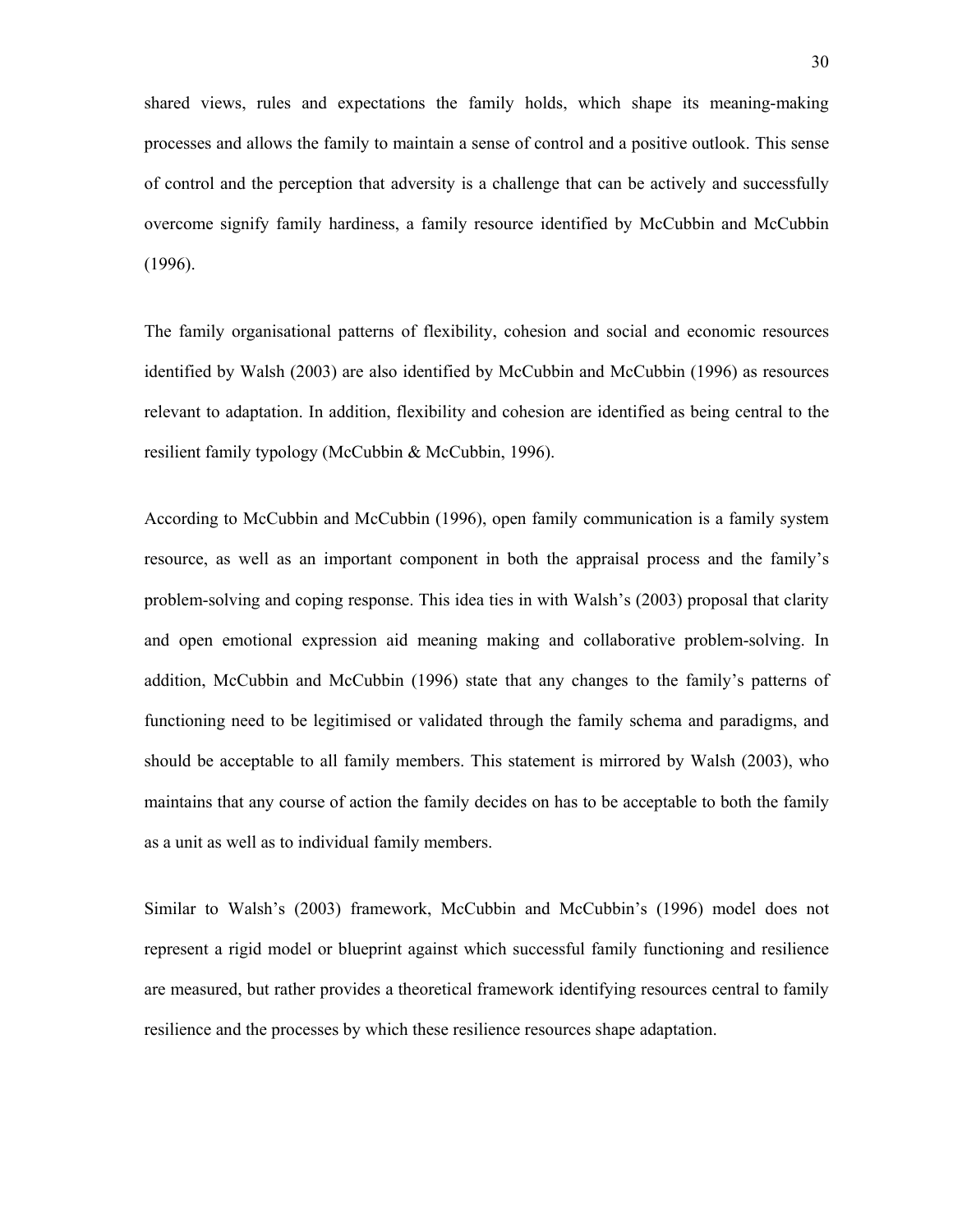shared views, rules and expectations the family holds, which shape its meaning-making processes and allows the family to maintain a sense of control and a positive outlook. This sense of control and the perception that adversity is a challenge that can be actively and successfully overcome signify family hardiness, a family resource identified by McCubbin and McCubbin (1996).

The family organisational patterns of flexibility, cohesion and social and economic resources identified by Walsh (2003) are also identified by McCubbin and McCubbin (1996) as resources relevant to adaptation. In addition, flexibility and cohesion are identified as being central to the resilient family typology (McCubbin & McCubbin, 1996).

According to McCubbin and McCubbin (1996), open family communication is a family system resource, as well as an important component in both the appraisal process and the family's problem-solving and coping response. This idea ties in with Walsh's (2003) proposal that clarity and open emotional expression aid meaning making and collaborative problem-solving. In addition, McCubbin and McCubbin (1996) state that any changes to the family's patterns of functioning need to be legitimised or validated through the family schema and paradigms, and should be acceptable to all family members. This statement is mirrored by Walsh (2003), who maintains that any course of action the family decides on has to be acceptable to both the family as a unit as well as to individual family members.

Similar to Walsh's (2003) framework, McCubbin and McCubbin's (1996) model does not represent a rigid model or blueprint against which successful family functioning and resilience are measured, but rather provides a theoretical framework identifying resources central to family resilience and the processes by which these resilience resources shape adaptation.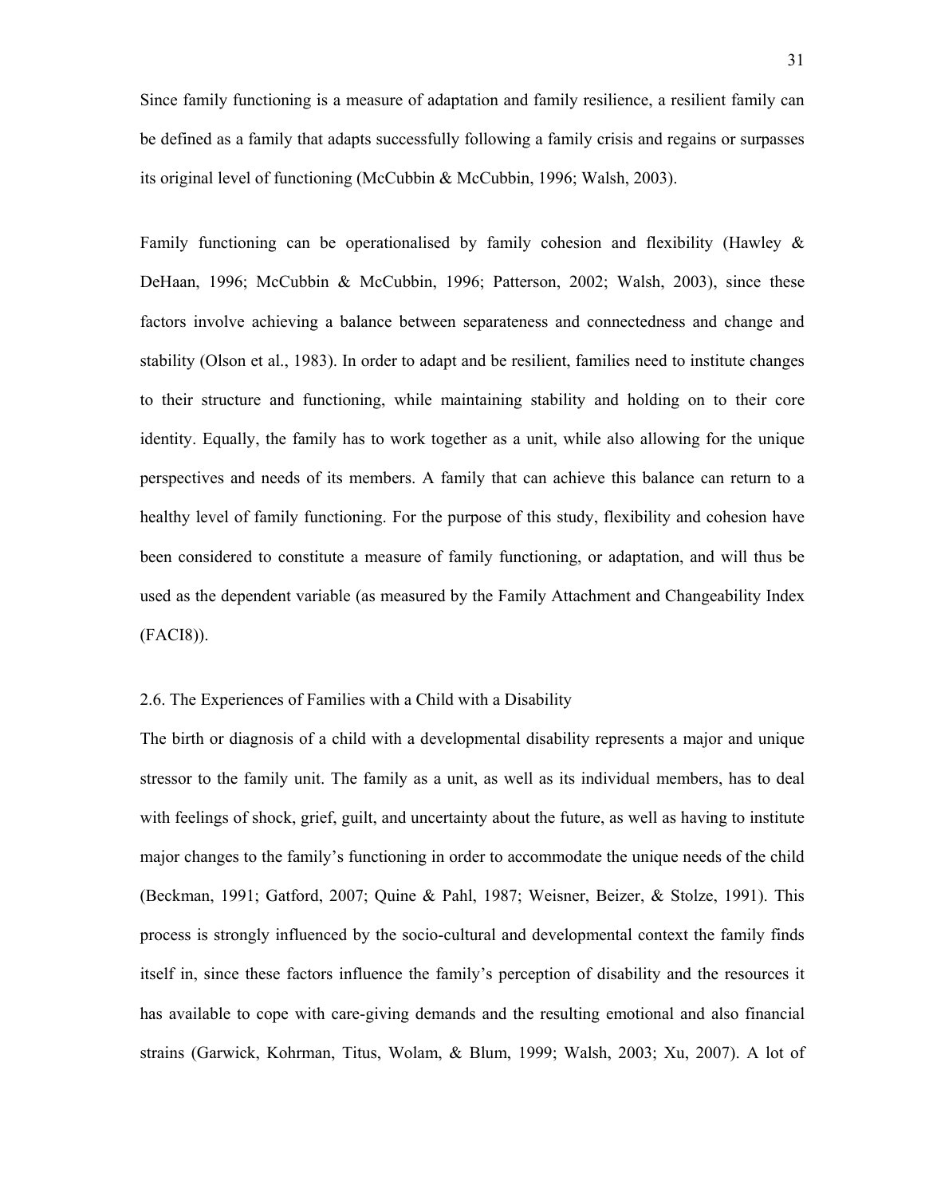Since family functioning is a measure of adaptation and family resilience, a resilient family can be defined as a family that adapts successfully following a family crisis and regains or surpasses its original level of functioning (McCubbin & McCubbin, 1996; Walsh, 2003).

Family functioning can be operationalised by family cohesion and flexibility (Hawley & DeHaan, 1996; McCubbin & McCubbin, 1996; Patterson, 2002; Walsh, 2003), since these factors involve achieving a balance between separateness and connectedness and change and stability (Olson et al., 1983). In order to adapt and be resilient, families need to institute changes to their structure and functioning, while maintaining stability and holding on to their core identity. Equally, the family has to work together as a unit, while also allowing for the unique perspectives and needs of its members. A family that can achieve this balance can return to a healthy level of family functioning. For the purpose of this study, flexibility and cohesion have been considered to constitute a measure of family functioning, or adaptation, and will thus be used as the dependent variable (as measured by the Family Attachment and Changeability Index (FACI8)).

## 2.6. The Experiences of Families with a Child with a Disability

The birth or diagnosis of a child with a developmental disability represents a major and unique stressor to the family unit. The family as a unit, as well as its individual members, has to deal with feelings of shock, grief, guilt, and uncertainty about the future, as well as having to institute major changes to the family's functioning in order to accommodate the unique needs of the child (Beckman, 1991; Gatford, 2007; Quine & Pahl, 1987; Weisner, Beizer, & Stolze, 1991). This process is strongly influenced by the socio-cultural and developmental context the family finds itself in, since these factors influence the family's perception of disability and the resources it has available to cope with care-giving demands and the resulting emotional and also financial strains (Garwick, Kohrman, Titus, Wolam, & Blum, 1999; Walsh, 2003; Xu, 2007). A lot of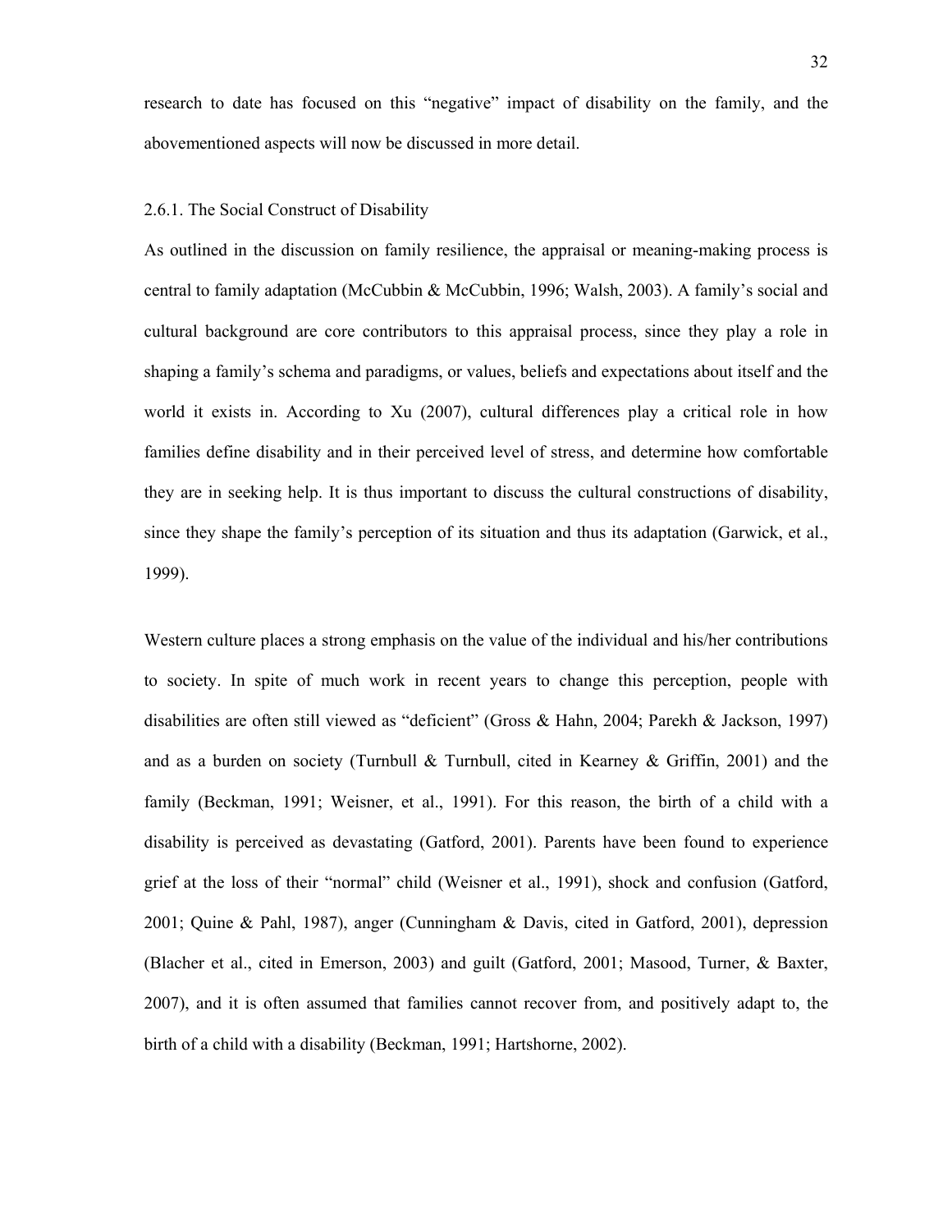research to date has focused on this "negative" impact of disability on the family, and the abovementioned aspects will now be discussed in more detail.

### 2.6.1. The Social Construct of Disability

As outlined in the discussion on family resilience, the appraisal or meaning-making process is central to family adaptation (McCubbin & McCubbin, 1996; Walsh, 2003). A family's social and cultural background are core contributors to this appraisal process, since they play a role in shaping a family's schema and paradigms, or values, beliefs and expectations about itself and the world it exists in. According to Xu (2007), cultural differences play a critical role in how families define disability and in their perceived level of stress, and determine how comfortable they are in seeking help. It is thus important to discuss the cultural constructions of disability, since they shape the family's perception of its situation and thus its adaptation (Garwick, et al., 1999).

Western culture places a strong emphasis on the value of the individual and his/her contributions to society. In spite of much work in recent years to change this perception, people with disabilities are often still viewed as "deficient" (Gross & Hahn, 2004; Parekh & Jackson, 1997) and as a burden on society (Turnbull & Turnbull, cited in Kearney & Griffin, 2001) and the family (Beckman, 1991; Weisner, et al., 1991). For this reason, the birth of a child with a disability is perceived as devastating (Gatford, 2001). Parents have been found to experience grief at the loss of their "normal" child (Weisner et al., 1991), shock and confusion (Gatford, 2001; Quine & Pahl, 1987), anger (Cunningham & Davis, cited in Gatford, 2001), depression (Blacher et al., cited in Emerson, 2003) and guilt (Gatford, 2001; Masood, Turner, & Baxter, 2007), and it is often assumed that families cannot recover from, and positively adapt to, the birth of a child with a disability (Beckman, 1991; Hartshorne, 2002).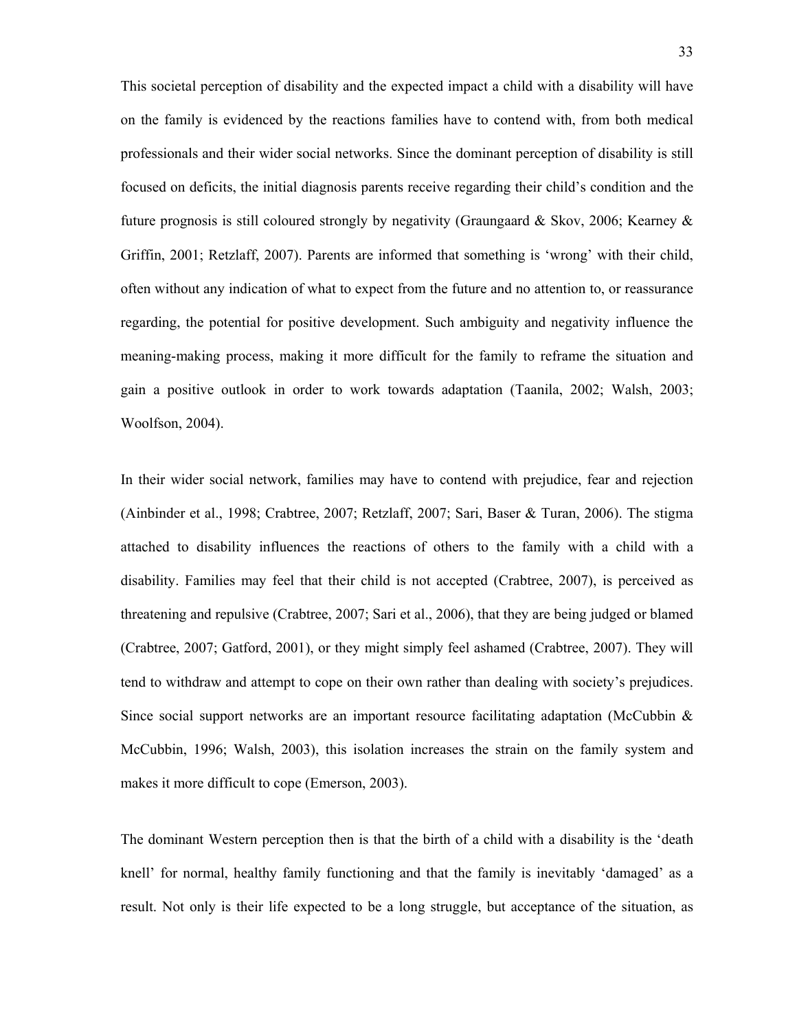This societal perception of disability and the expected impact a child with a disability will have on the family is evidenced by the reactions families have to contend with, from both medical professionals and their wider social networks. Since the dominant perception of disability is still focused on deficits, the initial diagnosis parents receive regarding their child's condition and the future prognosis is still coloured strongly by negativity (Graungaard & Skov, 2006; Kearney & Griffin, 2001; Retzlaff, 2007). Parents are informed that something is 'wrong' with their child, often without any indication of what to expect from the future and no attention to, or reassurance regarding, the potential for positive development. Such ambiguity and negativity influence the meaning-making process, making it more difficult for the family to reframe the situation and gain a positive outlook in order to work towards adaptation (Taanila, 2002; Walsh, 2003; Woolfson, 2004).

In their wider social network, families may have to contend with prejudice, fear and rejection (Ainbinder et al., 1998; Crabtree, 2007; Retzlaff, 2007; Sari, Baser & Turan, 2006). The stigma attached to disability influences the reactions of others to the family with a child with a disability. Families may feel that their child is not accepted (Crabtree, 2007), is perceived as threatening and repulsive (Crabtree, 2007; Sari et al., 2006), that they are being judged or blamed (Crabtree, 2007; Gatford, 2001), or they might simply feel ashamed (Crabtree, 2007). They will tend to withdraw and attempt to cope on their own rather than dealing with society's prejudices. Since social support networks are an important resource facilitating adaptation (McCubbin & McCubbin, 1996; Walsh, 2003), this isolation increases the strain on the family system and makes it more difficult to cope (Emerson, 2003).

The dominant Western perception then is that the birth of a child with a disability is the 'death knell' for normal, healthy family functioning and that the family is inevitably 'damaged' as a result. Not only is their life expected to be a long struggle, but acceptance of the situation, as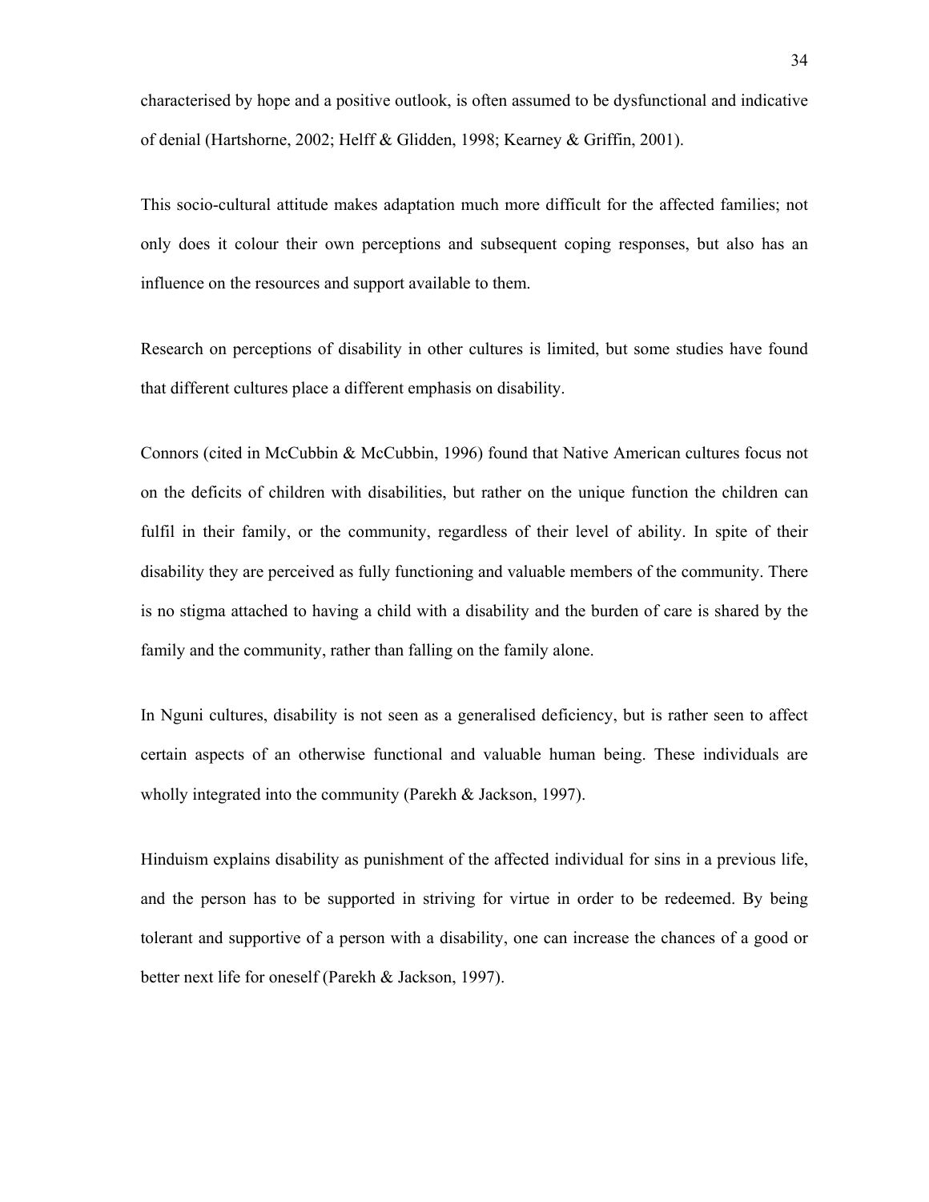characterised by hope and a positive outlook, is often assumed to be dysfunctional and indicative of denial (Hartshorne, 2002; Helff & Glidden, 1998; Kearney & Griffin, 2001).

This socio-cultural attitude makes adaptation much more difficult for the affected families; not only does it colour their own perceptions and subsequent coping responses, but also has an influence on the resources and support available to them.

Research on perceptions of disability in other cultures is limited, but some studies have found that different cultures place a different emphasis on disability.

Connors (cited in McCubbin & McCubbin, 1996) found that Native American cultures focus not on the deficits of children with disabilities, but rather on the unique function the children can fulfil in their family, or the community, regardless of their level of ability. In spite of their disability they are perceived as fully functioning and valuable members of the community. There is no stigma attached to having a child with a disability and the burden of care is shared by the family and the community, rather than falling on the family alone.

In Nguni cultures, disability is not seen as a generalised deficiency, but is rather seen to affect certain aspects of an otherwise functional and valuable human being. These individuals are wholly integrated into the community (Parekh & Jackson, 1997).

Hinduism explains disability as punishment of the affected individual for sins in a previous life, and the person has to be supported in striving for virtue in order to be redeemed. By being tolerant and supportive of a person with a disability, one can increase the chances of a good or better next life for oneself (Parekh & Jackson, 1997).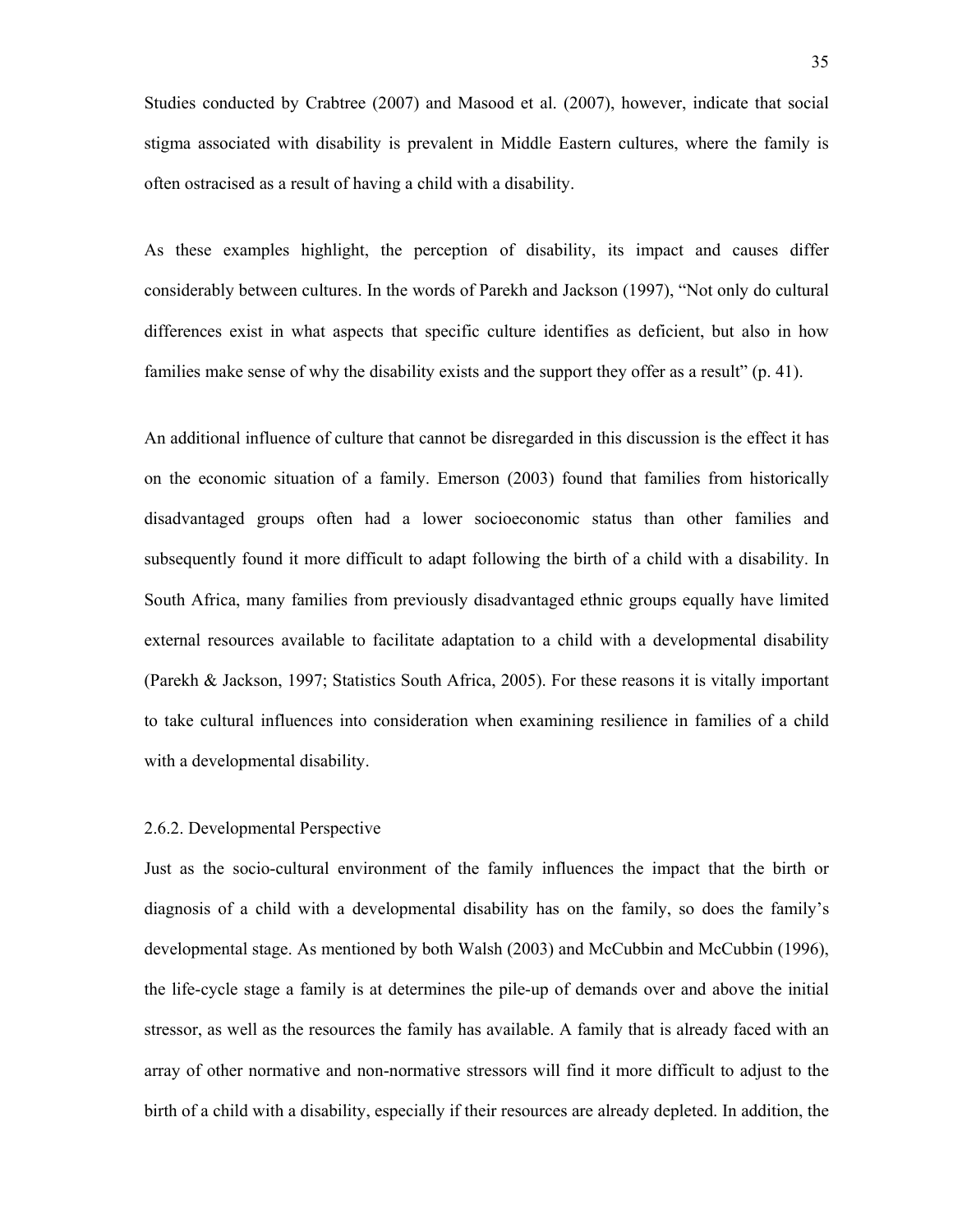Studies conducted by Crabtree (2007) and Masood et al. (2007), however, indicate that social stigma associated with disability is prevalent in Middle Eastern cultures, where the family is often ostracised as a result of having a child with a disability.

As these examples highlight, the perception of disability, its impact and causes differ considerably between cultures. In the words of Parekh and Jackson (1997), “Not only do cultural differences exist in what aspects that specific culture identifies as deficient, but also in how families make sense of why the disability exists and the support they offer as a result” (p. 41).

An additional influence of culture that cannot be disregarded in this discussion is the effect it has on the economic situation of a family. Emerson (2003) found that families from historically disadvantaged groups often had a lower socioeconomic status than other families and subsequently found it more difficult to adapt following the birth of a child with a disability. In South Africa, many families from previously disadvantaged ethnic groups equally have limited external resources available to facilitate adaptation to a child with a developmental disability (Parekh & Jackson, 1997; Statistics South Africa, 2005). For these reasons it is vitally important to take cultural influences into consideration when examining resilience in families of a child with a developmental disability.

### 2.6.2. Developmental Perspective

Just as the socio-cultural environment of the family influences the impact that the birth or diagnosis of a child with a developmental disability has on the family, so does the family’s developmental stage. As mentioned by both Walsh (2003) and McCubbin and McCubbin (1996), the life-cycle stage a family is at determines the pile-up of demands over and above the initial stressor, as well as the resources the family has available. A family that is already faced with an array of other normative and non-normative stressors will find it more difficult to adjust to the birth of a child with a disability, especially if their resources are already depleted. In addition, the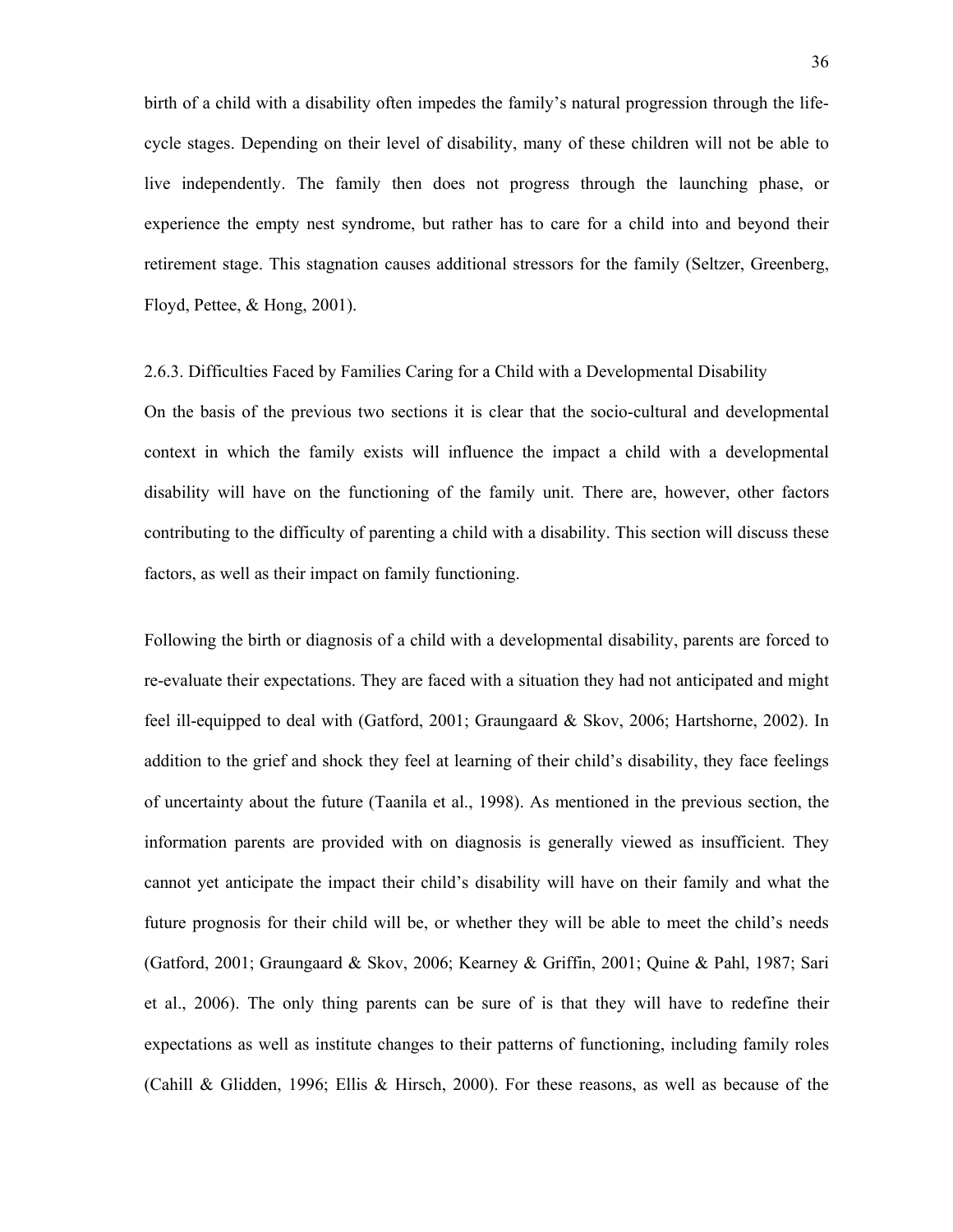birth of a child with a disability often impedes the family's natural progression through the life-cycle stages. Depending on their level of disability, many of these children will not be able to live independently. The family then does not progress through the launching phase, or experience the empty nest syndrome, but rather has to care for a child into and beyond their retirement stage. This stagnation causes additional stressors for the family (Seltzer, Greenberg, Floyd, Pettee, & Hong, 2001).

### 2.6.3. Difficulties Faced by Families Caring for a Child with a Developmental Disability

On the basis of the previous two sections it is clear that the socio-cultural and developmental context in which the family exists will influence the impact a child with a developmental disability will have on the functioning of the family unit. There are, however, other factors contributing to the difficulty of parenting a child with a disability. This section will discuss these factors, as well as their impact on family functioning.

Following the birth or diagnosis of a child with a developmental disability, parents are forced to re-evaluate their expectations. They are faced with a situation they had not anticipated and might feel ill-equipped to deal with (Gatford, 2001; Graungaard & Skov, 2006; Hartshorne, 2002). In addition to the grief and shock they feel at learning of their child's disability, they face feelings of uncertainty about the future (Taanila et al., 1998). As mentioned in the previous section, the information parents are provided with on diagnosis is generally viewed as insufficient. They cannot yet anticipate the impact their child's disability will have on their family and what the future prognosis for their child will be, or whether they will be able to meet the child's needs (Gatford, 2001; Graungaard & Skov, 2006; Kearney & Griffin, 2001; Quine & Pahl, 1987; Sari et al., 2006). The only thing parents can be sure of is that they will have to redefine their expectations as well as institute changes to their patterns of functioning, including family roles (Cahill & Glidden, 1996; Ellis & Hirsch, 2000). For these reasons, as well as because of the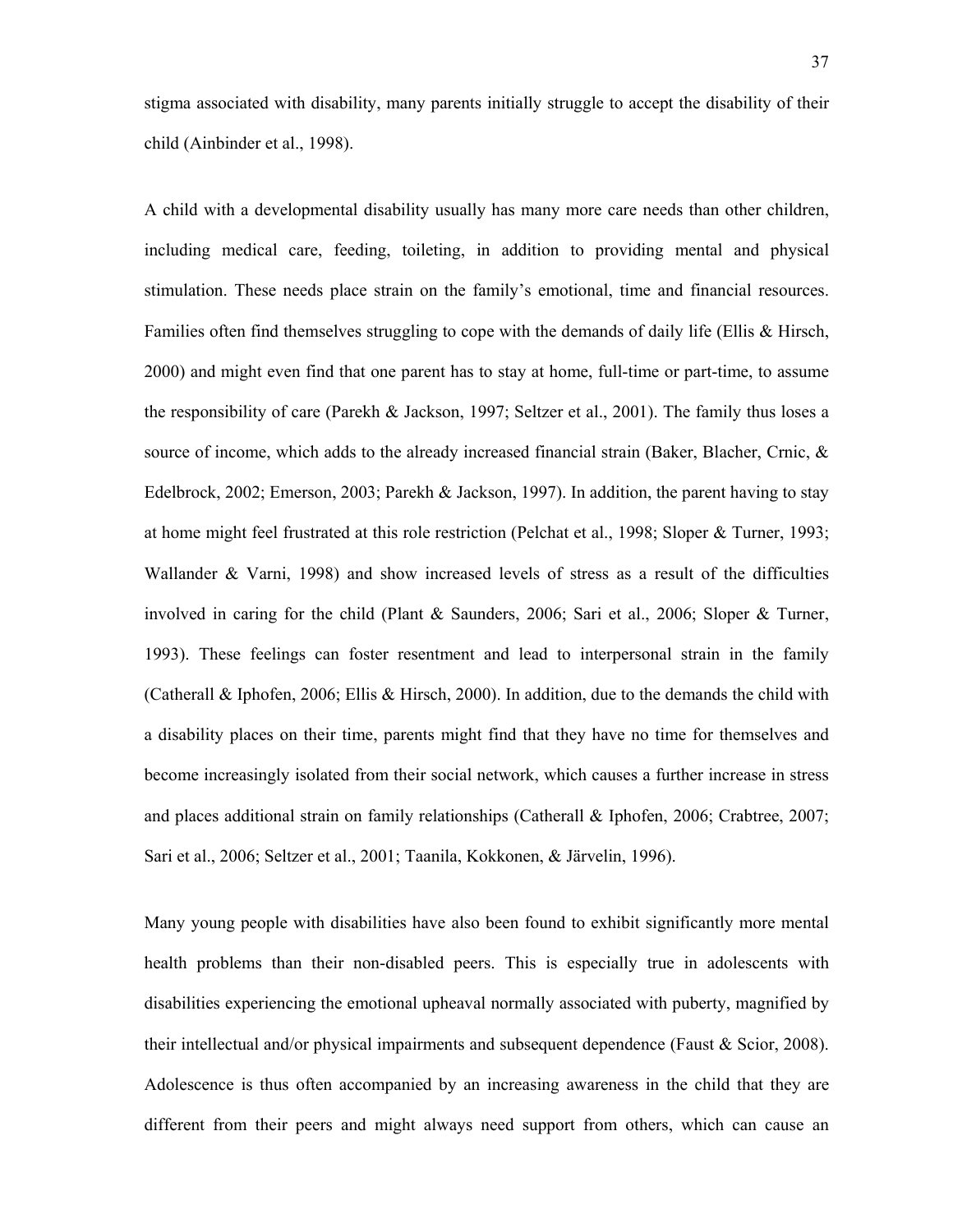stigma associated with disability, many parents initially struggle to accept the disability of their child (Ainbinder et al., 1998).

A child with a developmental disability usually has many more care needs than other children, including medical care, feeding, toileting, in addition to providing mental and physical stimulation. These needs place strain on the family's emotional, time and financial resources. Families often find themselves struggling to cope with the demands of daily life (Ellis & Hirsch, 2000) and might even find that one parent has to stay at home, full-time or part-time, to assume the responsibility of care (Parekh & Jackson, 1997; Seltzer et al., 2001). The family thus loses a source of income, which adds to the already increased financial strain (Baker, Blacher, Crnic, & Edelbrock, 2002; Emerson, 2003; Parekh & Jackson, 1997). In addition, the parent having to stay at home might feel frustrated at this role restriction (Pelchat et al., 1998; Sloper & Turner, 1993; Wallander & Varni, 1998) and show increased levels of stress as a result of the difficulties involved in caring for the child (Plant & Saunders, 2006; Sari et al., 2006; Sloper & Turner, 1993). These feelings can foster resentment and lead to interpersonal strain in the family (Catherall & Iphofen, 2006; Ellis & Hirsch, 2000). In addition, due to the demands the child with a disability places on their time, parents might find that they have no time for themselves and become increasingly isolated from their social network, which causes a further increase in stress and places additional strain on family relationships (Catherall & Iphofen, 2006; Crabtree, 2007; Sari et al., 2006; Seltzer et al., 2001; Taanila, Kokkonen, & Järvelin, 1996).

Many young people with disabilities have also been found to exhibit significantly more mental health problems than their non-disabled peers. This is especially true in adolescents with disabilities experiencing the emotional upheaval normally associated with puberty, magnified by their intellectual and/or physical impairments and subsequent dependence (Faust & Scior, 2008). Adolescence is thus often accompanied by an increasing awareness in the child that they are different from their peers and might always need support from others, which can cause an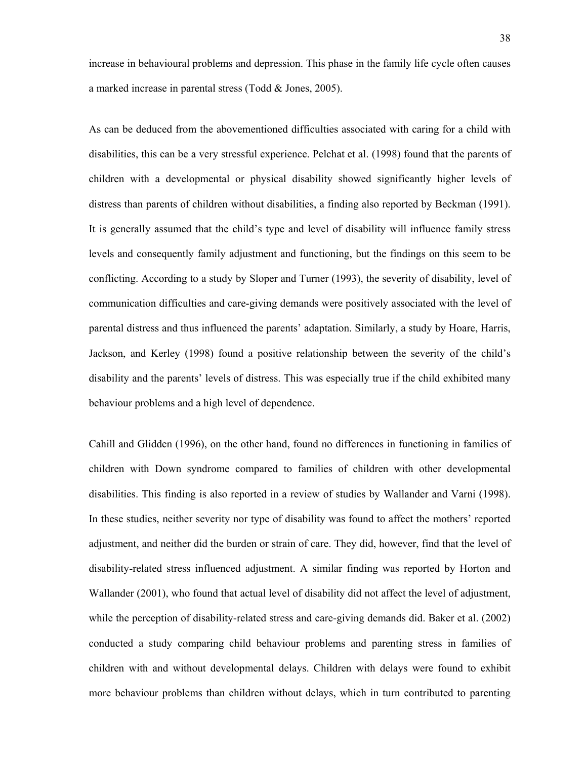increase in behavioural problems and depression. This phase in the family life cycle often causes a marked increase in parental stress (Todd & Jones, 2005).

As can be deduced from the abovementioned difficulties associated with caring for a child with disabilities, this can be a very stressful experience. Pelchat et al. (1998) found that the parents of children with a developmental or physical disability showed significantly higher levels of distress than parents of children without disabilities, a finding also reported by Beckman (1991). It is generally assumed that the child's type and level of disability will influence family stress levels and consequently family adjustment and functioning, but the findings on this seem to be conflicting. According to a study by Sloper and Turner (1993), the severity of disability, level of communication difficulties and care-giving demands were positively associated with the level of parental distress and thus influenced the parents' adaptation. Similarly, a study by Hoare, Harris, Jackson, and Kerley (1998) found a positive relationship between the severity of the child's disability and the parents' levels of distress. This was especially true if the child exhibited many behaviour problems and a high level of dependence.

Cahill and Glidden (1996), on the other hand, found no differences in functioning in families of children with Down syndrome compared to families of children with other developmental disabilities. This finding is also reported in a review of studies by Wallander and Varni (1998). In these studies, neither severity nor type of disability was found to affect the mothers' reported adjustment, and neither did the burden or strain of care. They did, however, find that the level of disability-related stress influenced adjustment. A similar finding was reported by Horton and Wallander (2001), who found that actual level of disability did not affect the level of adjustment, while the perception of disability-related stress and care-giving demands did. Baker et al. (2002) conducted a study comparing child behaviour problems and parenting stress in families of children with and without developmental delays. Children with delays were found to exhibit more behaviour problems than children without delays, which in turn contributed to parenting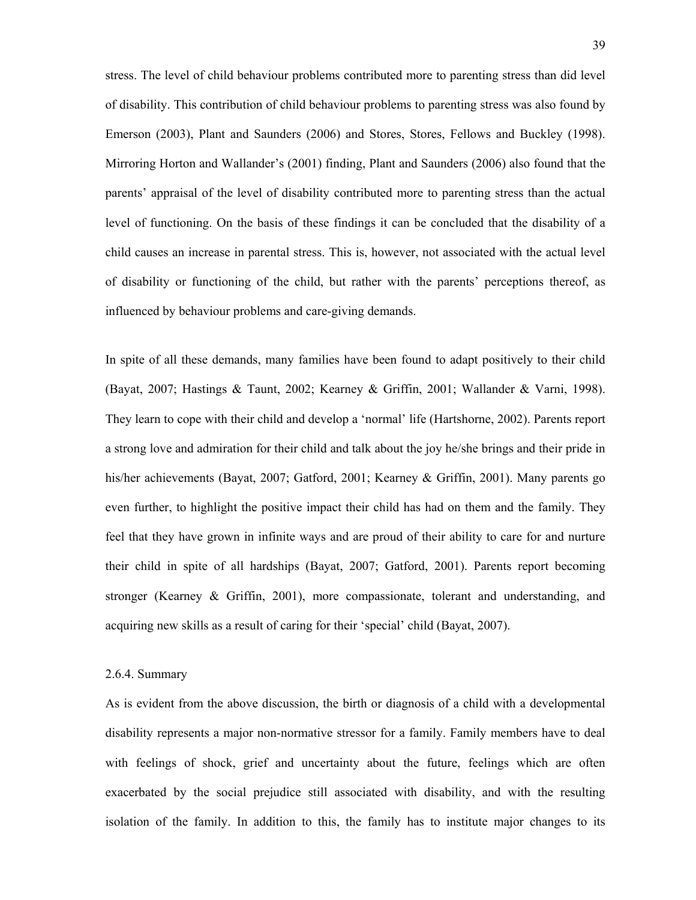stress. The level of child behaviour problems contributed more to parenting stress than did level of disability. This contribution of child behaviour problems to parenting stress was also found by Emerson (2003), Plant and Saunders (2006) and Stores, Stores, Fellows and Buckley (1998). Mirroring Horton and Wallander's (2001) finding, Plant and Saunders (2006) also found that the parents' appraisal of the level of disability contributed more to parenting stress than the actual level of functioning. On the basis of these findings it can be concluded that the disability of a child causes an increase in parental stress. This is, however, not associated with the actual level of disability or functioning of the child, but rather with the parents' perceptions thereof, as influenced by behaviour problems and care-giving demands.

In spite of all these demands, many families have been found to adapt positively to their child (Bayat, 2007; Hastings & Taunt, 2002; Kearney & Griffin, 2001; Wallander & Varni, 1998). They learn to cope with their child and develop a 'normal' life (Hartshorne, 2002). Parents report a strong love and admiration for their child and talk about the joy he/she brings and their pride in his/her achievements (Bayat, 2007; Gatford, 2001; Kearney & Griffin, 2001). Many parents go even further, to highlight the positive impact their child has had on them and the family. They feel that they have grown in infinite ways and are proud of their ability to care for and nurture their child in spite of all hardships (Bayat, 2007; Gatford, 2001). Parents report becoming stronger (Kearney & Griffin, 2001), more compassionate, tolerant and understanding, and acquiring new skills as a result of caring for their 'special' child (Bayat, 2007).

### 2.6.4. Summary

As is evident from the above discussion, the birth or diagnosis of a child with a developmental disability represents a major non-normative stressor for a family. Family members have to deal with feelings of shock, grief and uncertainty about the future, feelings which are often exacerbated by the social prejudice still associated with disability, and with the resulting isolation of the family. In addition to this, the family has to institute major changes to its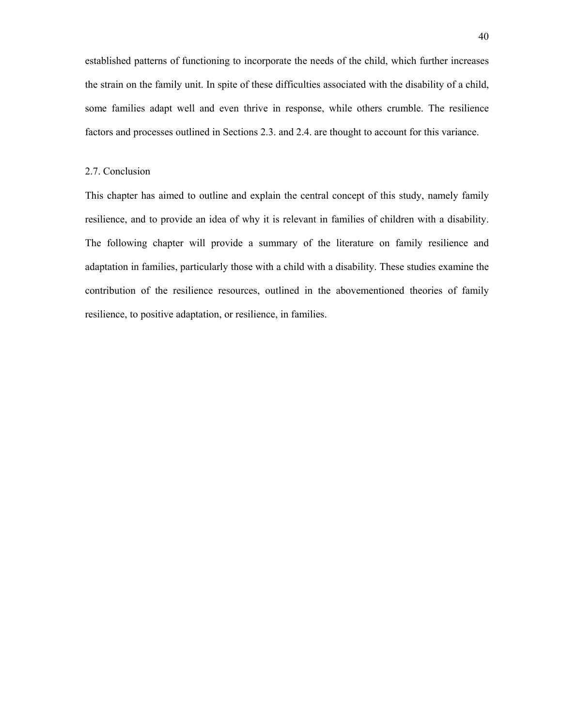established patterns of functioning to incorporate the needs of the child, which further increases the strain on the family unit. In spite of these difficulties associated with the disability of a child, some families adapt well and even thrive in response, while others crumble. The resilience factors and processes outlined in Sections 2.3. and 2.4. are thought to account for this variance.

## 2.7. Conclusion

This chapter has aimed to outline and explain the central concept of this study, namely family resilience, and to provide an idea of why it is relevant in families of children with a disability. The following chapter will provide a summary of the literature on family resilience and adaptation in families, particularly those with a child with a disability. These studies examine the contribution of the resilience resources, outlined in the abovementioned theories of family resilience, to positive adaptation, or resilience, in families.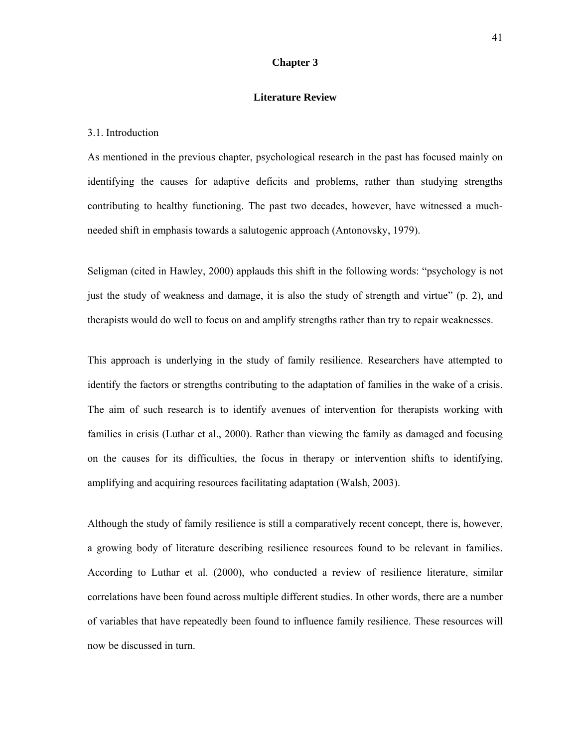# Chapter 3

## Literature Review

### 3.1. Introduction

As mentioned in the previous chapter, psychological research in the past has focused mainly on identifying the causes for adaptive deficits and problems, rather than studying strengths contributing to healthy functioning. The past two decades, however, have witnessed a much-needed shift in emphasis towards a salutogenic approach (Antonovsky, 1979).

Seligman (cited in Hawley, 2000) applauds this shift in the following words: "psychology is not just the study of weakness and damage, it is also the study of strength and virtue" (p. 2), and therapists would do well to focus on and amplify strengths rather than try to repair weaknesses.

This approach is underlying in the study of family resilience. Researchers have attempted to identify the factors or strengths contributing to the adaptation of families in the wake of a crisis. The aim of such research is to identify avenues of intervention for therapists working with families in crisis (Luthar et al., 2000). Rather than viewing the family as damaged and focusing on the causes for its difficulties, the focus in therapy or intervention shifts to identifying, amplifying and acquiring resources facilitating adaptation (Walsh, 2003).

Although the study of family resilience is still a comparatively recent concept, there is, however, a growing body of literature describing resilience resources found to be relevant in families. According to Luthar et al. (2000), who conducted a review of resilience literature, similar correlations have been found across multiple different studies. In other words, there are a number of variables that have repeatedly been found to influence family resilience. These resources will now be discussed in turn.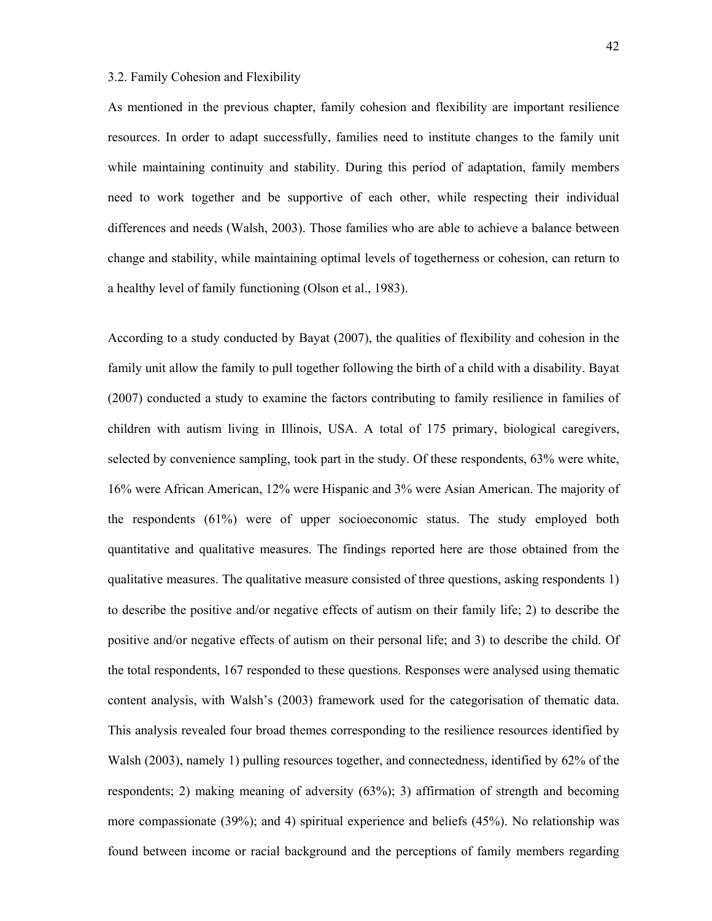### 3.2. Family Cohesion and Flexibility

As mentioned in the previous chapter, family cohesion and flexibility are important resilience resources. In order to adapt successfully, families need to institute changes to the family unit while maintaining continuity and stability. During this period of adaptation, family members need to work together and be supportive of each other, while respecting their individual differences and needs (Walsh, 2003). Those families who are able to achieve a balance between change and stability, while maintaining optimal levels of togetherness or cohesion, can return to a healthy level of family functioning (Olson et al., 1983).

According to a study conducted by Bayat (2007), the qualities of flexibility and cohesion in the family unit allow the family to pull together following the birth of a child with a disability. Bayat (2007) conducted a study to examine the factors contributing to family resilience in families of children with autism living in Illinois, USA. A total of 175 primary, biological caregivers, selected by convenience sampling, took part in the study. Of these respondents, 63% were white, 16% were African American, 12% were Hispanic and 3% were Asian American. The majority of the respondents (61%) were of upper socioeconomic status. The study employed both quantitative and qualitative measures. The findings reported here are those obtained from the qualitative measures. The qualitative measure consisted of three questions, asking respondents 1) to describe the positive and/or negative effects of autism on their family life; 2) to describe the positive and/or negative effects of autism on their personal life; and 3) to describe the child. Of the total respondents, 167 responded to these questions. Responses were analysed using thematic content analysis, with Walsh's (2003) framework used for the categorisation of thematic data. This analysis revealed four broad themes corresponding to the resilience resources identified by Walsh (2003), namely 1) pulling resources together, and connectedness, identified by 62% of the respondents; 2) making meaning of adversity (63%); 3) affirmation of strength and becoming more compassionate (39%); and 4) spiritual experience and beliefs (45%). No relationship was found between income or racial background and the perceptions of family members regarding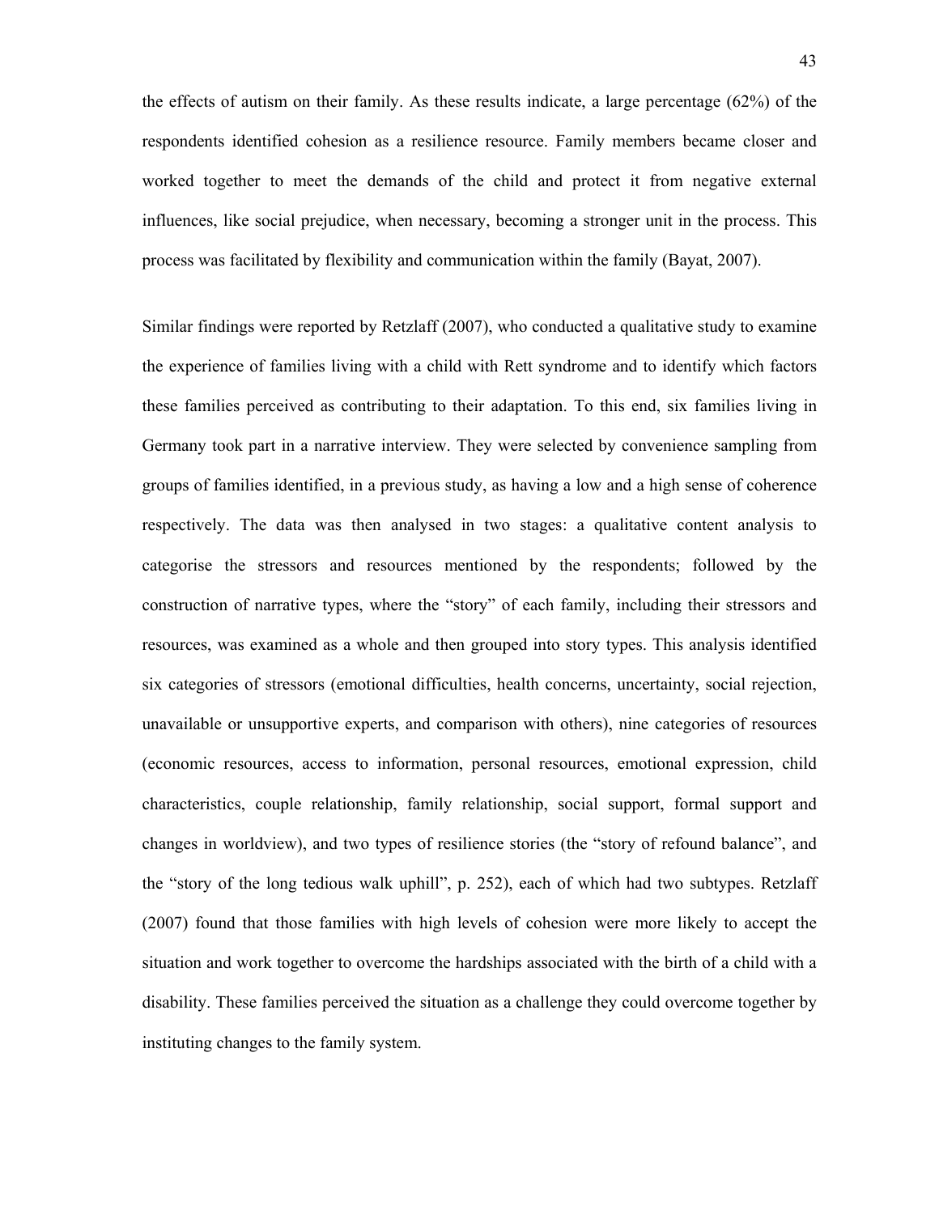the effects of autism on their family. As these results indicate, a large percentage (62%) of the respondents identified cohesion as a resilience resource. Family members became closer and worked together to meet the demands of the child and protect it from negative external influences, like social prejudice, when necessary, becoming a stronger unit in the process. This process was facilitated by flexibility and communication within the family (Bayat, 2007).

Similar findings were reported by Retzlaff (2007), who conducted a qualitative study to examine the experience of families living with a child with Rett syndrome and to identify which factors these families perceived as contributing to their adaptation. To this end, six families living in Germany took part in a narrative interview. They were selected by convenience sampling from groups of families identified, in a previous study, as having a low and a high sense of coherence respectively. The data was then analysed in two stages: a qualitative content analysis to categorise the stressors and resources mentioned by the respondents; followed by the construction of narrative types, where the "story" of each family, including their stressors and resources, was examined as a whole and then grouped into story types. This analysis identified six categories of stressors (emotional difficulties, health concerns, uncertainty, social rejection, unavailable or unsupportive experts, and comparison with others), nine categories of resources (economic resources, access to information, personal resources, emotional expression, child characteristics, couple relationship, family relationship, social support, formal support and changes in worldview), and two types of resilience stories (the "story of refound balance", and the "story of the long tedious walk uphill", p. 252), each of which had two subtypes. Retzlaff (2007) found that those families with high levels of cohesion were more likely to accept the situation and work together to overcome the hardships associated with the birth of a child with a disability. These families perceived the situation as a challenge they could overcome together by instituting changes to the family system.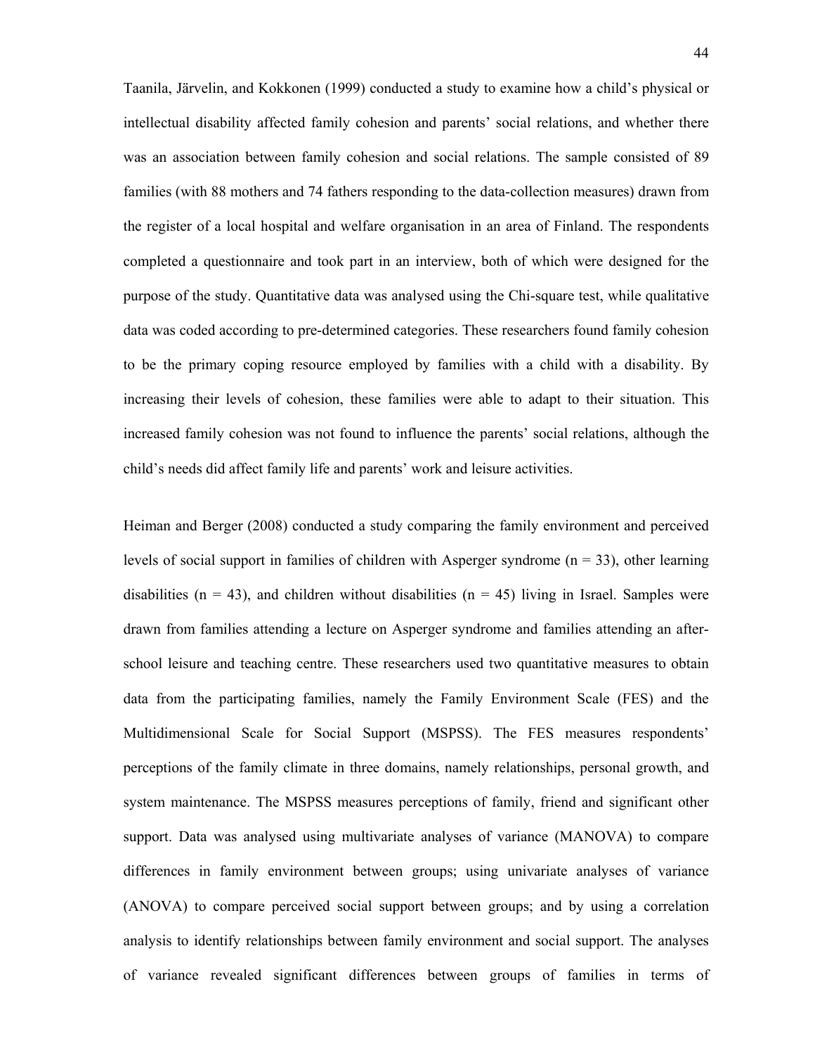Taanila, Järvelin, and Kokkonen (1999) conducted a study to examine how a child's physical or intellectual disability affected family cohesion and parents' social relations, and whether there was an association between family cohesion and social relations. The sample consisted of 89 families (with 88 mothers and 74 fathers responding to the data-collection measures) drawn from the register of a local hospital and welfare organisation in an area of Finland. The respondents completed a questionnaire and took part in an interview, both of which were designed for the purpose of the study. Quantitative data was analysed using the Chi-square test, while qualitative data was coded according to pre-determined categories. These researchers found family cohesion to be the primary coping resource employed by families with a child with a disability. By increasing their levels of cohesion, these families were able to adapt to their situation. This increased family cohesion was not found to influence the parents' social relations, although the child's needs did affect family life and parents' work and leisure activities.

Heiman and Berger (2008) conducted a study comparing the family environment and perceived levels of social support in families of children with Asperger syndrome ($n = 33$), other learning disabilities ($n = 43$), and children without disabilities ($n = 45$) living in Israel. Samples were drawn from families attending a lecture on Asperger syndrome and families attending an after-school leisure and teaching centre. These researchers used two quantitative measures to obtain data from the participating families, namely the Family Environment Scale (FES) and the Multidimensional Scale for Social Support (MSPSS). The FES measures respondents' perceptions of the family climate in three domains, namely relationships, personal growth, and system maintenance. The MSPSS measures perceptions of family, friend and significant other support. Data was analysed using multivariate analyses of variance (MANOVA) to compare differences in family environment between groups; using univariate analyses of variance (ANOVA) to compare perceived social support between groups; and by using a correlation analysis to identify relationships between family environment and social support. The analyses of variance revealed significant differences between groups of families in terms of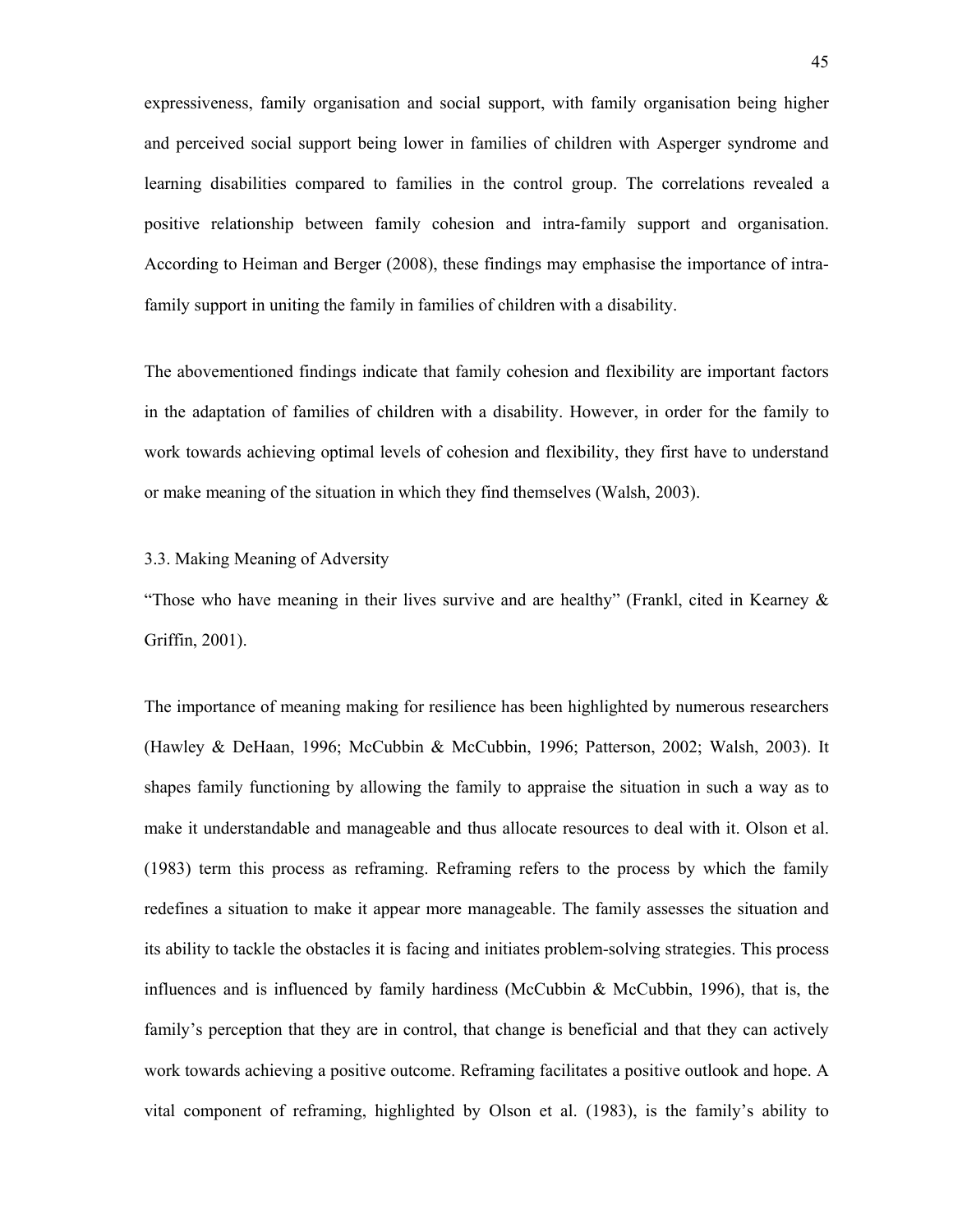expressiveness, family organisation and social support, with family organisation being higher and perceived social support being lower in families of children with Asperger syndrome and learning disabilities compared to families in the control group. The correlations revealed a positive relationship between family cohesion and intra-family support and organisation. According to Heiman and Berger (2008), these findings may emphasise the importance of intra-family support in uniting the family in families of children with a disability.

The abovementioned findings indicate that family cohesion and flexibility are important factors in the adaptation of families of children with a disability. However, in order for the family to work towards achieving optimal levels of cohesion and flexibility, they first have to understand or make meaning of the situation in which they find themselves (Walsh, 2003).

### 3.3. Making Meaning of Adversity

"Those who have meaning in their lives survive and are healthy" (Frankl, cited in Kearney & Griffin, 2001).

The importance of meaning making for resilience has been highlighted by numerous researchers (Hawley & DeHaan, 1996; McCubbin & McCubbin, 1996; Patterson, 2002; Walsh, 2003). It shapes family functioning by allowing the family to appraise the situation in such a way as to make it understandable and manageable and thus allocate resources to deal with it. Olson et al. (1983) term this process as reframing. Reframing refers to the process by which the family redefines a situation to make it appear more manageable. The family assesses the situation and its ability to tackle the obstacles it is facing and initiates problem-solving strategies. This process influences and is influenced by family hardiness (McCubbin & McCubbin, 1996), that is, the family's perception that they are in control, that change is beneficial and that they can actively work towards achieving a positive outcome. Reframing facilitates a positive outlook and hope. A vital component of reframing, highlighted by Olson et al. (1983), is the family's ability to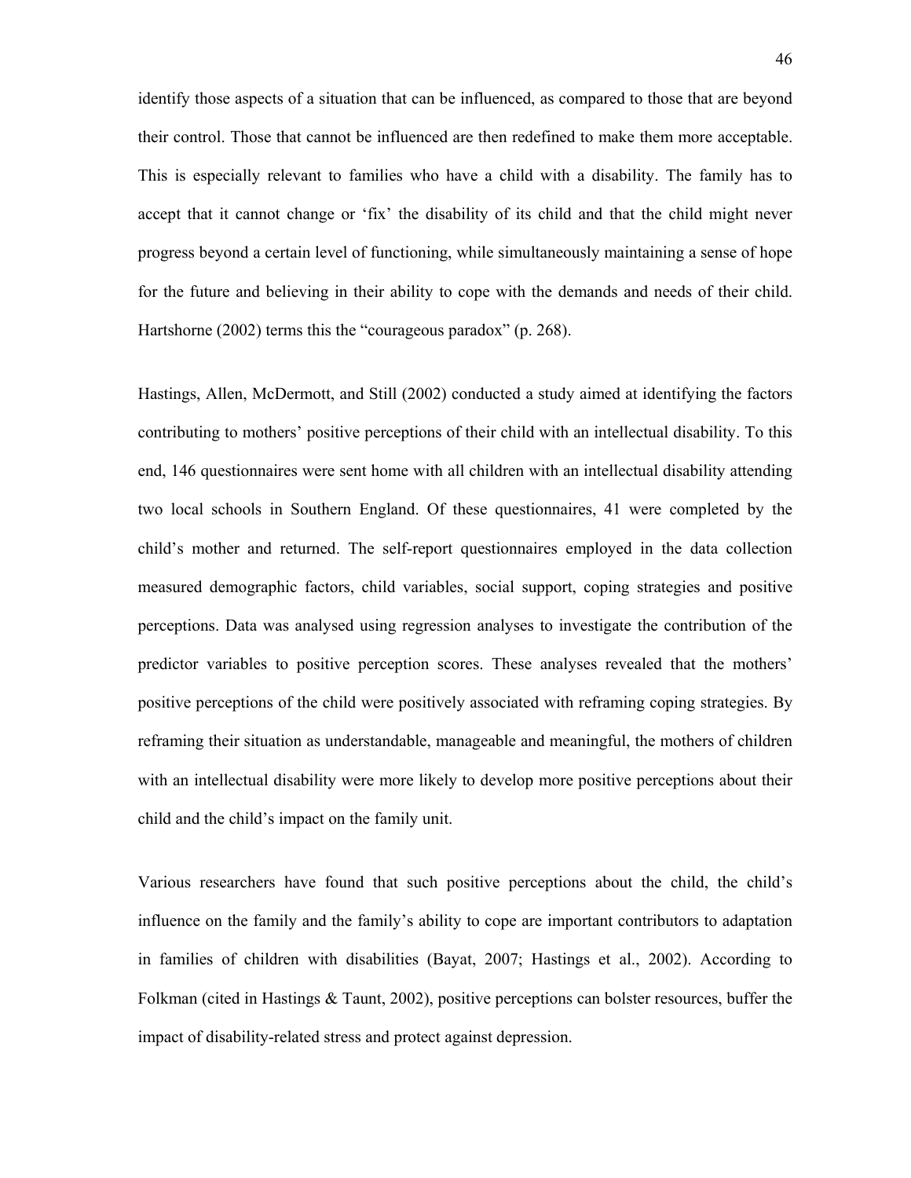identify those aspects of a situation that can be influenced, as compared to those that are beyond their control. Those that cannot be influenced are then redefined to make them more acceptable. This is especially relevant to families who have a child with a disability. The family has to accept that it cannot change or 'fix' the disability of its child and that the child might never progress beyond a certain level of functioning, while simultaneously maintaining a sense of hope for the future and believing in their ability to cope with the demands and needs of their child. Hartshorne (2002) terms this the "courageous paradox" (p. 268).

Hastings, Allen, McDermott, and Still (2002) conducted a study aimed at identifying the factors contributing to mothers' positive perceptions of their child with an intellectual disability. To this end, 146 questionnaires were sent home with all children with an intellectual disability attending two local schools in Southern England. Of these questionnaires, 41 were completed by the child's mother and returned. The self-report questionnaires employed in the data collection measured demographic factors, child variables, social support, coping strategies and positive perceptions. Data was analysed using regression analyses to investigate the contribution of the predictor variables to positive perception scores. These analyses revealed that the mothers' positive perceptions of the child were positively associated with reframing coping strategies. By reframing their situation as understandable, manageable and meaningful, the mothers of children with an intellectual disability were more likely to develop more positive perceptions about their child and the child's impact on the family unit.

Various researchers have found that such positive perceptions about the child, the child's influence on the family and the family's ability to cope are important contributors to adaptation in families of children with disabilities (Bayat, 2007; Hastings et al., 2002). According to Folkman (cited in Hastings & Taunt, 2002), positive perceptions can bolster resources, buffer the impact of disability-related stress and protect against depression.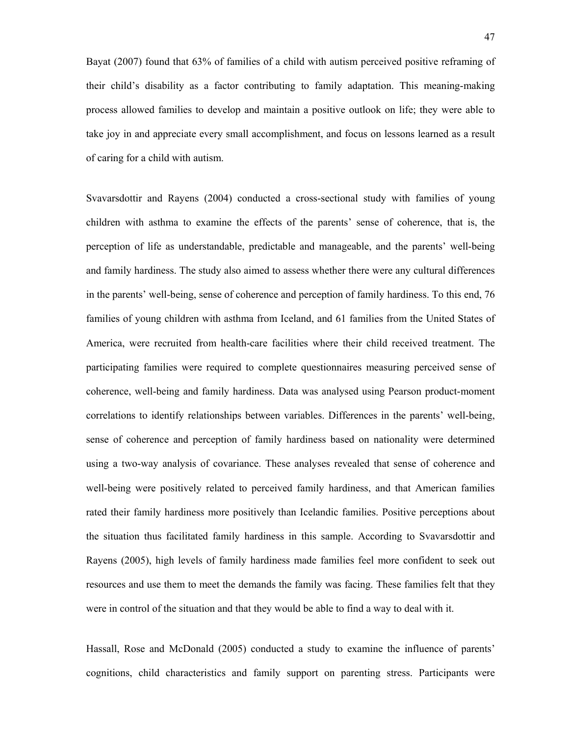Bayat (2007) found that 63% of families of a child with autism perceived positive reframing of their child's disability as a factor contributing to family adaptation. This meaning-making process allowed families to develop and maintain a positive outlook on life; they were able to take joy in and appreciate every small accomplishment, and focus on lessons learned as a result of caring for a child with autism.

Svavarsdottir and Rayens (2004) conducted a cross-sectional study with families of young children with asthma to examine the effects of the parents' sense of coherence, that is, the perception of life as understandable, predictable and manageable, and the parents' well-being and family hardiness. The study also aimed to assess whether there were any cultural differences in the parents' well-being, sense of coherence and perception of family hardiness. To this end, 76 families of young children with asthma from Iceland, and 61 families from the United States of America, were recruited from health-care facilities where their child received treatment. The participating families were required to complete questionnaires measuring perceived sense of coherence, well-being and family hardiness. Data was analysed using Pearson product-moment correlations to identify relationships between variables. Differences in the parents' well-being, sense of coherence and perception of family hardiness based on nationality were determined using a two-way analysis of covariance. These analyses revealed that sense of coherence and well-being were positively related to perceived family hardiness, and that American families rated their family hardiness more positively than Icelandic families. Positive perceptions about the situation thus facilitated family hardiness in this sample. According to Svavarsdottir and Rayens (2005), high levels of family hardiness made families feel more confident to seek out resources and use them to meet the demands the family was facing. These families felt that they were in control of the situation and that they would be able to find a way to deal with it.

Hassall, Rose and McDonald (2005) conducted a study to examine the influence of parents' cognitions, child characteristics and family support on parenting stress. Participants were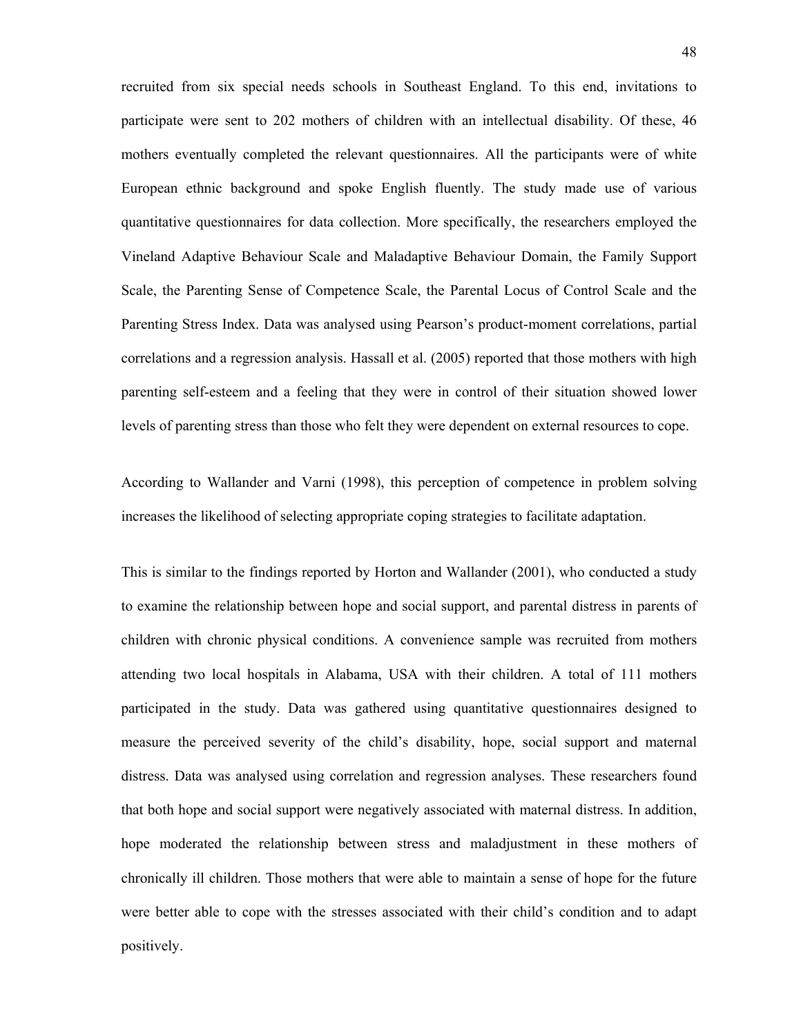recruited from six special needs schools in Southeast England. To this end, invitations to participate were sent to 202 mothers of children with an intellectual disability. Of these, 46 mothers eventually completed the relevant questionnaires. All the participants were of white European ethnic background and spoke English fluently. The study made use of various quantitative questionnaires for data collection. More specifically, the researchers employed the Vineland Adaptive Behaviour Scale and Maladaptive Behaviour Domain, the Family Support Scale, the Parenting Sense of Competence Scale, the Parental Locus of Control Scale and the Parenting Stress Index. Data was analysed using Pearson's product-moment correlations, partial correlations and a regression analysis. Hassall et al. (2005) reported that those mothers with high parenting self-esteem and a feeling that they were in control of their situation showed lower levels of parenting stress than those who felt they were dependent on external resources to cope.

According to Wallander and Varni (1998), this perception of competence in problem solving increases the likelihood of selecting appropriate coping strategies to facilitate adaptation.

This is similar to the findings reported by Horton and Wallander (2001), who conducted a study to examine the relationship between hope and social support, and parental distress in parents of children with chronic physical conditions. A convenience sample was recruited from mothers attending two local hospitals in Alabama, USA with their children. A total of 111 mothers participated in the study. Data was gathered using quantitative questionnaires designed to measure the perceived severity of the child's disability, hope, social support and maternal distress. Data was analysed using correlation and regression analyses. These researchers found that both hope and social support were negatively associated with maternal distress. In addition, hope moderated the relationship between stress and maladjustment in these mothers of chronically ill children. Those mothers that were able to maintain a sense of hope for the future were better able to cope with the stresses associated with their child's condition and to adapt positively.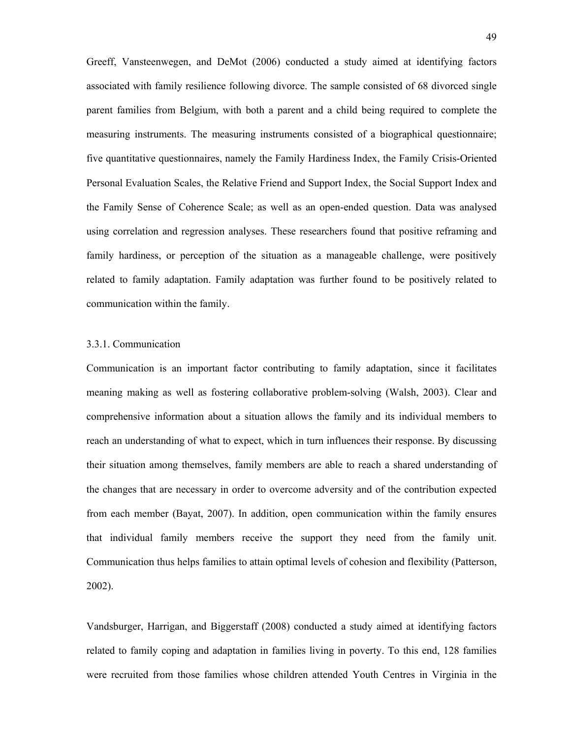Greeff, Vansteenwegen, and DeMot (2006) conducted a study aimed at identifying factors associated with family resilience following divorce. The sample consisted of 68 divorced single parent families from Belgium, with both a parent and a child being required to complete the measuring instruments. The measuring instruments consisted of a biographical questionnaire; five quantitative questionnaires, namely the Family Hardiness Index, the Family Crisis-Oriented Personal Evaluation Scales, the Relative Friend and Support Index, the Social Support Index and the Family Sense of Coherence Scale; as well as an open-ended question. Data was analysed using correlation and regression analyses. These researchers found that positive reframing and family hardiness, or perception of the situation as a manageable challenge, were positively related to family adaptation. Family adaptation was further found to be positively related to communication within the family.

### 3.3.1. Communication

Communication is an important factor contributing to family adaptation, since it facilitates meaning making as well as fostering collaborative problem-solving (Walsh, 2003). Clear and comprehensive information about a situation allows the family and its individual members to reach an understanding of what to expect, which in turn influences their response. By discussing their situation among themselves, family members are able to reach a shared understanding of the changes that are necessary in order to overcome adversity and of the contribution expected from each member (Bayat, 2007). In addition, open communication within the family ensures that individual family members receive the support they need from the family unit. Communication thus helps families to attain optimal levels of cohesion and flexibility (Patterson, 2002).

Vandsburger, Harrigan, and Biggerstaff (2008) conducted a study aimed at identifying factors related to family coping and adaptation in families living in poverty. To this end, 128 families were recruited from those families whose children attended Youth Centres in Virginia in the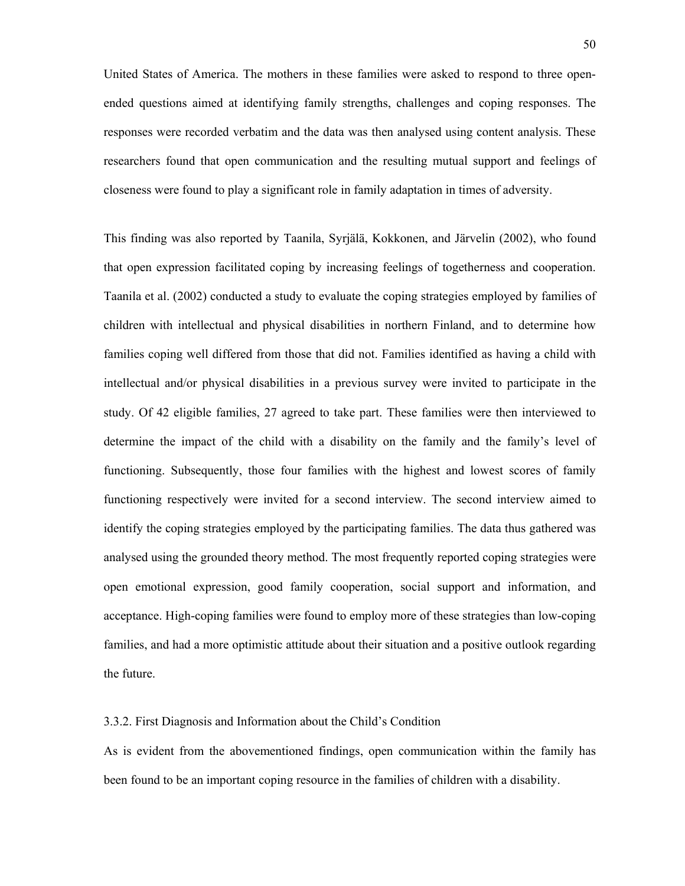United States of America. The mothers in these families were asked to respond to three open-ended questions aimed at identifying family strengths, challenges and coping responses. The responses were recorded verbatim and the data was then analysed using content analysis. These researchers found that open communication and the resulting mutual support and feelings of closeness were found to play a significant role in family adaptation in times of adversity.

This finding was also reported by Taanila, Syrjälä, Kokkonen, and Järvelin (2002), who found that open expression facilitated coping by increasing feelings of togetherness and cooperation. Taanila et al. (2002) conducted a study to evaluate the coping strategies employed by families of children with intellectual and physical disabilities in northern Finland, and to determine how families coping well differed from those that did not. Families identified as having a child with intellectual and/or physical disabilities in a previous survey were invited to participate in the study. Of 42 eligible families, 27 agreed to take part. These families were then interviewed to determine the impact of the child with a disability on the family and the family's level of functioning. Subsequently, those four families with the highest and lowest scores of family functioning respectively were invited for a second interview. The second interview aimed to identify the coping strategies employed by the participating families. The data thus gathered was analysed using the grounded theory method. The most frequently reported coping strategies were open emotional expression, good family cooperation, social support and information, and acceptance. High-coping families were found to employ more of these strategies than low-coping families, and had a more optimistic attitude about their situation and a positive outlook regarding the future.

### 3.3.2. First Diagnosis and Information about the Child's Condition

As is evident from the abovementioned findings, open communication within the family has been found to be an important coping resource in the families of children with a disability.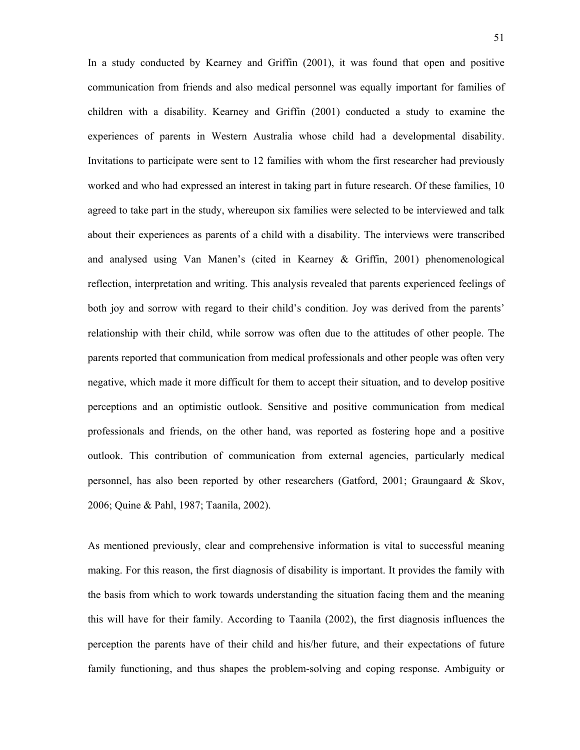In a study conducted by Kearney and Griffin (2001), it was found that open and positive communication from friends and also medical personnel was equally important for families of children with a disability. Kearney and Griffin (2001) conducted a study to examine the experiences of parents in Western Australia whose child had a developmental disability. Invitations to participate were sent to 12 families with whom the first researcher had previously worked and who had expressed an interest in taking part in future research. Of these families, 10 agreed to take part in the study, whereupon six families were selected to be interviewed and talk about their experiences as parents of a child with a disability. The interviews were transcribed and analysed using Van Manen's (cited in Kearney & Griffin, 2001) phenomenological reflection, interpretation and writing. This analysis revealed that parents experienced feelings of both joy and sorrow with regard to their child's condition. Joy was derived from the parents' relationship with their child, while sorrow was often due to the attitudes of other people. The parents reported that communication from medical professionals and other people was often very negative, which made it more difficult for them to accept their situation, and to develop positive perceptions and an optimistic outlook. Sensitive and positive communication from medical professionals and friends, on the other hand, was reported as fostering hope and a positive outlook. This contribution of communication from external agencies, particularly medical personnel, has also been reported by other researchers (Gatford, 2001; Graungaard & Skov, 2006; Quine & Pahl, 1987; Taanila, 2002).

As mentioned previously, clear and comprehensive information is vital to successful meaning making. For this reason, the first diagnosis of disability is important. It provides the family with the basis from which to work towards understanding the situation facing them and the meaning this will have for their family. According to Taanila (2002), the first diagnosis influences the perception the parents have of their child and his/her future, and their expectations of future family functioning, and thus shapes the problem-solving and coping response. Ambiguity or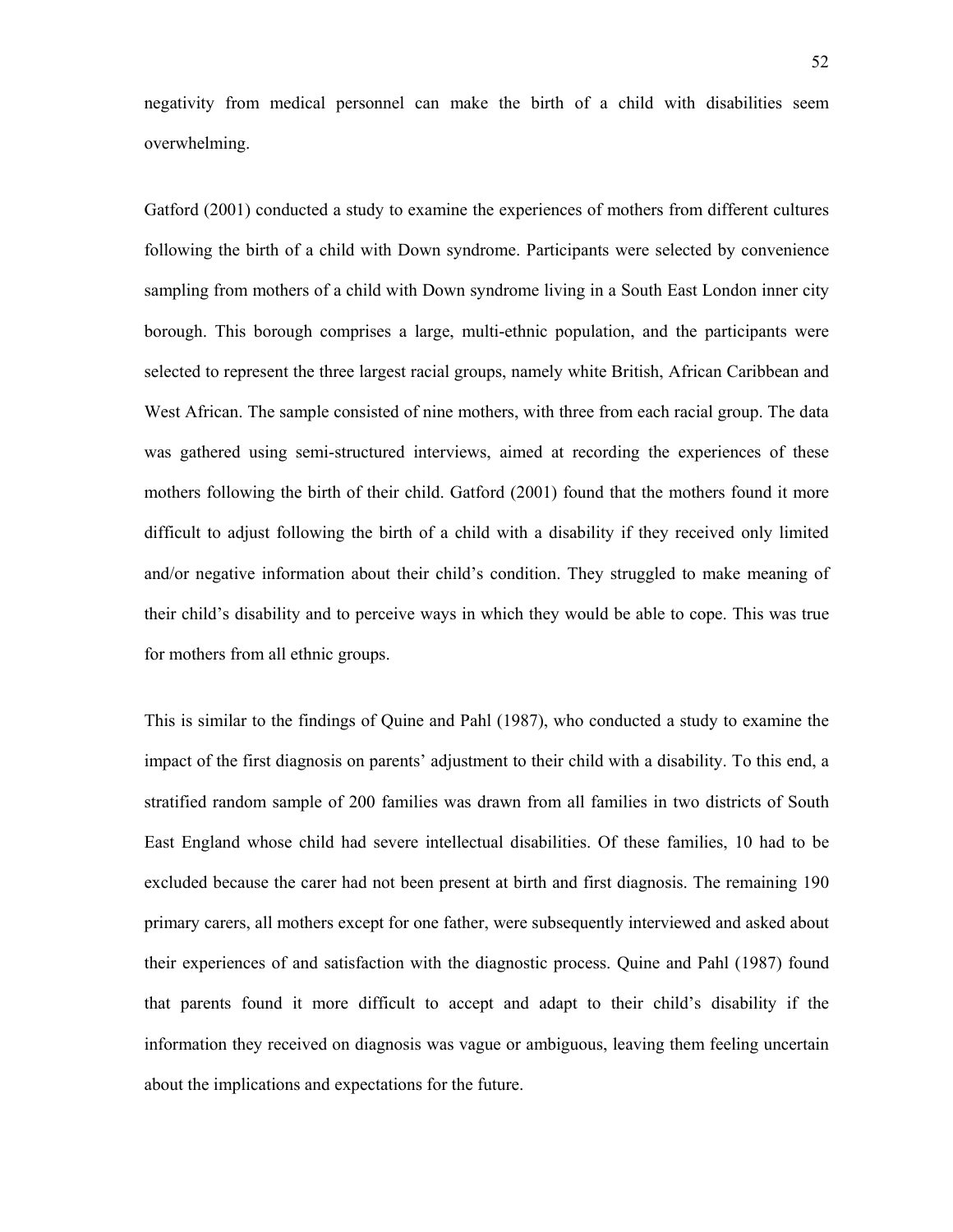negativity from medical personnel can make the birth of a child with disabilities seem overwhelming.

Gatford (2001) conducted a study to examine the experiences of mothers from different cultures following the birth of a child with Down syndrome. Participants were selected by convenience sampling from mothers of a child with Down syndrome living in a South East London inner city borough. This borough comprises a large, multi-ethnic population, and the participants were selected to represent the three largest racial groups, namely white British, African Caribbean and West African. The sample consisted of nine mothers, with three from each racial group. The data was gathered using semi-structured interviews, aimed at recording the experiences of these mothers following the birth of their child. Gatford (2001) found that the mothers found it more difficult to adjust following the birth of a child with a disability if they received only limited and/or negative information about their child's condition. They struggled to make meaning of their child's disability and to perceive ways in which they would be able to cope. This was true for mothers from all ethnic groups.

This is similar to the findings of Quine and Pahl (1987), who conducted a study to examine the impact of the first diagnosis on parents' adjustment to their child with a disability. To this end, a stratified random sample of 200 families was drawn from all families in two districts of South East England whose child had severe intellectual disabilities. Of these families, 10 had to be excluded because the carer had not been present at birth and first diagnosis. The remaining 190 primary carers, all mothers except for one father, were subsequently interviewed and asked about their experiences of and satisfaction with the diagnostic process. Quine and Pahl (1987) found that parents found it more difficult to accept and adapt to their child's disability if the information they received on diagnosis was vague or ambiguous, leaving them feeling uncertain about the implications and expectations for the future.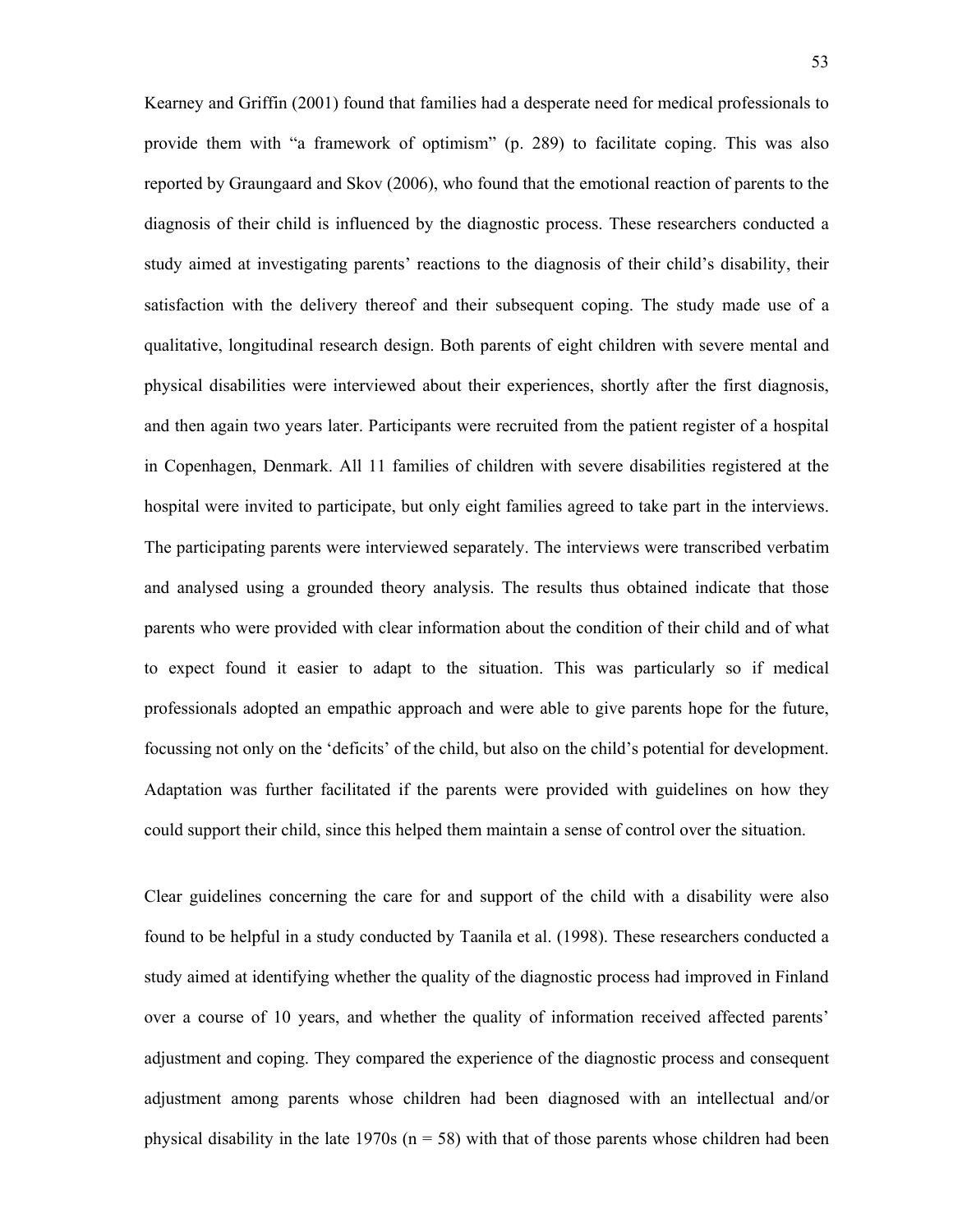Kearney and Griffin (2001) found that families had a desperate need for medical professionals to provide them with "a framework of optimism" (p. 289) to facilitate coping. This was also reported by Graungaard and Skov (2006), who found that the emotional reaction of parents to the diagnosis of their child is influenced by the diagnostic process. These researchers conducted a study aimed at investigating parents' reactions to the diagnosis of their child's disability, their satisfaction with the delivery thereof and their subsequent coping. The study made use of a qualitative, longitudinal research design. Both parents of eight children with severe mental and physical disabilities were interviewed about their experiences, shortly after the first diagnosis, and then again two years later. Participants were recruited from the patient register of a hospital in Copenhagen, Denmark. All 11 families of children with severe disabilities registered at the hospital were invited to participate, but only eight families agreed to take part in the interviews. The participating parents were interviewed separately. The interviews were transcribed verbatim and analysed using a grounded theory analysis. The results thus obtained indicate that those parents who were provided with clear information about the condition of their child and of what to expect found it easier to adapt to the situation. This was particularly so if medical professionals adopted an empathic approach and were able to give parents hope for the future, focussing not only on the 'deficits' of the child, but also on the child's potential for development. Adaptation was further facilitated if the parents were provided with guidelines on how they could support their child, since this helped them maintain a sense of control over the situation.

Clear guidelines concerning the care for and support of the child with a disability were also found to be helpful in a study conducted by Taanila et al. (1998). These researchers conducted a study aimed at identifying whether the quality of the diagnostic process had improved in Finland over a course of 10 years, and whether the quality of information received affected parents' adjustment and coping. They compared the experience of the diagnostic process and consequent adjustment among parents whose children had been diagnosed with an intellectual and/or physical disability in the late 1970s (n = 58) with that of those parents whose children had been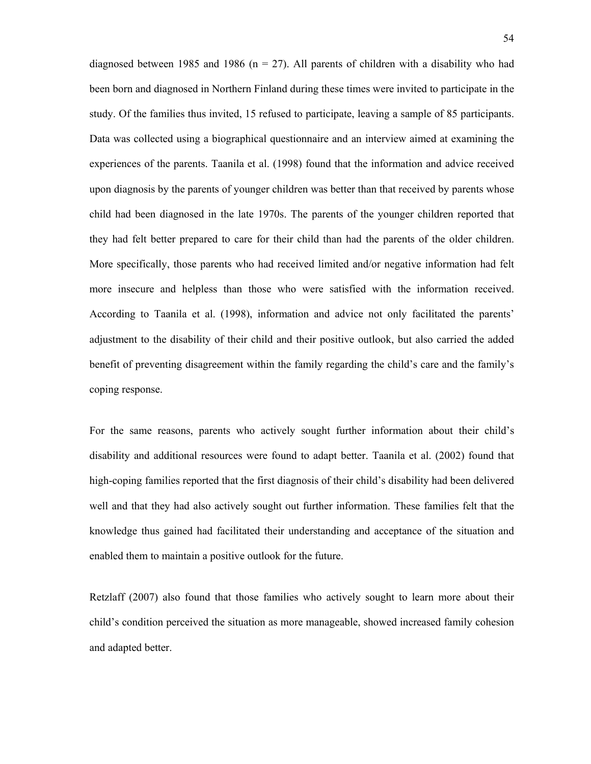diagnosed between 1985 and 1986 (n = 27). All parents of children with a disability who had been born and diagnosed in Northern Finland during these times were invited to participate in the study. Of the families thus invited, 15 refused to participate, leaving a sample of 85 participants. Data was collected using a biographical questionnaire and an interview aimed at examining the experiences of the parents. Taanila et al. (1998) found that the information and advice received upon diagnosis by the parents of younger children was better than that received by parents whose child had been diagnosed in the late 1970s. The parents of the younger children reported that they had felt better prepared to care for their child than had the parents of the older children. More specifically, those parents who had received limited and/or negative information had felt more insecure and helpless than those who were satisfied with the information received. According to Taanila et al. (1998), information and advice not only facilitated the parents' adjustment to the disability of their child and their positive outlook, but also carried the added benefit of preventing disagreement within the family regarding the child's care and the family's coping response.

For the same reasons, parents who actively sought further information about their child's disability and additional resources were found to adapt better. Taanila et al. (2002) found that high-coping families reported that the first diagnosis of their child's disability had been delivered well and that they had also actively sought out further information. These families felt that the knowledge thus gained had facilitated their understanding and acceptance of the situation and enabled them to maintain a positive outlook for the future.

Retzlaff (2007) also found that those families who actively sought to learn more about their child's condition perceived the situation as more manageable, showed increased family cohesion and adapted better.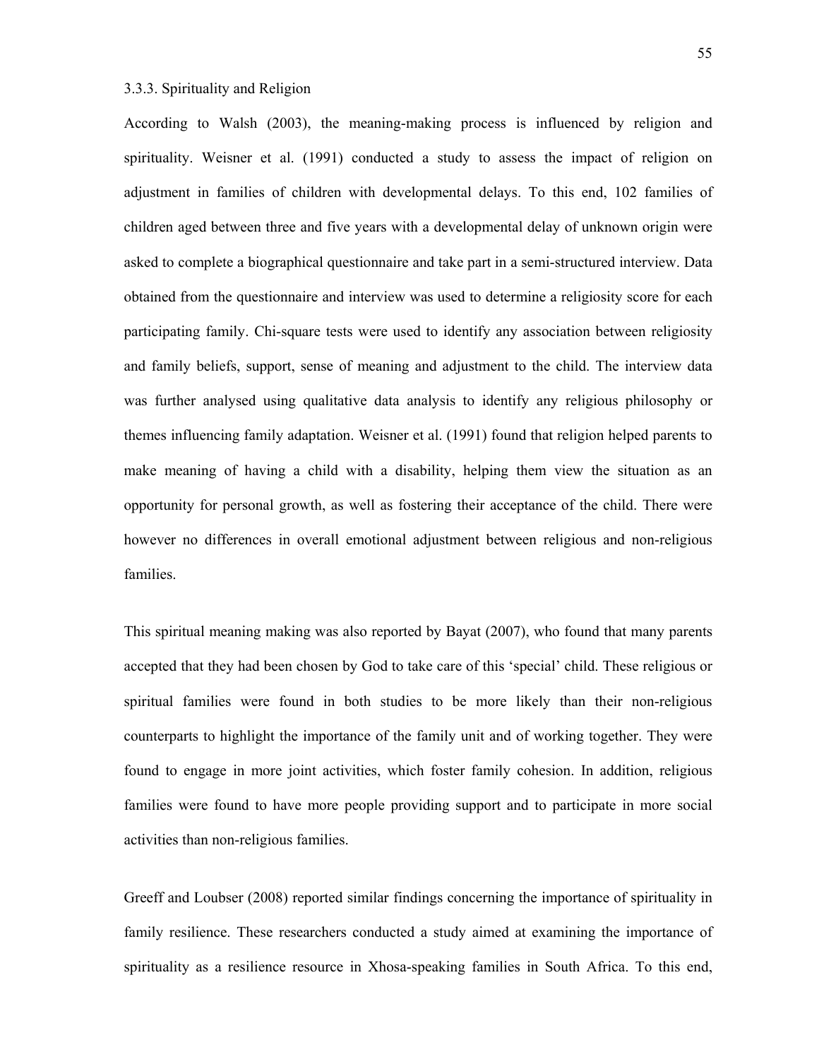### 3.3.3. Spirituality and Religion

According to Walsh (2003), the meaning-making process is influenced by religion and spirituality. Weisner et al. (1991) conducted a study to assess the impact of religion on adjustment in families of children with developmental delays. To this end, 102 families of children aged between three and five years with a developmental delay of unknown origin were asked to complete a biographical questionnaire and take part in a semi-structured interview. Data obtained from the questionnaire and interview was used to determine a religiosity score for each participating family. Chi-square tests were used to identify any association between religiosity and family beliefs, support, sense of meaning and adjustment to the child. The interview data was further analysed using qualitative data analysis to identify any religious philosophy or themes influencing family adaptation. Weisner et al. (1991) found that religion helped parents to make meaning of having a child with a disability, helping them view the situation as an opportunity for personal growth, as well as fostering their acceptance of the child. There were however no differences in overall emotional adjustment between religious and non-religious families.

This spiritual meaning making was also reported by Bayat (2007), who found that many parents accepted that they had been chosen by God to take care of this 'special' child. These religious or spiritual families were found in both studies to be more likely than their non-religious counterparts to highlight the importance of the family unit and of working together. They were found to engage in more joint activities, which foster family cohesion. In addition, religious families were found to have more people providing support and to participate in more social activities than non-religious families.

Greeff and Loubser (2008) reported similar findings concerning the importance of spirituality in family resilience. These researchers conducted a study aimed at examining the importance of spirituality as a resilience resource in Xhosa-speaking families in South Africa. To this end,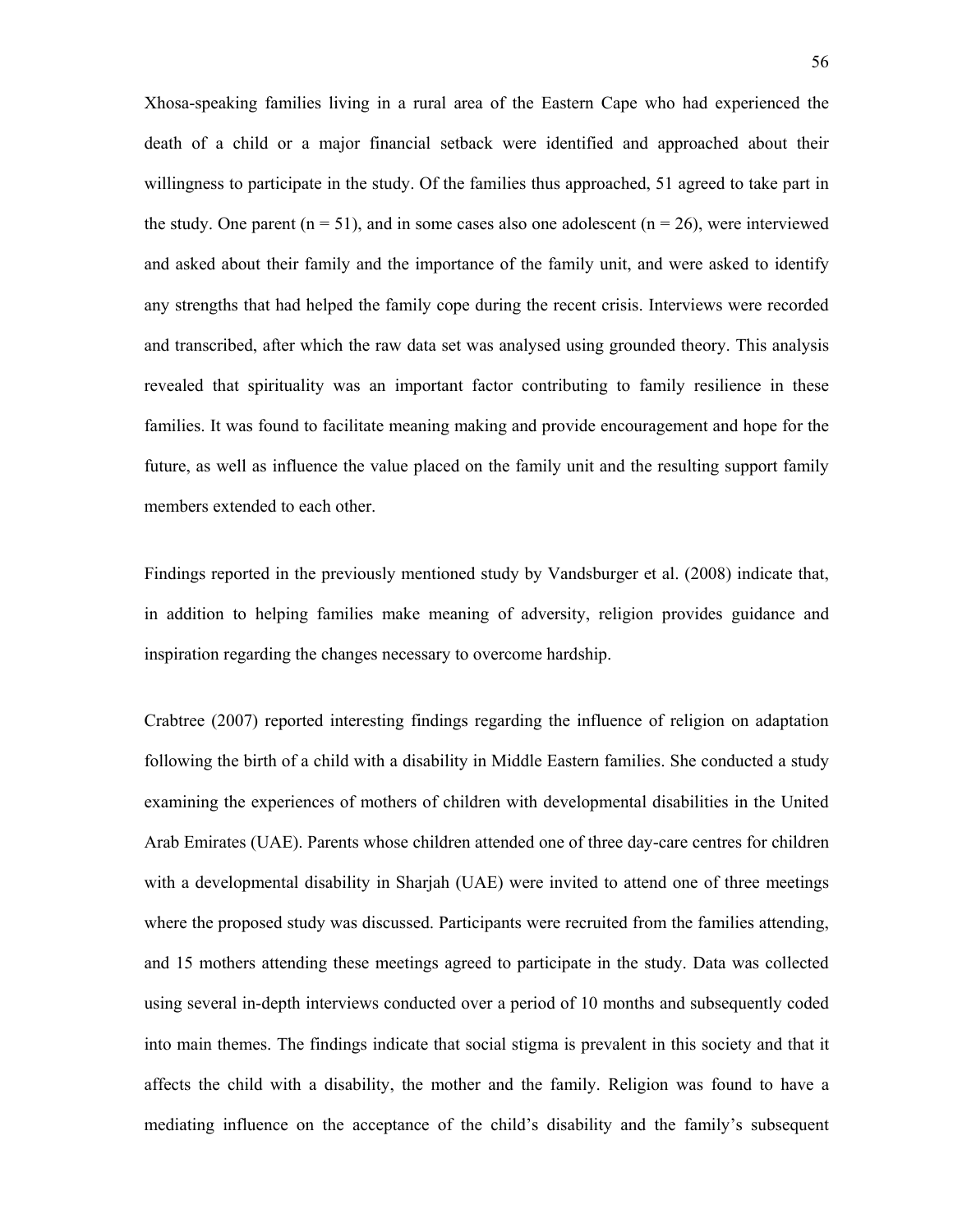Xhosa-speaking families living in a rural area of the Eastern Cape who had experienced the death of a child or a major financial setback were identified and approached about their willingness to participate in the study. Of the families thus approached, 51 agreed to take part in the study. One parent ($n = 51$), and in some cases also one adolescent ($n = 26$), were interviewed and asked about their family and the importance of the family unit, and were asked to identify any strengths that had helped the family cope during the recent crisis. Interviews were recorded and transcribed, after which the raw data set was analysed using grounded theory. This analysis revealed that spirituality was an important factor contributing to family resilience in these families. It was found to facilitate meaning making and provide encouragement and hope for the future, as well as influence the value placed on the family unit and the resulting support family members extended to each other.

Findings reported in the previously mentioned study by Vandsburger et al. (2008) indicate that, in addition to helping families make meaning of adversity, religion provides guidance and inspiration regarding the changes necessary to overcome hardship.

Crabtree (2007) reported interesting findings regarding the influence of religion on adaptation following the birth of a child with a disability in Middle Eastern families. She conducted a study examining the experiences of mothers of children with developmental disabilities in the United Arab Emirates (UAE). Parents whose children attended one of three day-care centres for children with a developmental disability in Sharjah (UAE) were invited to attend one of three meetings where the proposed study was discussed. Participants were recruited from the families attending, and 15 mothers attending these meetings agreed to participate in the study. Data was collected using several in-depth interviews conducted over a period of 10 months and subsequently coded into main themes. The findings indicate that social stigma is prevalent in this society and that it affects the child with a disability, the mother and the family. Religion was found to have a mediating influence on the acceptance of the child's disability and the family's subsequent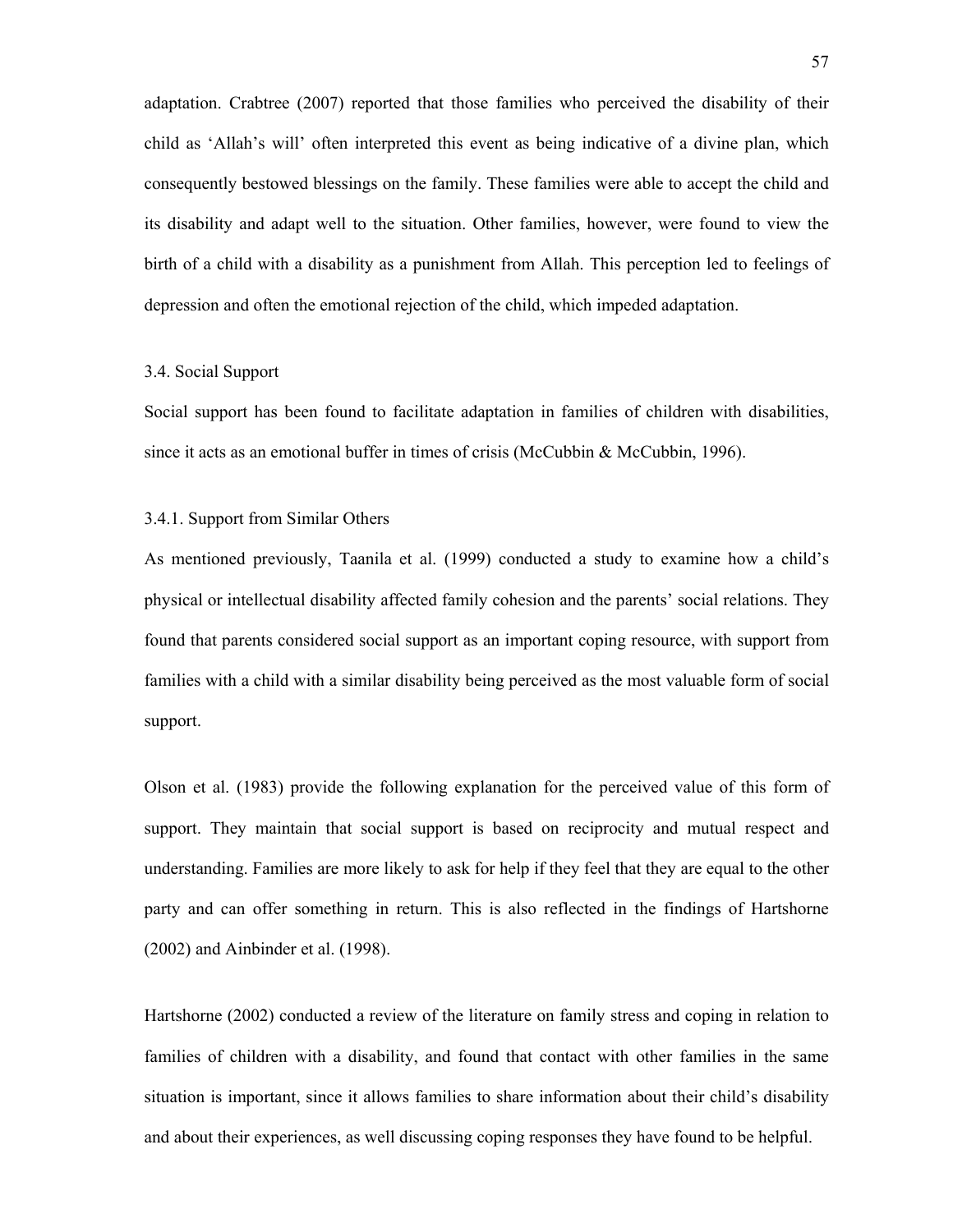adaptation. Crabtree (2007) reported that those families who perceived the disability of their child as 'Allah's will' often interpreted this event as being indicative of a divine plan, which consequently bestowed blessings on the family. These families were able to accept the child and its disability and adapt well to the situation. Other families, however, were found to view the birth of a child with a disability as a punishment from Allah. This perception led to feelings of depression and often the emotional rejection of the child, which impeded adaptation.

### 3.4. Social Support

Social support has been found to facilitate adaptation in families of children with disabilities, since it acts as an emotional buffer in times of crisis (McCubbin & McCubbin, 1996).

#### 3.4.1. Support from Similar Others

As mentioned previously, Taanila et al. (1999) conducted a study to examine how a child's physical or intellectual disability affected family cohesion and the parents' social relations. They found that parents considered social support as an important coping resource, with support from families with a child with a similar disability being perceived as the most valuable form of social support.

Olson et al. (1983) provide the following explanation for the perceived value of this form of support. They maintain that social support is based on reciprocity and mutual respect and understanding. Families are more likely to ask for help if they feel that they are equal to the other party and can offer something in return. This is also reflected in the findings of Hartshorne (2002) and Ainbinder et al. (1998).

Hartshorne (2002) conducted a review of the literature on family stress and coping in relation to families of children with a disability, and found that contact with other families in the same situation is important, since it allows families to share information about their child's disability and about their experiences, as well discussing coping responses they have found to be helpful.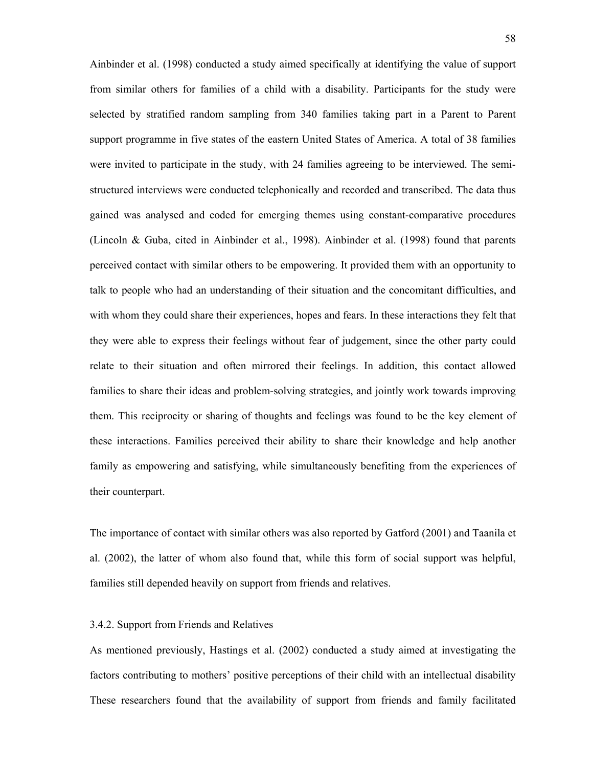Ainbinder et al. (1998) conducted a study aimed specifically at identifying the value of support from similar others for families of a child with a disability. Participants for the study were selected by stratified random sampling from 340 families taking part in a Parent to Parent support programme in five states of the eastern United States of America. A total of 38 families were invited to participate in the study, with 24 families agreeing to be interviewed. The semi-structured interviews were conducted telephonically and recorded and transcribed. The data thus gained was analysed and coded for emerging themes using constant-comparative procedures (Lincoln & Guba, cited in Ainbinder et al., 1998). Ainbinder et al. (1998) found that parents perceived contact with similar others to be empowering. It provided them with an opportunity to talk to people who had an understanding of their situation and the concomitant difficulties, and with whom they could share their experiences, hopes and fears. In these interactions they felt that they were able to express their feelings without fear of judgement, since the other party could relate to their situation and often mirrored their feelings. In addition, this contact allowed families to share their ideas and problem-solving strategies, and jointly work towards improving them. This reciprocity or sharing of thoughts and feelings was found to be the key element of these interactions. Families perceived their ability to share their knowledge and help another family as empowering and satisfying, while simultaneously benefiting from the experiences of their counterpart.

The importance of contact with similar others was also reported by Gatford (2001) and Taanila et al. (2002), the latter of whom also found that, while this form of social support was helpful, families still depended heavily on support from friends and relatives.

### 3.4.2. Support from Friends and Relatives

As mentioned previously, Hastings et al. (2002) conducted a study aimed at investigating the factors contributing to mothers' positive perceptions of their child with an intellectual disability These researchers found that the availability of support from friends and family facilitated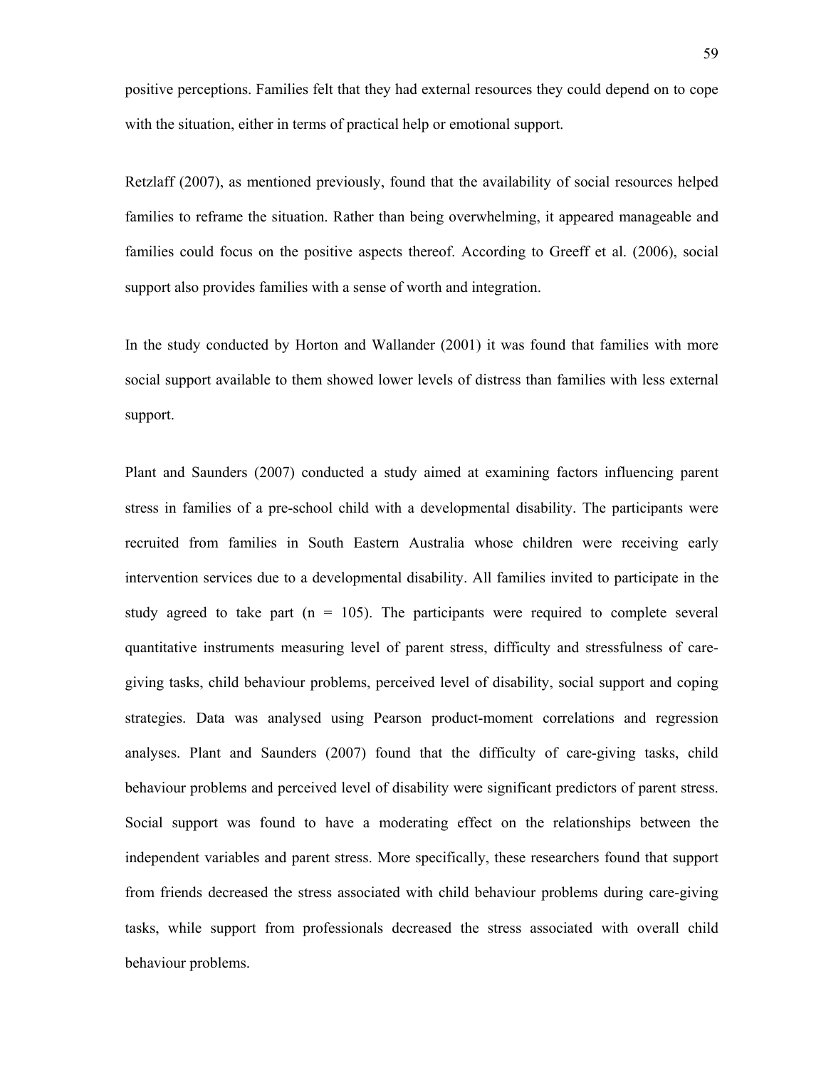positive perceptions. Families felt that they had external resources they could depend on to cope with the situation, either in terms of practical help or emotional support.

Retzlaff (2007), as mentioned previously, found that the availability of social resources helped families to reframe the situation. Rather than being overwhelming, it appeared manageable and families could focus on the positive aspects thereof. According to Greeff et al. (2006), social support also provides families with a sense of worth and integration.

In the study conducted by Horton and Wallander (2001) it was found that families with more social support available to them showed lower levels of distress than families with less external support.

Plant and Saunders (2007) conducted a study aimed at examining factors influencing parent stress in families of a pre-school child with a developmental disability. The participants were recruited from families in South Eastern Australia whose children were receiving early intervention services due to a developmental disability. All families invited to participate in the study agreed to take part (n = 105). The participants were required to complete several quantitative instruments measuring level of parent stress, difficulty and stressfulness of care-giving tasks, child behaviour problems, perceived level of disability, social support and coping strategies. Data was analysed using Pearson product-moment correlations and regression analyses. Plant and Saunders (2007) found that the difficulty of care-giving tasks, child behaviour problems and perceived level of disability were significant predictors of parent stress. Social support was found to have a moderating effect on the relationships between the independent variables and parent stress. More specifically, these researchers found that support from friends decreased the stress associated with child behaviour problems during care-giving tasks, while support from professionals decreased the stress associated with overall child behaviour problems.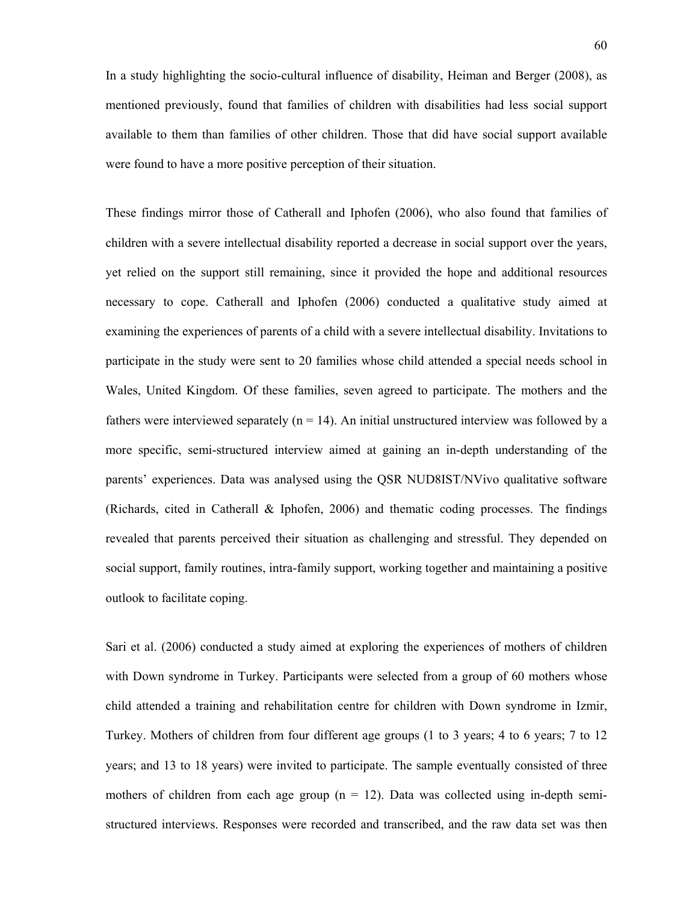In a study highlighting the socio-cultural influence of disability, Heiman and Berger (2008), as mentioned previously, found that families of children with disabilities had less social support available to them than families of other children. Those that did have social support available were found to have a more positive perception of their situation.

These findings mirror those of Catherall and Iphofen (2006), who also found that families of children with a severe intellectual disability reported a decrease in social support over the years, yet relied on the support still remaining, since it provided the hope and additional resources necessary to cope. Catherall and Iphofen (2006) conducted a qualitative study aimed at examining the experiences of parents of a child with a severe intellectual disability. Invitations to participate in the study were sent to 20 families whose child attended a special needs school in Wales, United Kingdom. Of these families, seven agreed to participate. The mothers and the fathers were interviewed separately (n = 14). An initial unstructured interview was followed by a more specific, semi-structured interview aimed at gaining an in-depth understanding of the parents' experiences. Data was analysed using the QSR NUD8IST/NVivo qualitative software (Richards, cited in Catherall & Iphofen, 2006) and thematic coding processes. The findings revealed that parents perceived their situation as challenging and stressful. They depended on social support, family routines, intra-family support, working together and maintaining a positive outlook to facilitate coping.

Sari et al. (2006) conducted a study aimed at exploring the experiences of mothers of children with Down syndrome in Turkey. Participants were selected from a group of 60 mothers whose child attended a training and rehabilitation centre for children with Down syndrome in Izmir, Turkey. Mothers of children from four different age groups (1 to 3 years; 4 to 6 years; 7 to 12 years; and 13 to 18 years) were invited to participate. The sample eventually consisted of three mothers of children from each age group (n = 12). Data was collected using in-depth semi-structured interviews. Responses were recorded and transcribed, and the raw data set was then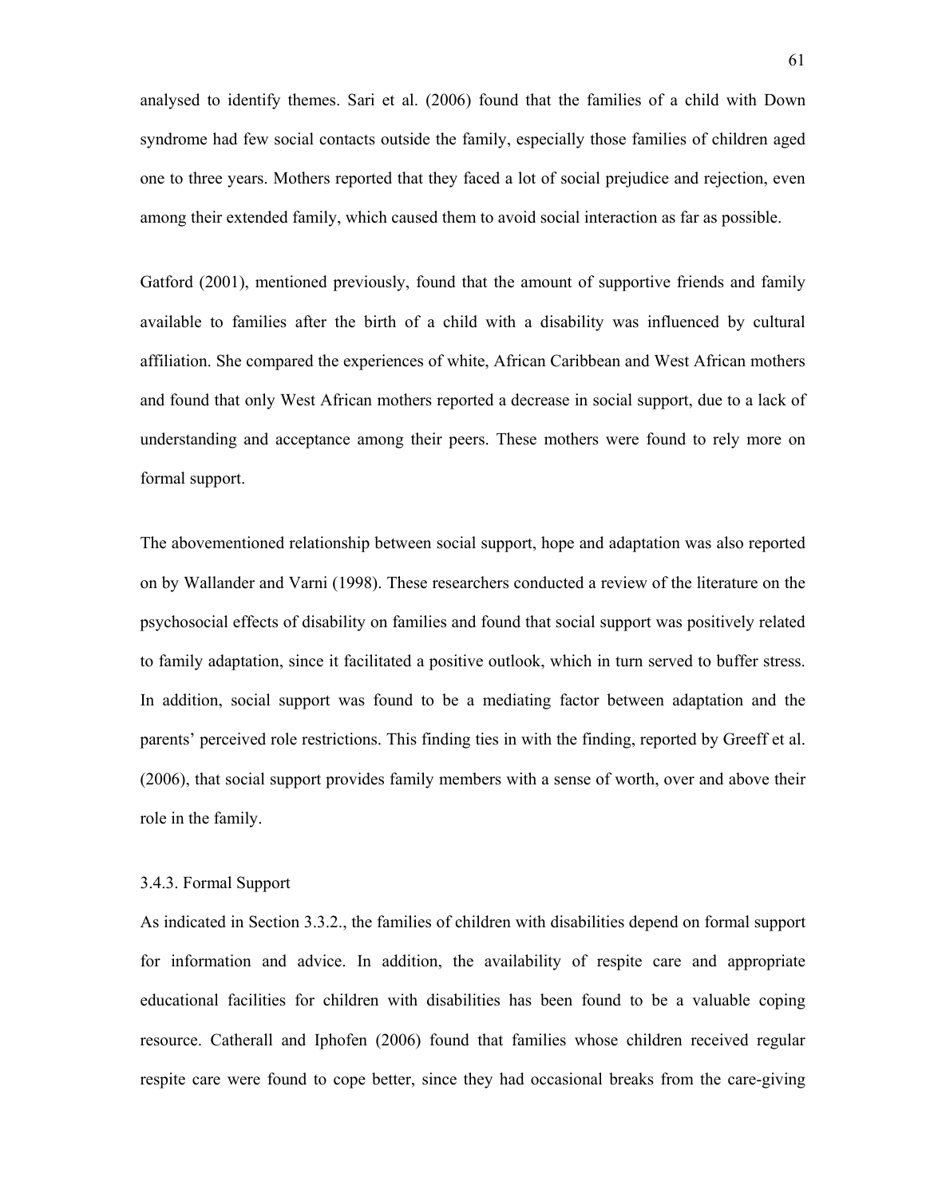analysed to identify themes. Sari et al. (2006) found that the families of a child with Down syndrome had few social contacts outside the family, especially those families of children aged one to three years. Mothers reported that they faced a lot of social prejudice and rejection, even among their extended family, which caused them to avoid social interaction as far as possible.

Gatford (2001), mentioned previously, found that the amount of supportive friends and family available to families after the birth of a child with a disability was influenced by cultural affiliation. She compared the experiences of white, African Caribbean and West African mothers and found that only West African mothers reported a decrease in social support, due to a lack of understanding and acceptance among their peers. These mothers were found to rely more on formal support.

The abovementioned relationship between social support, hope and adaptation was also reported on by Wallander and Varni (1998). These researchers conducted a review of the literature on the psychosocial effects of disability on families and found that social support was positively related to family adaptation, since it facilitated a positive outlook, which in turn served to buffer stress. In addition, social support was found to be a mediating factor between adaptation and the parents' perceived role restrictions. This finding ties in with the finding, reported by Greeff et al. (2006), that social support provides family members with a sense of worth, over and above their role in the family.

### 3.4.3. Formal Support

As indicated in Section 3.3.2., the families of children with disabilities depend on formal support for information and advice. In addition, the availability of respite care and appropriate educational facilities for children with disabilities has been found to be a valuable coping resource. Catherall and Iphofen (2006) found that families whose children received regular respite care were found to cope better, since they had occasional breaks from the care-giving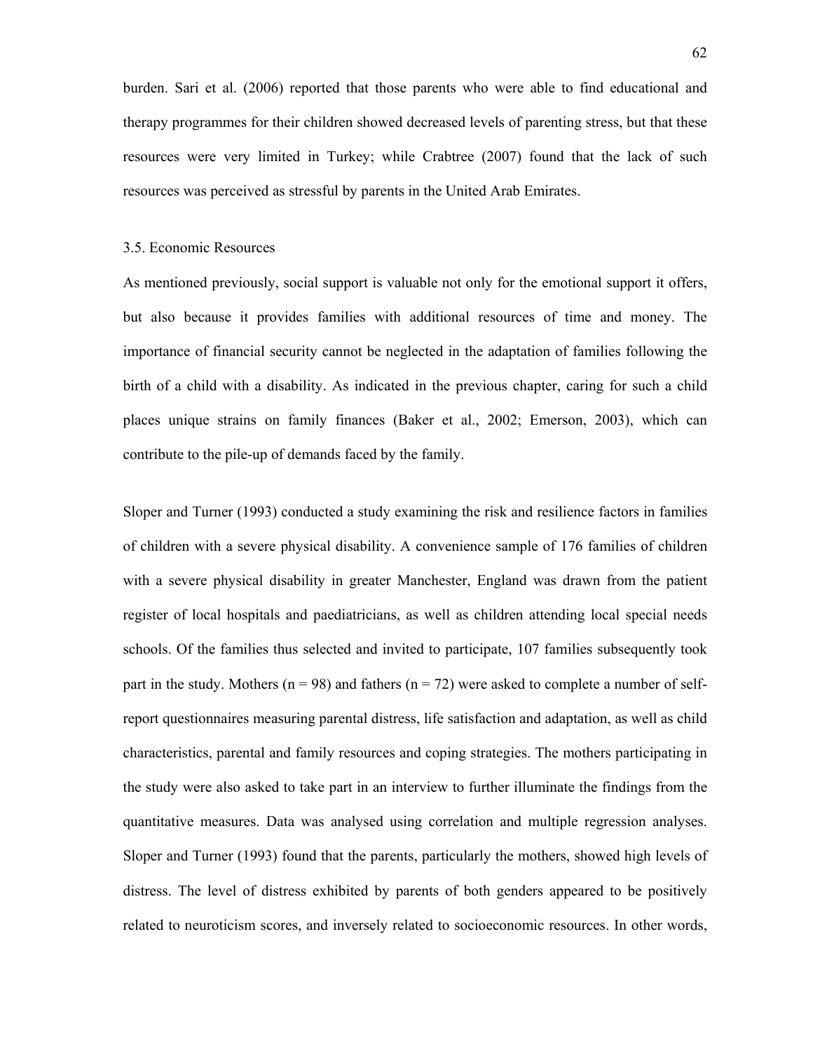burden. Sari et al. (2006) reported that those parents who were able to find educational and therapy programmes for their children showed decreased levels of parenting stress, but that these resources were very limited in Turkey; while Crabtree (2007) found that the lack of such resources was perceived as stressful by parents in the United Arab Emirates.

### 3.5. Economic Resources

As mentioned previously, social support is valuable not only for the emotional support it offers, but also because it provides families with additional resources of time and money. The importance of financial security cannot be neglected in the adaptation of families following the birth of a child with a disability. As indicated in the previous chapter, caring for such a child places unique strains on family finances (Baker et al., 2002; Emerson, 2003), which can contribute to the pile-up of demands faced by the family.

Sloper and Turner (1993) conducted a study examining the risk and resilience factors in families of children with a severe physical disability. A convenience sample of 176 families of children with a severe physical disability in greater Manchester, England was drawn from the patient register of local hospitals and paediatricians, as well as children attending local special needs schools. Of the families thus selected and invited to participate, 107 families subsequently took part in the study. Mothers (n = 98) and fathers (n = 72) were asked to complete a number of self-report questionnaires measuring parental distress, life satisfaction and adaptation, as well as child characteristics, parental and family resources and coping strategies. The mothers participating in the study were also asked to take part in an interview to further illuminate the findings from the quantitative measures. Data was analysed using correlation and multiple regression analyses. Sloper and Turner (1993) found that the parents, particularly the mothers, showed high levels of distress. The level of distress exhibited by parents of both genders appeared to be positively related to neuroticism scores, and inversely related to socioeconomic resources. In other words,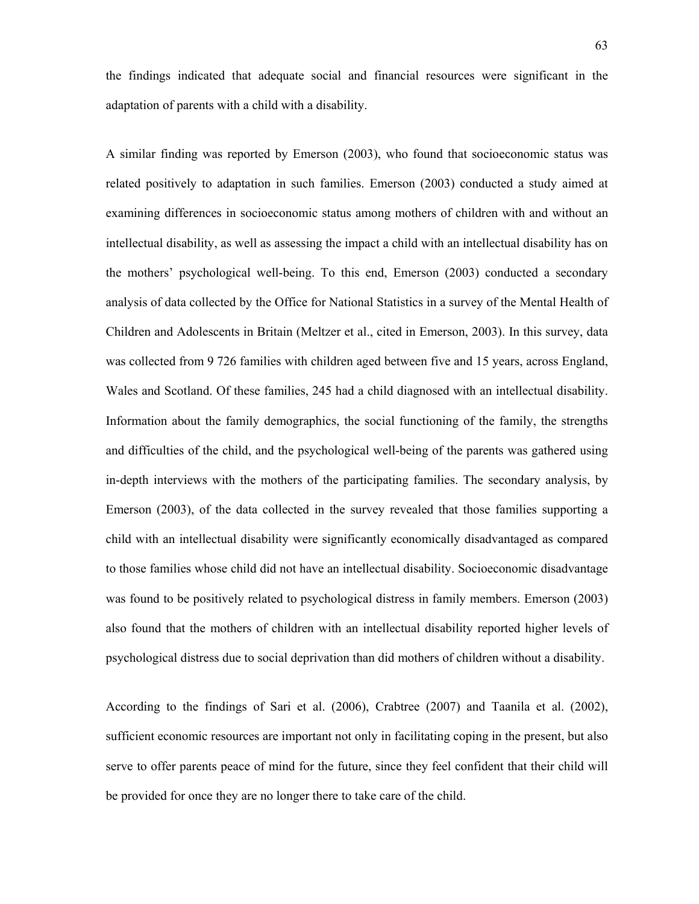the findings indicated that adequate social and financial resources were significant in the adaptation of parents with a child with a disability.

A similar finding was reported by Emerson (2003), who found that socioeconomic status was related positively to adaptation in such families. Emerson (2003) conducted a study aimed at examining differences in socioeconomic status among mothers of children with and without an intellectual disability, as well as assessing the impact a child with an intellectual disability has on the mothers' psychological well-being. To this end, Emerson (2003) conducted a secondary analysis of data collected by the Office for National Statistics in a survey of the Mental Health of Children and Adolescents in Britain (Meltzer et al., cited in Emerson, 2003). In this survey, data was collected from 9 726 families with children aged between five and 15 years, across England, Wales and Scotland. Of these families, 245 had a child diagnosed with an intellectual disability. Information about the family demographics, the social functioning of the family, the strengths and difficulties of the child, and the psychological well-being of the parents was gathered using in-depth interviews with the mothers of the participating families. The secondary analysis, by Emerson (2003), of the data collected in the survey revealed that those families supporting a child with an intellectual disability were significantly economically disadvantaged as compared to those families whose child did not have an intellectual disability. Socioeconomic disadvantage was found to be positively related to psychological distress in family members. Emerson (2003) also found that the mothers of children with an intellectual disability reported higher levels of psychological distress due to social deprivation than did mothers of children without a disability.

According to the findings of Sari et al. (2006), Crabtree (2007) and Taanila et al. (2002), sufficient economic resources are important not only in facilitating coping in the present, but also serve to offer parents peace of mind for the future, since they feel confident that their child will be provided for once they are no longer there to take care of the child.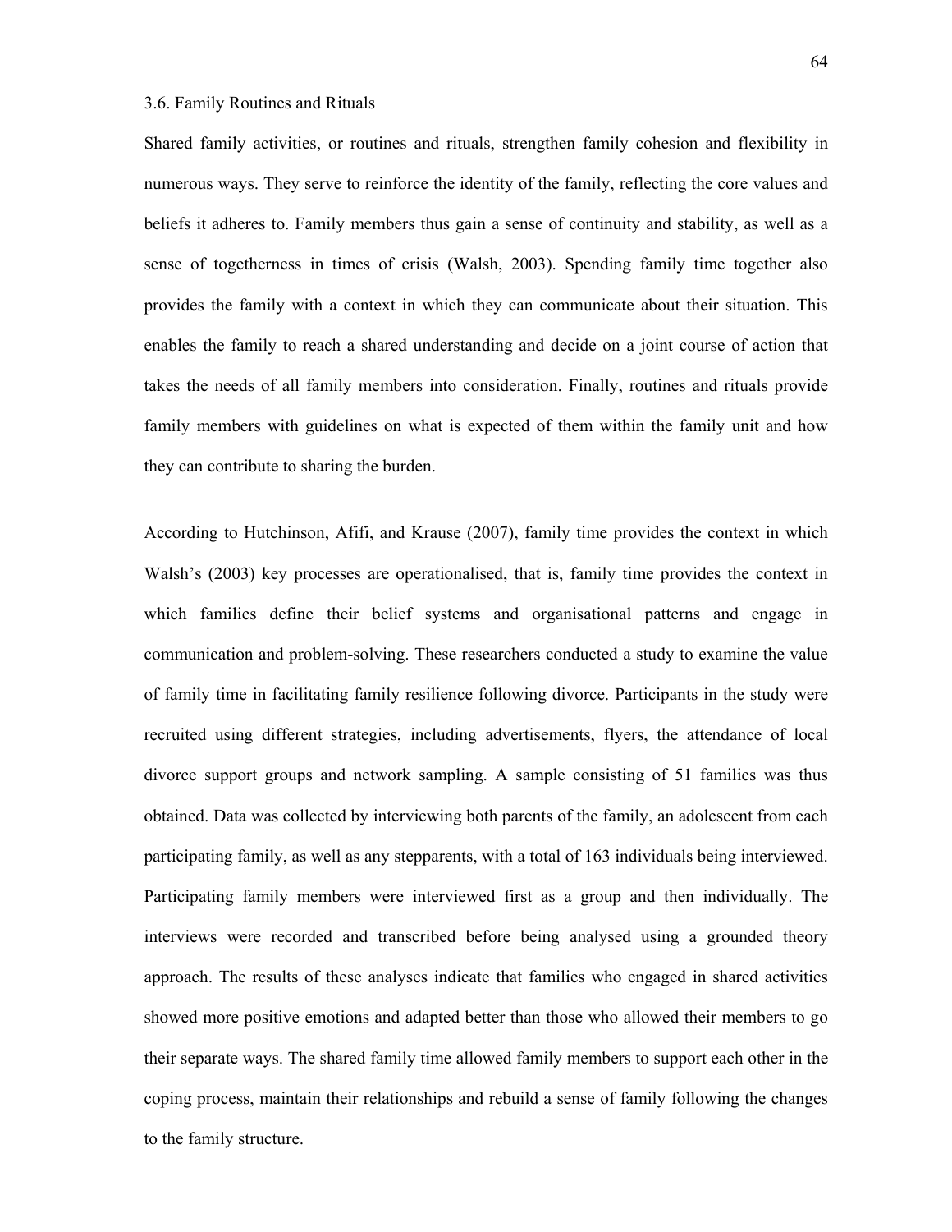### 3.6. Family Routines and Rituals

Shared family activities, or routines and rituals, strengthen family cohesion and flexibility in numerous ways. They serve to reinforce the identity of the family, reflecting the core values and beliefs it adheres to. Family members thus gain a sense of continuity and stability, as well as a sense of togetherness in times of crisis (Walsh, 2003). Spending family time together also provides the family with a context in which they can communicate about their situation. This enables the family to reach a shared understanding and decide on a joint course of action that takes the needs of all family members into consideration. Finally, routines and rituals provide family members with guidelines on what is expected of them within the family unit and how they can contribute to sharing the burden.

According to Hutchinson, Afifi, and Krause (2007), family time provides the context in which Walsh's (2003) key processes are operationalised, that is, family time provides the context in which families define their belief systems and organisational patterns and engage in communication and problem-solving. These researchers conducted a study to examine the value of family time in facilitating family resilience following divorce. Participants in the study were recruited using different strategies, including advertisements, flyers, the attendance of local divorce support groups and network sampling. A sample consisting of 51 families was thus obtained. Data was collected by interviewing both parents of the family, an adolescent from each participating family, as well as any stepparents, with a total of 163 individuals being interviewed. Participating family members were interviewed first as a group and then individually. The interviews were recorded and transcribed before being analysed using a grounded theory approach. The results of these analyses indicate that families who engaged in shared activities showed more positive emotions and adapted better than those who allowed their members to go their separate ways. The shared family time allowed family members to support each other in the coping process, maintain their relationships and rebuild a sense of family following the changes to the family structure.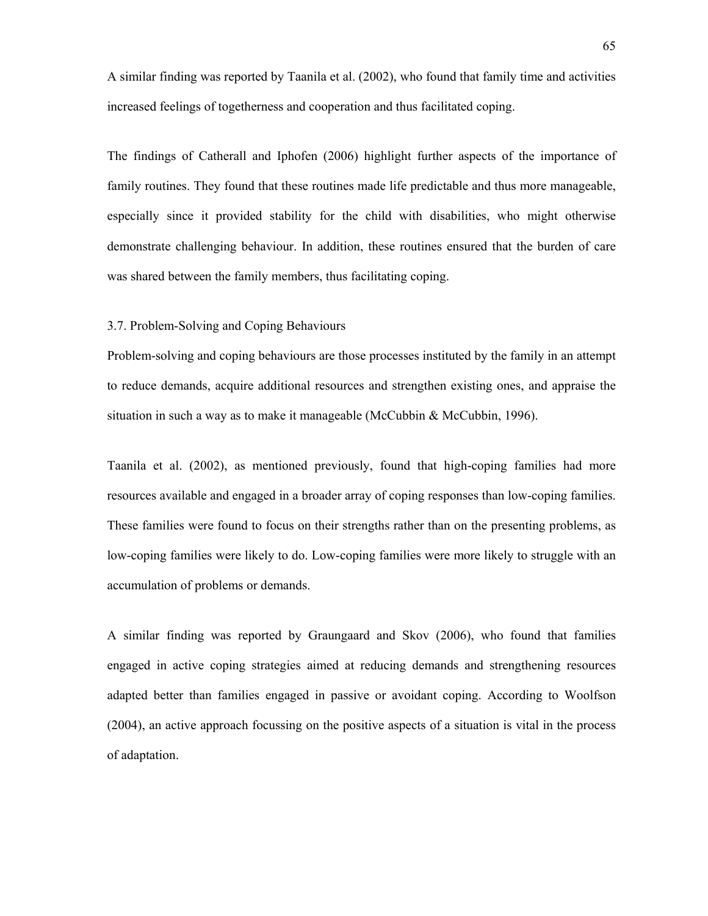A similar finding was reported by Taanila et al. (2002), who found that family time and activities increased feelings of togetherness and cooperation and thus facilitated coping.

The findings of Catherall and Iphofen (2006) highlight further aspects of the importance of family routines. They found that these routines made life predictable and thus more manageable, especially since it provided stability for the child with disabilities, who might otherwise demonstrate challenging behaviour. In addition, these routines ensured that the burden of care was shared between the family members, thus facilitating coping.

### 3.7. Problem-Solving and Coping Behaviours

Problem-solving and coping behaviours are those processes instituted by the family in an attempt to reduce demands, acquire additional resources and strengthen existing ones, and appraise the situation in such a way as to make it manageable (McCubbin & McCubbin, 1996).

Taanila et al. (2002), as mentioned previously, found that high-coping families had more resources available and engaged in a broader array of coping responses than low-coping families. These families were found to focus on their strengths rather than on the presenting problems, as low-coping families were likely to do. Low-coping families were more likely to struggle with an accumulation of problems or demands.

A similar finding was reported by Graungaard and Skov (2006), who found that families engaged in active coping strategies aimed at reducing demands and strengthening resources adapted better than families engaged in passive or avoidant coping. According to Woolfson (2004), an active approach focussing on the positive aspects of a situation is vital in the process of adaptation.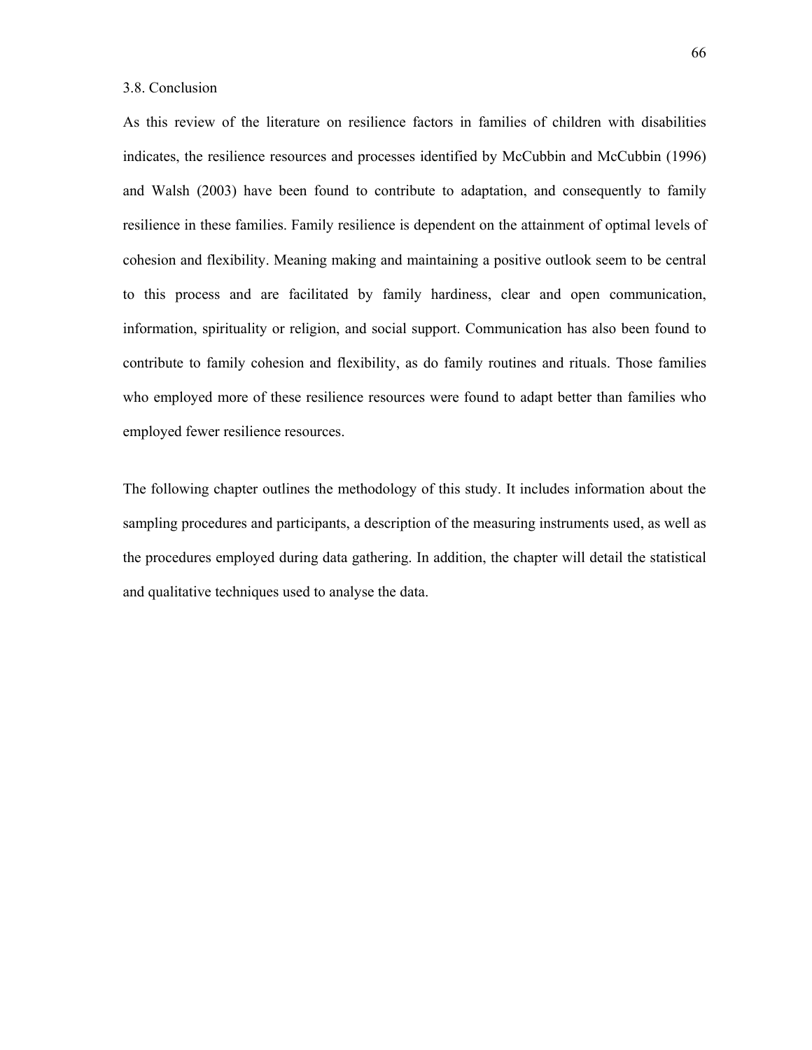### 3.8. Conclusion

As this review of the literature on resilience factors in families of children with disabilities indicates, the resilience resources and processes identified by McCubbin and McCubbin (1996) and Walsh (2003) have been found to contribute to adaptation, and consequently to family resilience in these families. Family resilience is dependent on the attainment of optimal levels of cohesion and flexibility. Meaning making and maintaining a positive outlook seem to be central to this process and are facilitated by family hardiness, clear and open communication, information, spirituality or religion, and social support. Communication has also been found to contribute to family cohesion and flexibility, as do family routines and rituals. Those families who employed more of these resilience resources were found to adapt better than families who employed fewer resilience resources.

The following chapter outlines the methodology of this study. It includes information about the sampling procedures and participants, a description of the measuring instruments used, as well as the procedures employed during data gathering. In addition, the chapter will detail the statistical and qualitative techniques used to analyse the data.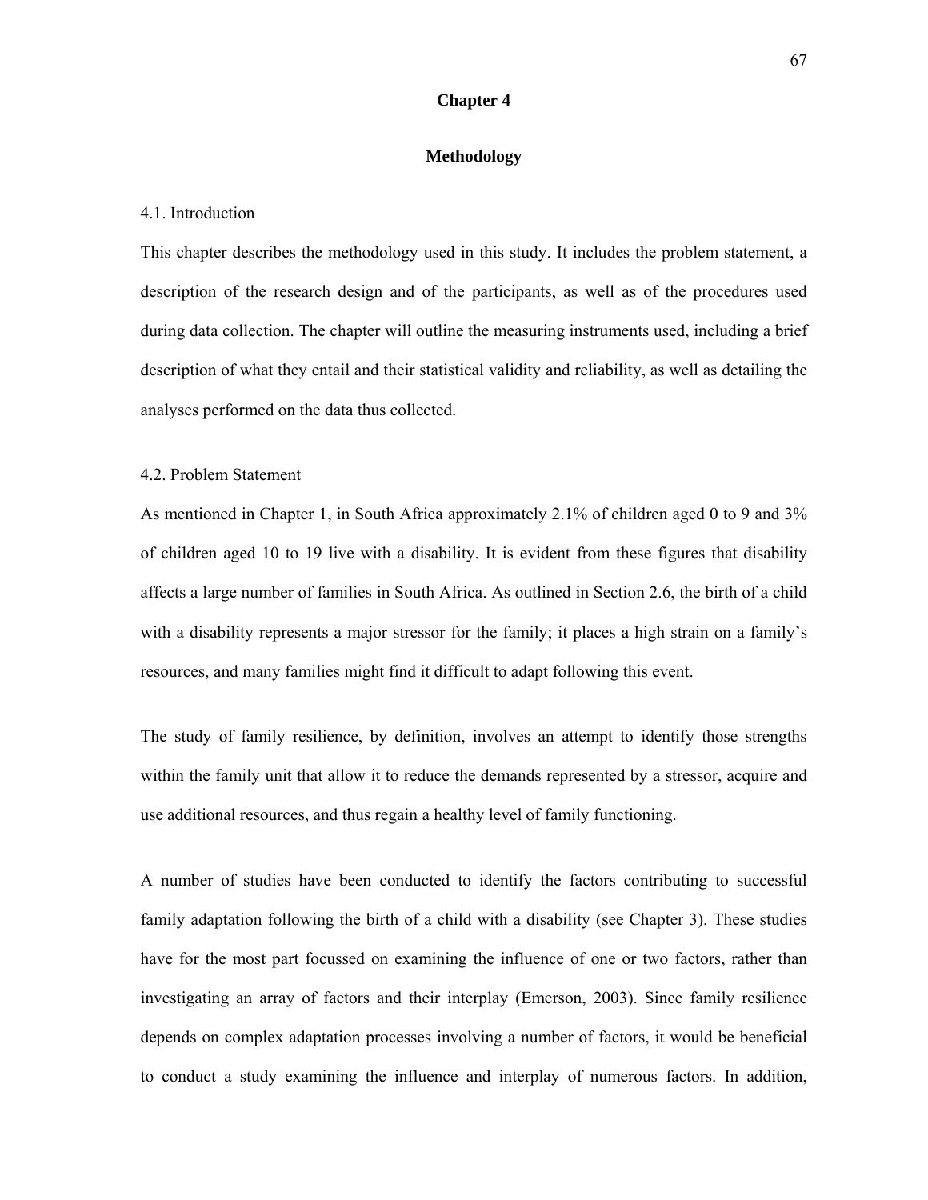# Chapter 4

# Methodology

## 4.1. Introduction

This chapter describes the methodology used in this study. It includes the problem statement, a description of the research design and of the participants, as well as of the procedures used during data collection. The chapter will outline the measuring instruments used, including a brief description of what they entail and their statistical validity and reliability, as well as detailing the analyses performed on the data thus collected.

## 4.2. Problem Statement

As mentioned in Chapter 1, in South Africa approximately 2.1% of children aged 0 to 9 and 3% of children aged 10 to 19 live with a disability. It is evident from these figures that disability affects a large number of families in South Africa. As outlined in Section 2.6, the birth of a child with a disability represents a major stressor for the family; it places a high strain on a family's resources, and many families might find it difficult to adapt following this event.

The study of family resilience, by definition, involves an attempt to identify those strengths within the family unit that allow it to reduce the demands represented by a stressor, acquire and use additional resources, and thus regain a healthy level of family functioning.

A number of studies have been conducted to identify the factors contributing to successful family adaptation following the birth of a child with a disability (see Chapter 3). These studies have for the most part focussed on examining the influence of one or two factors, rather than investigating an array of factors and their interplay (Emerson, 2003). Since family resilience depends on complex adaptation processes involving a number of factors, it would be beneficial to conduct a study examining the influence and interplay of numerous factors. In addition,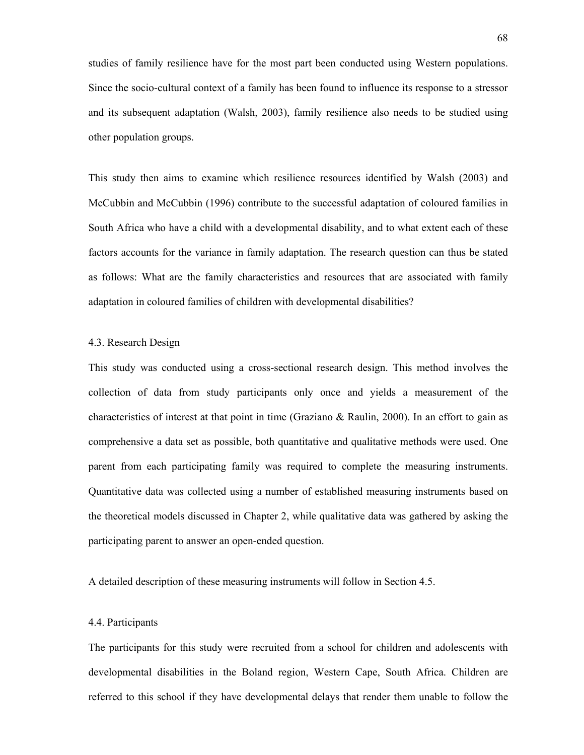studies of family resilience have for the most part been conducted using Western populations. Since the socio-cultural context of a family has been found to influence its response to a stressor and its subsequent adaptation (Walsh, 2003), family resilience also needs to be studied using other population groups.

This study then aims to examine which resilience resources identified by Walsh (2003) and McCubbin and McCubbin (1996) contribute to the successful adaptation of coloured families in South Africa who have a child with a developmental disability, and to what extent each of these factors accounts for the variance in family adaptation. The research question can thus be stated as follows: What are the family characteristics and resources that are associated with family adaptation in coloured families of children with developmental disabilities?

## 4.3. Research Design

This study was conducted using a cross-sectional research design. This method involves the collection of data from study participants only once and yields a measurement of the characteristics of interest at that point in time (Graziano & Raulin, 2000). In an effort to gain as comprehensive a data set as possible, both quantitative and qualitative methods were used. One parent from each participating family was required to complete the measuring instruments. Quantitative data was collected using a number of established measuring instruments based on the theoretical models discussed in Chapter 2, while qualitative data was gathered by asking the participating parent to answer an open-ended question.

A detailed description of these measuring instruments will follow in Section 4.5.

## 4.4. Participants

The participants for this study were recruited from a school for children and adolescents with developmental disabilities in the Boland region, Western Cape, South Africa. Children are referred to this school if they have developmental delays that render them unable to follow the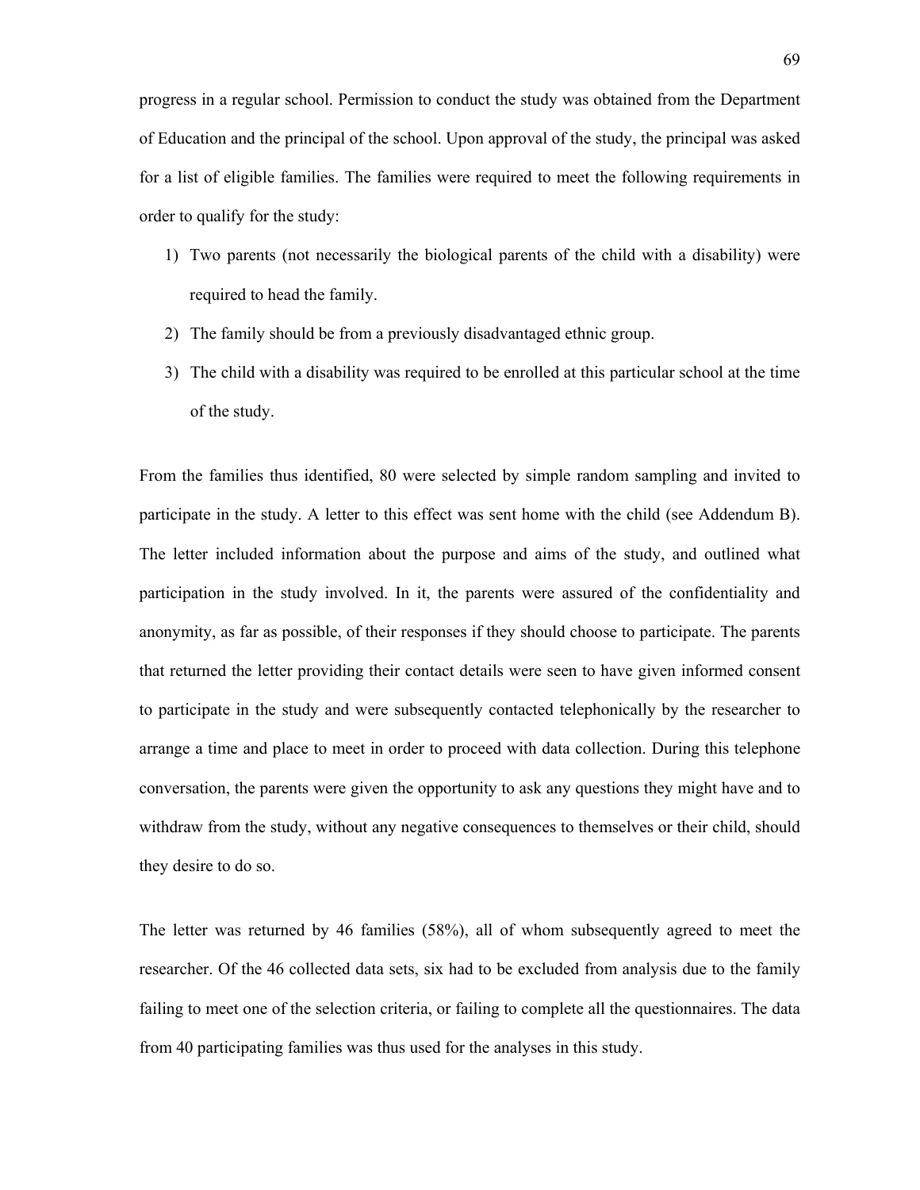progress in a regular school. Permission to conduct the study was obtained from the Department of Education and the principal of the school. Upon approval of the study, the principal was asked for a list of eligible families. The families were required to meet the following requirements in order to qualify for the study:

1) Two parents (not necessarily the biological parents of the child with a disability) were required to head the family.
2) The family should be from a previously disadvantaged ethnic group.
3) The child with a disability was required to be enrolled at this particular school at the time of the study.

From the families thus identified, 80 were selected by simple random sampling and invited to participate in the study. A letter to this effect was sent home with the child (see Addendum B). The letter included information about the purpose and aims of the study, and outlined what participation in the study involved. In it, the parents were assured of the confidentiality and anonymity, as far as possible, of their responses if they should choose to participate. The parents that returned the letter providing their contact details were seen to have given informed consent to participate in the study and were subsequently contacted telephonically by the researcher to arrange a time and place to meet in order to proceed with data collection. During this telephone conversation, the parents were given the opportunity to ask any questions they might have and to withdraw from the study, without any negative consequences to themselves or their child, should they desire to do so.

The letter was returned by 46 families (58%), all of whom subsequently agreed to meet the researcher. Of the 46 collected data sets, six had to be excluded from analysis due to the family failing to meet one of the selection criteria, or failing to complete all the questionnaires. The data from 40 participating families was thus used for the analyses in this study.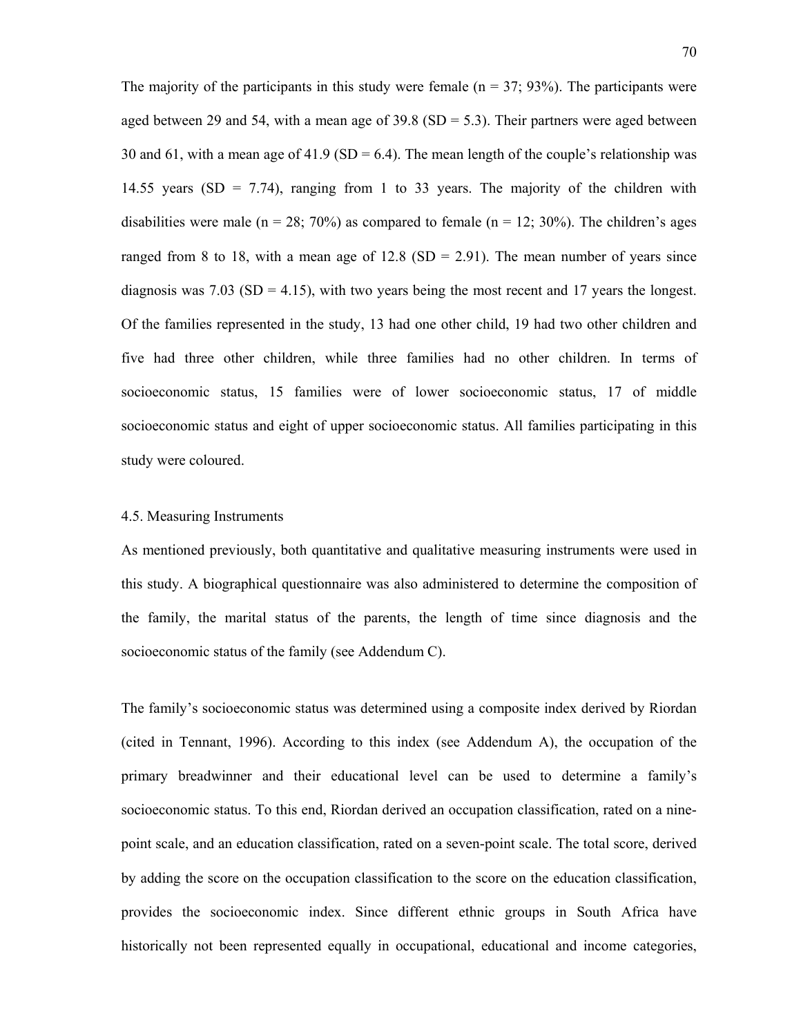The majority of the participants in this study were female (n = 37; 93%). The participants were aged between 29 and 54, with a mean age of 39.8 (SD = 5.3). Their partners were aged between 30 and 61, with a mean age of 41.9 (SD = 6.4). The mean length of the couple's relationship was 14.55 years (SD = 7.74), ranging from 1 to 33 years. The majority of the children with disabilities were male (n = 28; 70%) as compared to female (n = 12; 30%). The children's ages ranged from 8 to 18, with a mean age of 12.8 (SD = 2.91). The mean number of years since diagnosis was 7.03 (SD = 4.15), with two years being the most recent and 17 years the longest. Of the families represented in the study, 13 had one other child, 19 had two other children and five had three other children, while three families had no other children. In terms of socioeconomic status, 15 families were of lower socioeconomic status, 17 of middle socioeconomic status and eight of upper socioeconomic status. All families participating in this study were coloured.

### 4.5. Measuring Instruments

As mentioned previously, both quantitative and qualitative measuring instruments were used in this study. A biographical questionnaire was also administered to determine the composition of the family, the marital status of the parents, the length of time since diagnosis and the socioeconomic status of the family (see Addendum C).

The family's socioeconomic status was determined using a composite index derived by Riordan (cited in Tennant, 1996). According to this index (see Addendum A), the occupation of the primary breadwinner and their educational level can be used to determine a family's socioeconomic status. To this end, Riordan derived an occupation classification, rated on a nine-point scale, and an education classification, rated on a seven-point scale. The total score, derived by adding the score on the occupation classification to the score on the education classification, provides the socioeconomic index. Since different ethnic groups in South Africa have historically not been represented equally in occupational, educational and income categories,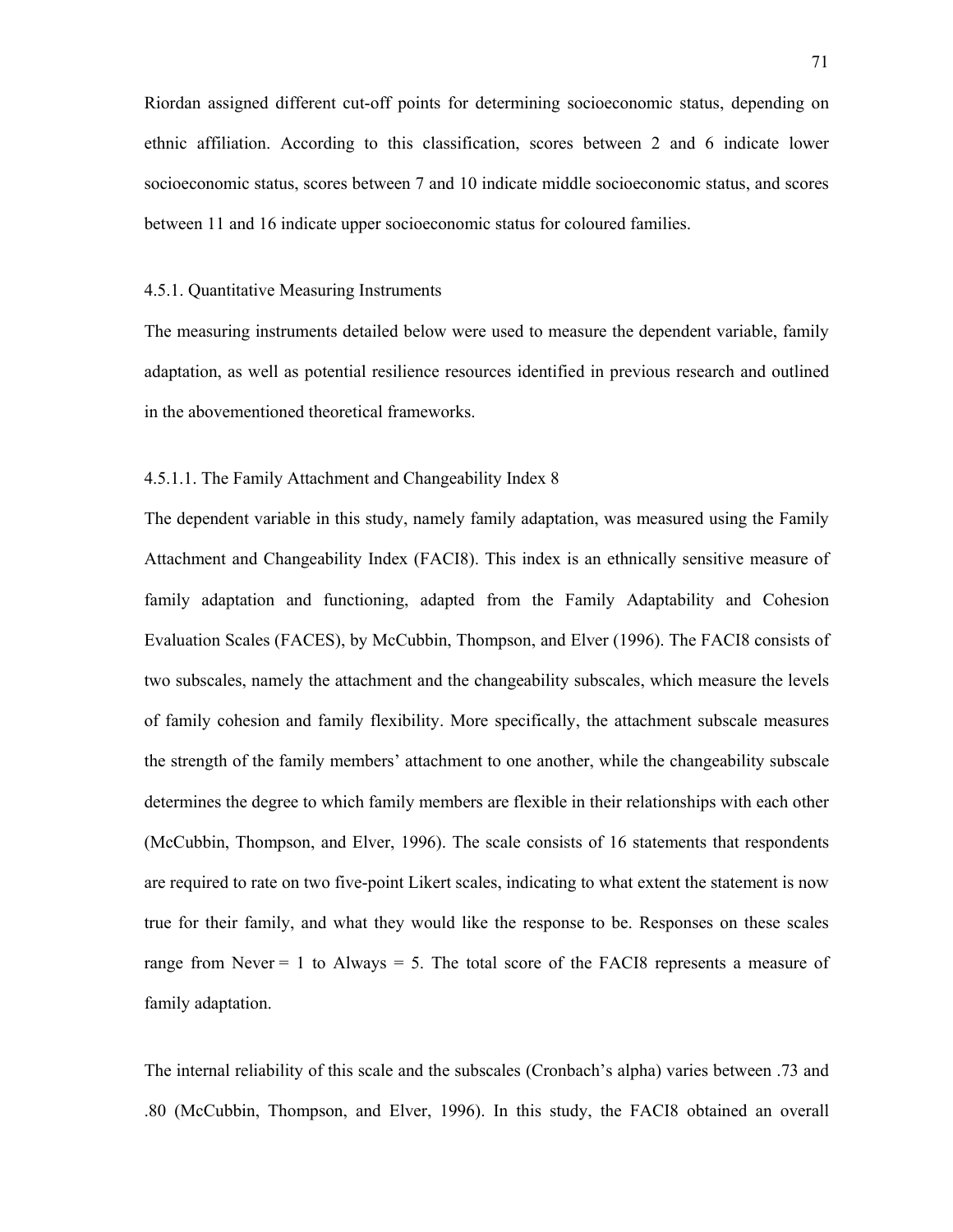Riordan assigned different cut-off points for determining socioeconomic status, depending on ethnic affiliation. According to this classification, scores between 2 and 6 indicate lower socioeconomic status, scores between 7 and 10 indicate middle socioeconomic status, and scores between 11 and 16 indicate upper socioeconomic status for coloured families.

### 4.5.1. Quantitative Measuring Instruments

The measuring instruments detailed below were used to measure the dependent variable, family adaptation, as well as potential resilience resources identified in previous research and outlined in the abovementioned theoretical frameworks.

#### 4.5.1.1. The Family Attachment and Changeability Index 8

The dependent variable in this study, namely family adaptation, was measured using the Family Attachment and Changeability Index (FACI8). This index is an ethnically sensitive measure of family adaptation and functioning, adapted from the Family Adaptability and Cohesion Evaluation Scales (FACES), by McCubbin, Thompson, and Elver (1996). The FACI8 consists of two subscales, namely the attachment and the changeability subscales, which measure the levels of family cohesion and family flexibility. More specifically, the attachment subscale measures the strength of the family members' attachment to one another, while the changeability subscale determines the degree to which family members are flexible in their relationships with each other (McCubbin, Thompson, and Elver, 1996). The scale consists of 16 statements that respondents are required to rate on two five-point Likert scales, indicating to what extent the statement is now true for their family, and what they would like the response to be. Responses on these scales range from Never = 1 to Always = 5. The total score of the FACI8 represents a measure of family adaptation.

The internal reliability of this scale and the subscales (Cronbach's alpha) varies between .73 and .80 (McCubbin, Thompson, and Elver, 1996). In this study, the FACI8 obtained an overall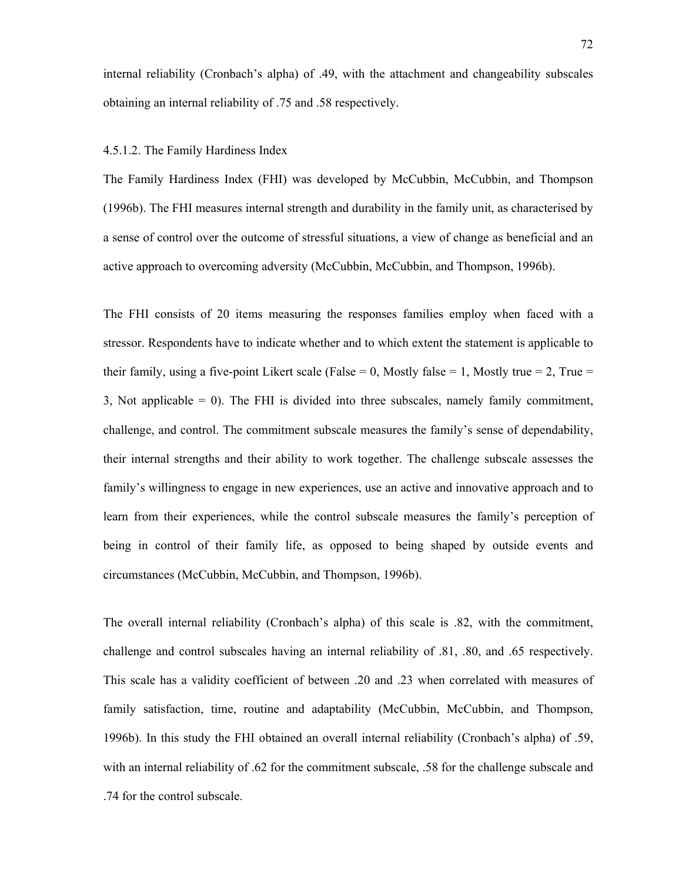internal reliability (Cronbach's alpha) of .49, with the attachment and changeability subscales obtaining an internal reliability of .75 and .58 respectively.

#### 4.5.1.2. The Family Hardiness Index

The Family Hardiness Index (FHI) was developed by McCubbin, McCubbin, and Thompson (1996b). The FHI measures internal strength and durability in the family unit, as characterised by a sense of control over the outcome of stressful situations, a view of change as beneficial and an active approach to overcoming adversity (McCubbin, McCubbin, and Thompson, 1996b).

The FHI consists of 20 items measuring the responses families employ when faced with a stressor. Respondents have to indicate whether and to which extent the statement is applicable to their family, using a five-point Likert scale (False = 0, Mostly false = 1, Mostly true = 2, True = 3, Not applicable = 0). The FHI is divided into three subscales, namely family commitment, challenge, and control. The commitment subscale measures the family's sense of dependability, their internal strengths and their ability to work together. The challenge subscale assesses the family's willingness to engage in new experiences, use an active and innovative approach and to learn from their experiences, while the control subscale measures the family's perception of being in control of their family life, as opposed to being shaped by outside events and circumstances (McCubbin, McCubbin, and Thompson, 1996b).

The overall internal reliability (Cronbach's alpha) of this scale is .82, with the commitment, challenge and control subscales having an internal reliability of .81, .80, and .65 respectively. This scale has a validity coefficient of between .20 and .23 when correlated with measures of family satisfaction, time, routine and adaptability (McCubbin, McCubbin, and Thompson, 1996b). In this study the FHI obtained an overall internal reliability (Cronbach's alpha) of .59, with an internal reliability of .62 for the commitment subscale, .58 for the challenge subscale and .74 for the control subscale.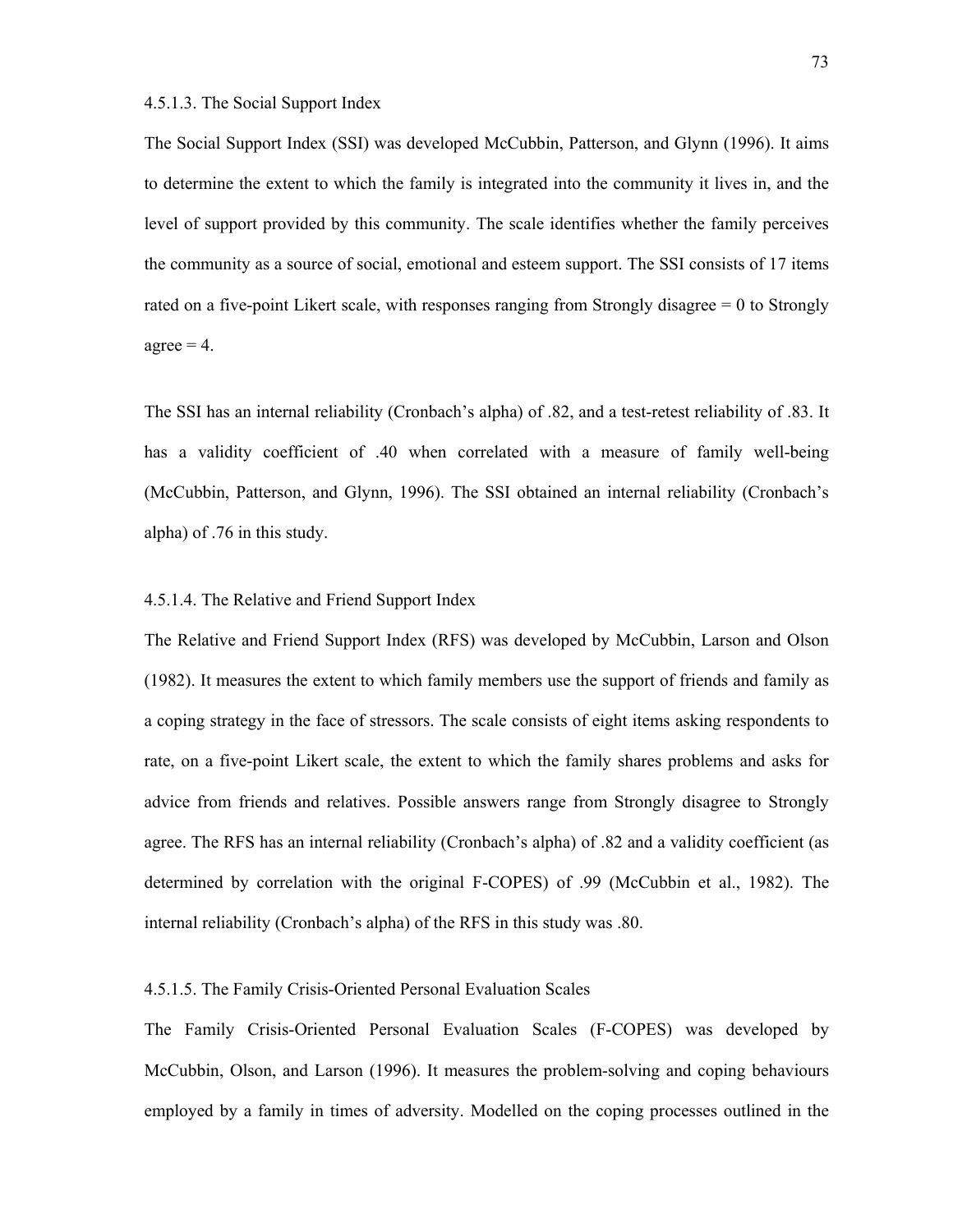#### 4.5.1.3. The Social Support Index

The Social Support Index (SSI) was developed McCubbin, Patterson, and Glynn (1996). It aims to determine the extent to which the family is integrated into the community it lives in, and the level of support provided by this community. The scale identifies whether the family perceives the community as a source of social, emotional and esteem support. The SSI consists of 17 items rated on a five-point Likert scale, with responses ranging from Strongly disagree = 0 to Strongly agree = 4.

The SSI has an internal reliability (Cronbach's alpha) of .82, and a test-retest reliability of .83. It has a validity coefficient of .40 when correlated with a measure of family well-being (McCubbin, Patterson, and Glynn, 1996). The SSI obtained an internal reliability (Cronbach's alpha) of .76 in this study.

#### 4.5.1.4. The Relative and Friend Support Index

The Relative and Friend Support Index (RFS) was developed by McCubbin, Larson and Olson (1982). It measures the extent to which family members use the support of friends and family as a coping strategy in the face of stressors. The scale consists of eight items asking respondents to rate, on a five-point Likert scale, the extent to which the family shares problems and asks for advice from friends and relatives. Possible answers range from Strongly disagree to Strongly agree. The RFS has an internal reliability (Cronbach's alpha) of .82 and a validity coefficient (as determined by correlation with the original F-COPES) of .99 (McCubbin et al., 1982). The internal reliability (Cronbach's alpha) of the RFS in this study was .80.

#### 4.5.1.5. The Family Crisis-Oriented Personal Evaluation Scales

The Family Crisis-Oriented Personal Evaluation Scales (F-COPES) was developed by McCubbin, Olson, and Larson (1996). It measures the problem-solving and coping behaviours employed by a family in times of adversity. Modelled on the coping processes outlined in the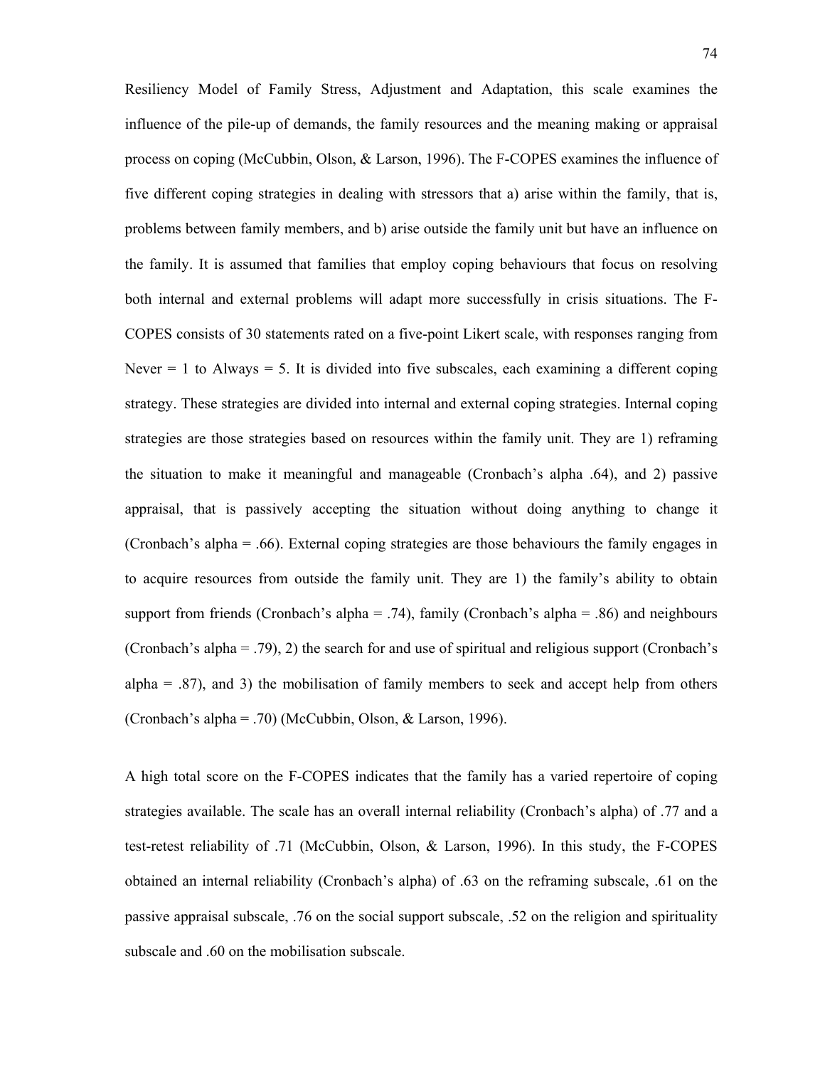Resiliency Model of Family Stress, Adjustment and Adaptation, this scale examines the influence of the pile-up of demands, the family resources and the meaning making or appraisal process on coping (McCubbin, Olson, & Larson, 1996). The F-COPES examines the influence of five different coping strategies in dealing with stressors that a) arise within the family, that is, problems between family members, and b) arise outside the family unit but have an influence on the family. It is assumed that families that employ coping behaviours that focus on resolving both internal and external problems will adapt more successfully in crisis situations. The F-COPES consists of 30 statements rated on a five-point Likert scale, with responses ranging from Never = 1 to Always = 5. It is divided into five subscales, each examining a different coping strategy. These strategies are divided into internal and external coping strategies. Internal coping strategies are those strategies based on resources within the family unit. They are 1) reframing the situation to make it meaningful and manageable (Cronbach's alpha .64), and 2) passive appraisal, that is passively accepting the situation without doing anything to change it (Cronbach's alpha = .66). External coping strategies are those behaviours the family engages in to acquire resources from outside the family unit. They are 1) the family's ability to obtain support from friends (Cronbach's alpha = .74), family (Cronbach's alpha = .86) and neighbours (Cronbach's alpha = .79), 2) the search for and use of spiritual and religious support (Cronbach's alpha = .87), and 3) the mobilisation of family members to seek and accept help from others (Cronbach's alpha = .70) (McCubbin, Olson, & Larson, 1996).

A high total score on the F-COPES indicates that the family has a varied repertoire of coping strategies available. The scale has an overall internal reliability (Cronbach's alpha) of .77 and a test-retest reliability of .71 (McCubbin, Olson, & Larson, 1996). In this study, the F-COPES obtained an internal reliability (Cronbach's alpha) of .63 on the reframing subscale, .61 on the passive appraisal subscale, .76 on the social support subscale, .52 on the religion and spirituality subscale and .60 on the mobilisation subscale.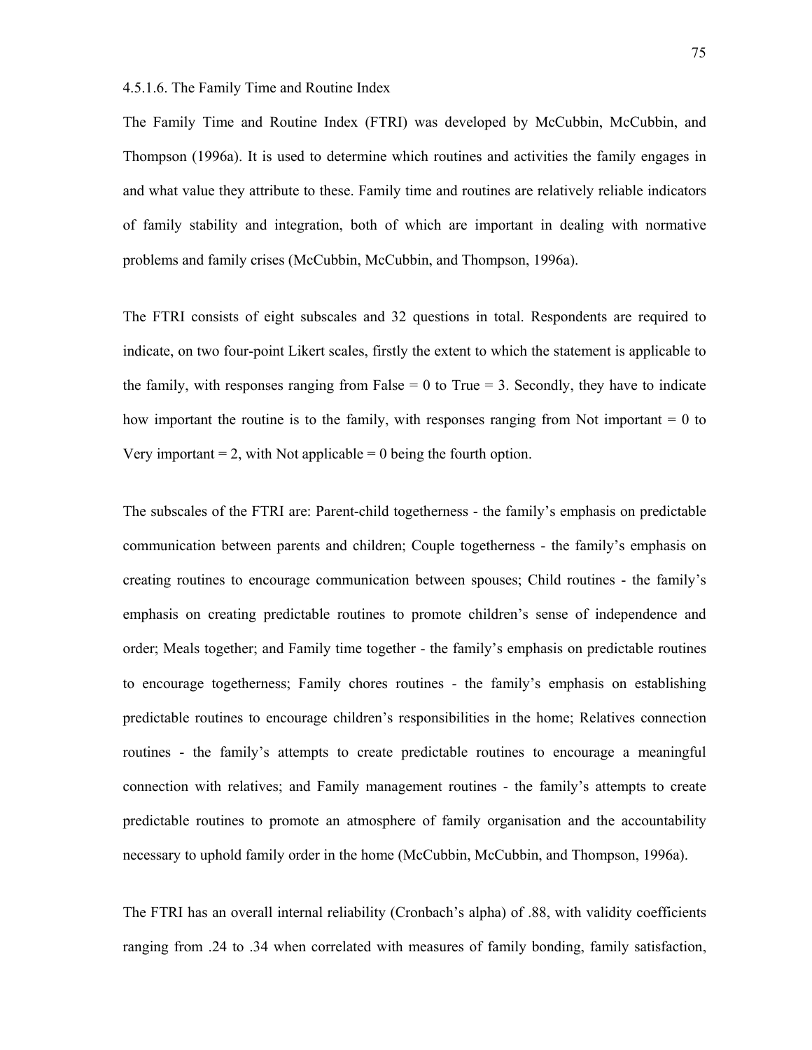#### 4.5.1.6. The Family Time and Routine Index

The Family Time and Routine Index (FTRI) was developed by McCubbin, McCubbin, and Thompson (1996a). It is used to determine which routines and activities the family engages in and what value they attribute to these. Family time and routines are relatively reliable indicators of family stability and integration, both of which are important in dealing with normative problems and family crises (McCubbin, McCubbin, and Thompson, 1996a).

The FTRI consists of eight subscales and 32 questions in total. Respondents are required to indicate, on two four-point Likert scales, firstly the extent to which the statement is applicable to the family, with responses ranging from False = 0 to True = 3. Secondly, they have to indicate how important the routine is to the family, with responses ranging from Not important = 0 to Very important = 2, with Not applicable = 0 being the fourth option.

The subscales of the FTRI are: Parent-child togetherness - the family's emphasis on predictable communication between parents and children; Couple togetherness - the family's emphasis on creating routines to encourage communication between spouses; Child routines - the family's emphasis on creating predictable routines to promote children's sense of independence and order; Meals together; and Family time together - the family's emphasis on predictable routines to encourage togetherness; Family chores routines - the family's emphasis on establishing predictable routines to encourage children's responsibilities in the home; Relatives connection routines - the family's attempts to create predictable routines to encourage a meaningful connection with relatives; and Family management routines - the family's attempts to create predictable routines to promote an atmosphere of family organisation and the accountability necessary to uphold family order in the home (McCubbin, McCubbin, and Thompson, 1996a).

The FTRI has an overall internal reliability (Cronbach's alpha) of .88, with validity coefficients ranging from .24 to .34 when correlated with measures of family bonding, family satisfaction,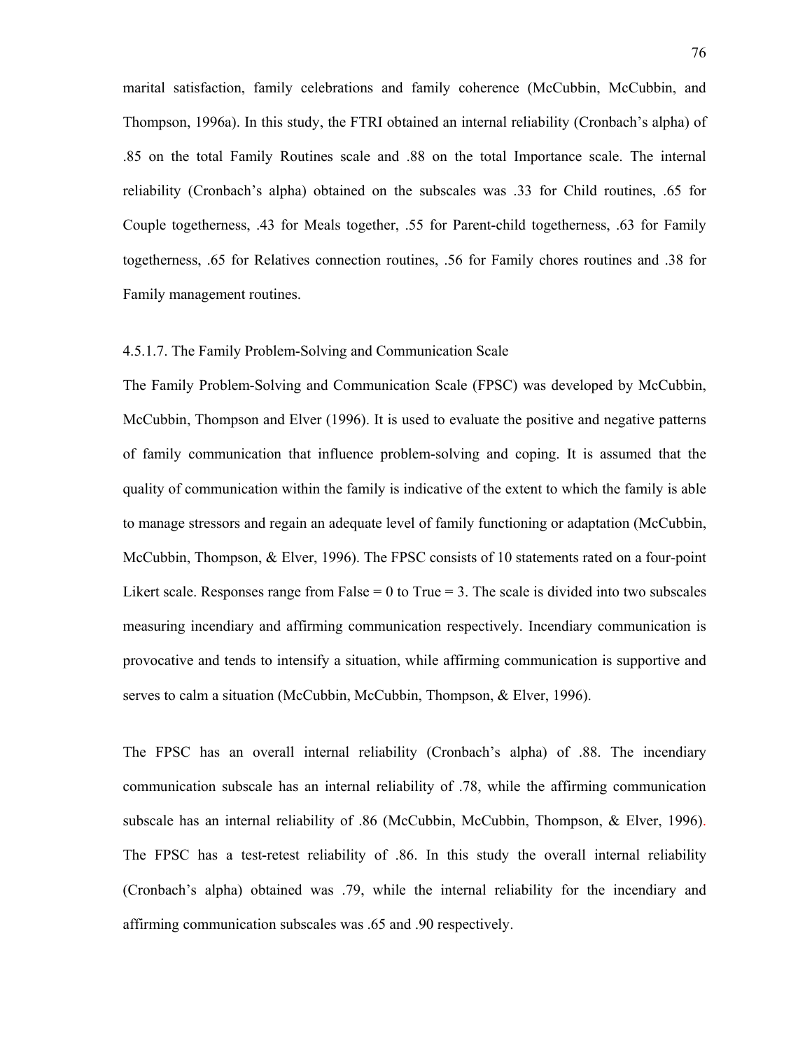marital satisfaction, family celebrations and family coherence (McCubbin, McCubbin, and Thompson, 1996a). In this study, the FTRI obtained an internal reliability (Cronbach's alpha) of .85 on the total Family Routines scale and .88 on the total Importance scale. The internal reliability (Cronbach's alpha) obtained on the subscales was .33 for Child routines, .65 for Couple togetherness, .43 for Meals together, .55 for Parent-child togetherness, .63 for Family togetherness, .65 for Relatives connection routines, .56 for Family chores routines and .38 for Family management routines.

#### 4.5.1.7. The Family Problem-Solving and Communication Scale

The Family Problem-Solving and Communication Scale (FPSC) was developed by McCubbin, McCubbin, Thompson and Elver (1996). It is used to evaluate the positive and negative patterns of family communication that influence problem-solving and coping. It is assumed that the quality of communication within the family is indicative of the extent to which the family is able to manage stressors and regain an adequate level of family functioning or adaptation (McCubbin, McCubbin, Thompson, & Elver, 1996). The FPSC consists of 10 statements rated on a four-point Likert scale. Responses range from False = 0 to True = 3. The scale is divided into two subscales measuring incendiary and affirming communication respectively. Incendiary communication is provocative and tends to intensify a situation, while affirming communication is supportive and serves to calm a situation (McCubbin, McCubbin, Thompson, & Elver, 1996).

The FPSC has an overall internal reliability (Cronbach's alpha) of .88. The incendiary communication subscale has an internal reliability of .78, while the affirming communication subscale has an internal reliability of .86 (McCubbin, McCubbin, Thompson, & Elver, 1996). The FPSC has a test-retest reliability of .86. In this study the overall internal reliability (Cronbach's alpha) obtained was .79, while the internal reliability for the incendiary and affirming communication subscales was .65 and .90 respectively.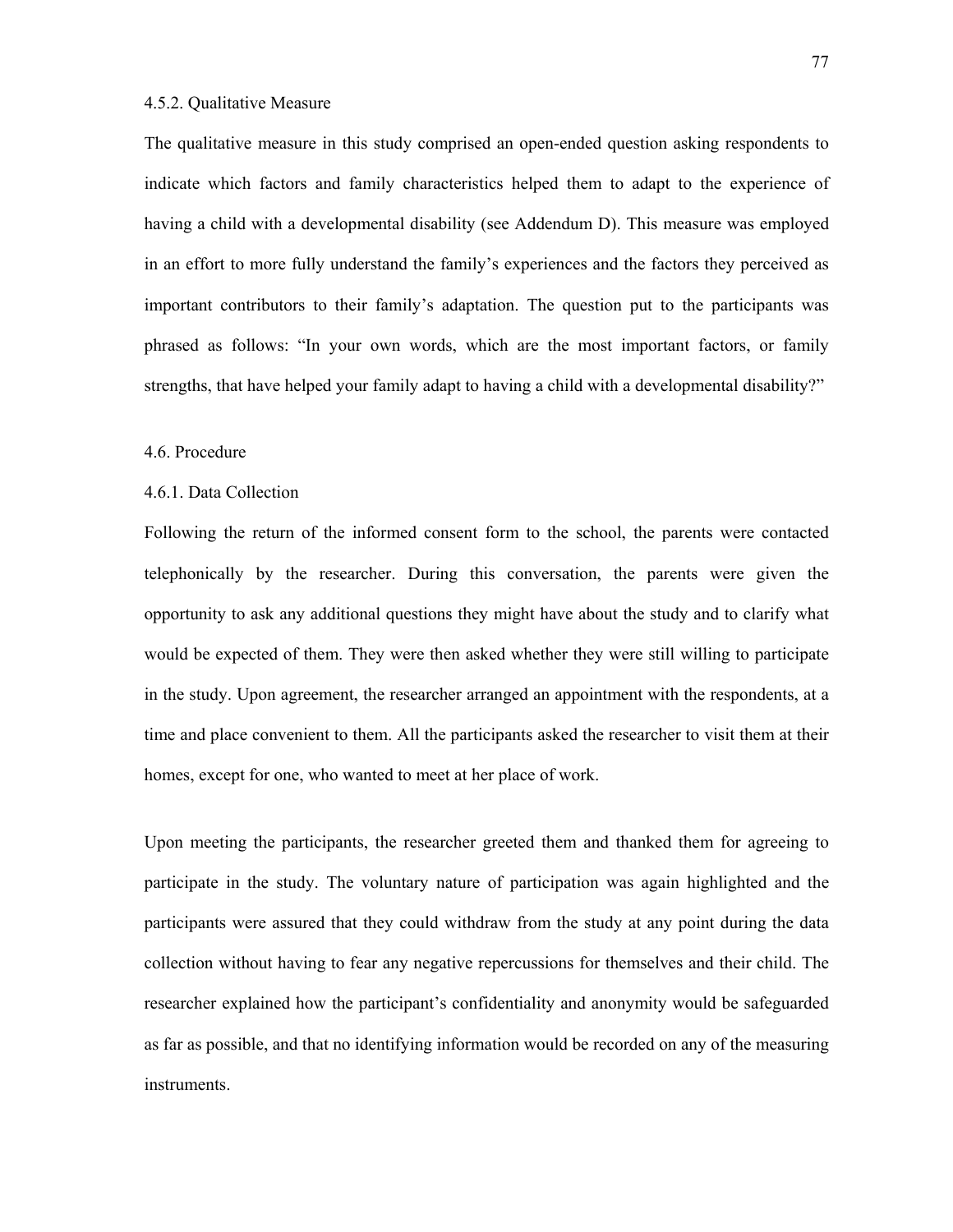### 4.5.2. Qualitative Measure

The qualitative measure in this study comprised an open-ended question asking respondents to indicate which factors and family characteristics helped them to adapt to the experience of having a child with a developmental disability (see Addendum D). This measure was employed in an effort to more fully understand the family's experiences and the factors they perceived as important contributors to their family's adaptation. The question put to the participants was phrased as follows: "In your own words, which are the most important factors, or family strengths, that have helped your family adapt to having a child with a developmental disability?"

## 4.6. Procedure

### 4.6.1. Data Collection

Following the return of the informed consent form to the school, the parents were contacted telephonically by the researcher. During this conversation, the parents were given the opportunity to ask any additional questions they might have about the study and to clarify what would be expected of them. They were then asked whether they were still willing to participate in the study. Upon agreement, the researcher arranged an appointment with the respondents, at a time and place convenient to them. All the participants asked the researcher to visit them at their homes, except for one, who wanted to meet at her place of work.

Upon meeting the participants, the researcher greeted them and thanked them for agreeing to participate in the study. The voluntary nature of participation was again highlighted and the participants were assured that they could withdraw from the study at any point during the data collection without having to fear any negative repercussions for themselves and their child. The researcher explained how the participant's confidentiality and anonymity would be safeguarded as far as possible, and that no identifying information would be recorded on any of the measuring instruments.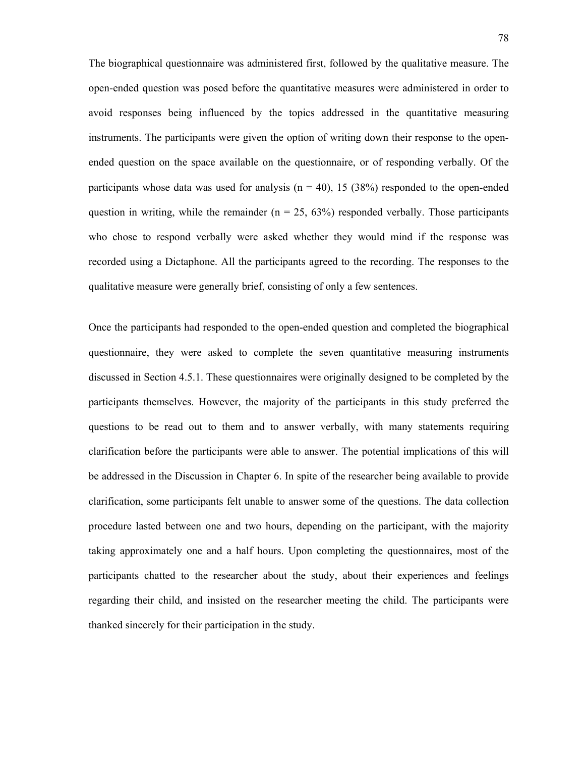The biographical questionnaire was administered first, followed by the qualitative measure. The open-ended question was posed before the quantitative measures were administered in order to avoid responses being influenced by the topics addressed in the quantitative measuring instruments. The participants were given the option of writing down their response to the open-ended question on the space available on the questionnaire, or of responding verbally. Of the participants whose data was used for analysis (n = 40), 15 (38%) responded to the open-ended question in writing, while the remainder (n = 25, 63%) responded verbally. Those participants who chose to respond verbally were asked whether they would mind if the response was recorded using a Dictaphone. All the participants agreed to the recording. The responses to the qualitative measure were generally brief, consisting of only a few sentences.

Once the participants had responded to the open-ended question and completed the biographical questionnaire, they were asked to complete the seven quantitative measuring instruments discussed in Section 4.5.1. These questionnaires were originally designed to be completed by the participants themselves. However, the majority of the participants in this study preferred the questions to be read out to them and to answer verbally, with many statements requiring clarification before the participants were able to answer. The potential implications of this will be addressed in the Discussion in Chapter 6. In spite of the researcher being available to provide clarification, some participants felt unable to answer some of the questions. The data collection procedure lasted between one and two hours, depending on the participant, with the majority taking approximately one and a half hours. Upon completing the questionnaires, most of the participants chatted to the researcher about the study, about their experiences and feelings regarding their child, and insisted on the researcher meeting the child. The participants were thanked sincerely for their participation in the study.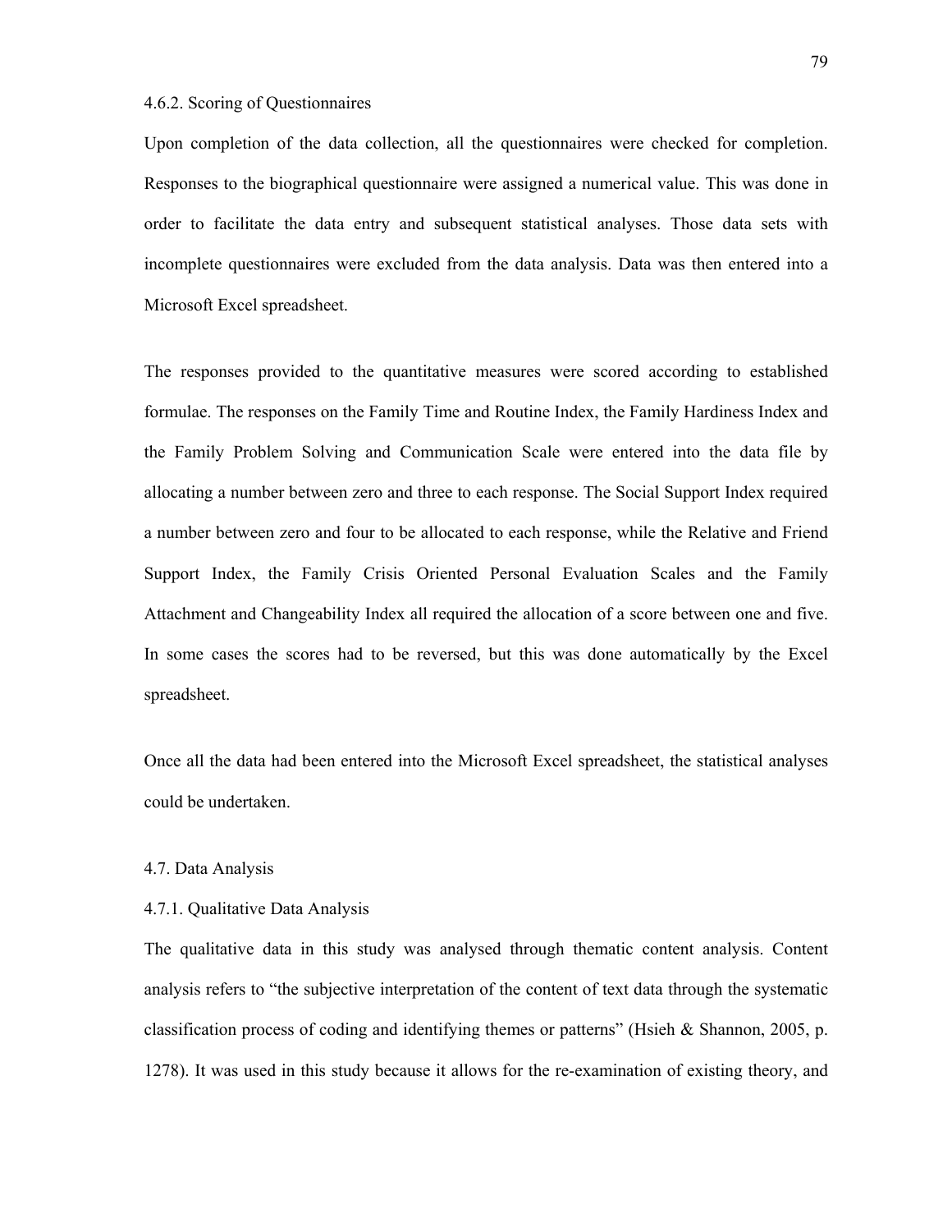#### 4.6.2. Scoring of Questionnaires

Upon completion of the data collection, all the questionnaires were checked for completion. Responses to the biographical questionnaire were assigned a numerical value. This was done in order to facilitate the data entry and subsequent statistical analyses. Those data sets with incomplete questionnaires were excluded from the data analysis. Data was then entered into a Microsoft Excel spreadsheet.

The responses provided to the quantitative measures were scored according to established formulae. The responses on the Family Time and Routine Index, the Family Hardiness Index and the Family Problem Solving and Communication Scale were entered into the data file by allocating a number between zero and three to each response. The Social Support Index required a number between zero and four to be allocated to each response, while the Relative and Friend Support Index, the Family Crisis Oriented Personal Evaluation Scales and the Family Attachment and Changeability Index all required the allocation of a score between one and five. In some cases the scores had to be reversed, but this was done automatically by the Excel spreadsheet.

Once all the data had been entered into the Microsoft Excel spreadsheet, the statistical analyses could be undertaken.

### 4.7. Data Analysis

#### 4.7.1. Qualitative Data Analysis

The qualitative data in this study was analysed through thematic content analysis. Content analysis refers to "the subjective interpretation of the content of text data through the systematic classification process of coding and identifying themes or patterns" (Hsieh & Shannon, 2005, p. 1278). It was used in this study because it allows for the re-examination of existing theory, and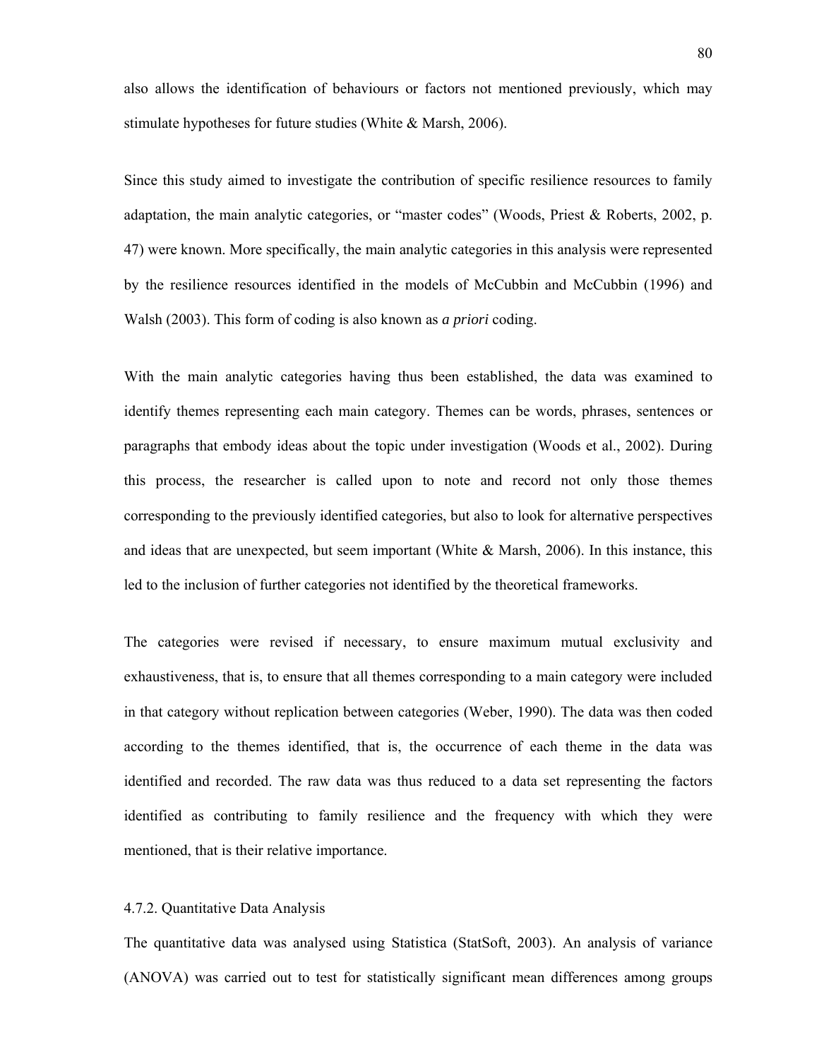also allows the identification of behaviours or factors not mentioned previously, which may stimulate hypotheses for future studies (White & Marsh, 2006).

Since this study aimed to investigate the contribution of specific resilience resources to family adaptation, the main analytic categories, or "master codes" (Woods, Priest & Roberts, 2002, p. 47) were known. More specifically, the main analytic categories in this analysis were represented by the resilience resources identified in the models of McCubbin and McCubbin (1996) and Walsh (2003). This form of coding is also known as *a priori* coding.

With the main analytic categories having thus been established, the data was examined to identify themes representing each main category. Themes can be words, phrases, sentences or paragraphs that embody ideas about the topic under investigation (Woods et al., 2002). During this process, the researcher is called upon to note and record not only those themes corresponding to the previously identified categories, but also to look for alternative perspectives and ideas that are unexpected, but seem important (White & Marsh, 2006). In this instance, this led to the inclusion of further categories not identified by the theoretical frameworks.

The categories were revised if necessary, to ensure maximum mutual exclusivity and exhaustiveness, that is, to ensure that all themes corresponding to a main category were included in that category without replication between categories (Weber, 1990). The data was then coded according to the themes identified, that is, the occurrence of each theme in the data was identified and recorded. The raw data was thus reduced to a data set representing the factors identified as contributing to family resilience and the frequency with which they were mentioned, that is their relative importance.

### 4.7.2. Quantitative Data Analysis

The quantitative data was analysed using Statistica (StatSoft, 2003). An analysis of variance (ANOVA) was carried out to test for statistically significant mean differences among groups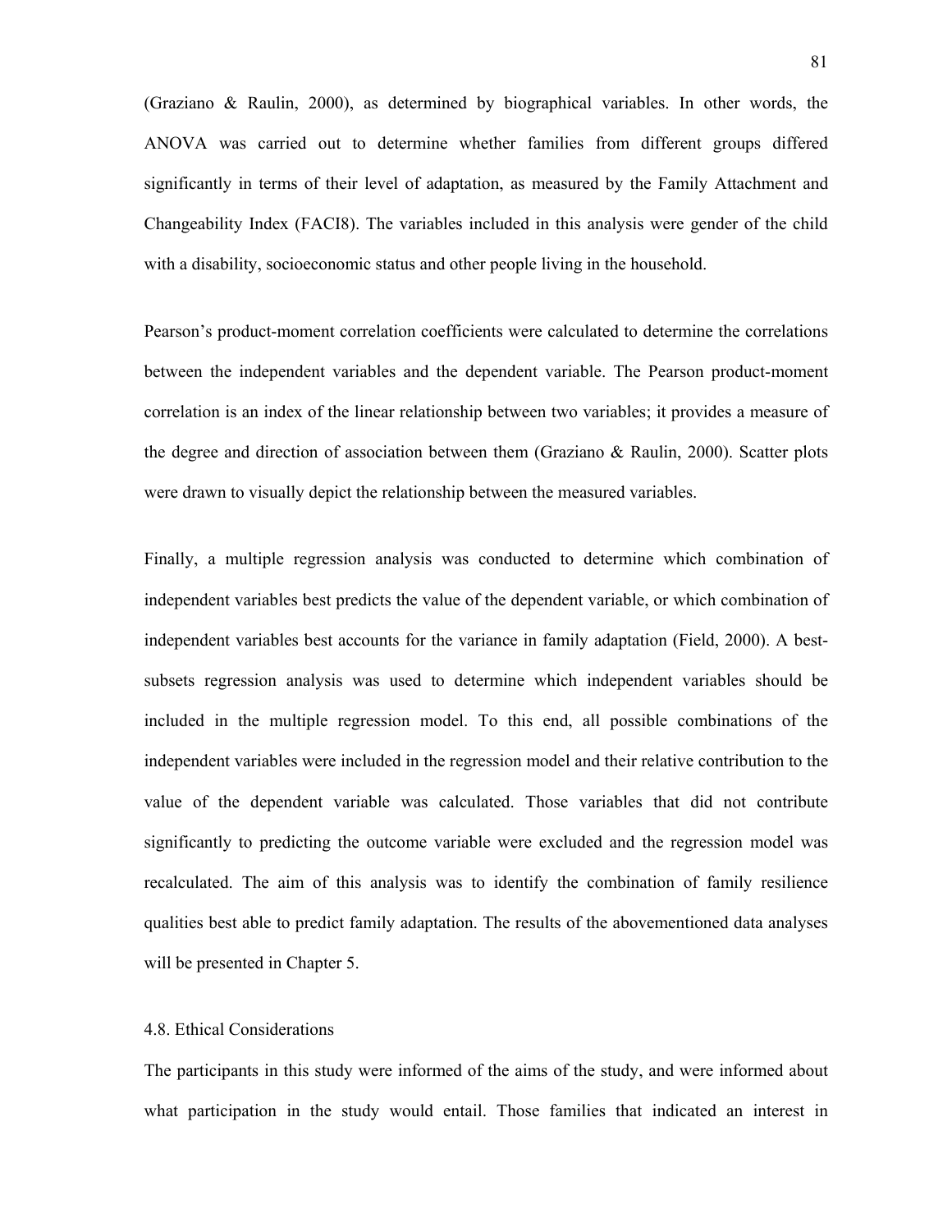(Graziano & Raulin, 2000), as determined by biographical variables. In other words, the ANOVA was carried out to determine whether families from different groups differed significantly in terms of their level of adaptation, as measured by the Family Attachment and Changeability Index (FACI8). The variables included in this analysis were gender of the child with a disability, socioeconomic status and other people living in the household.

Pearson's product-moment correlation coefficients were calculated to determine the correlations between the independent variables and the dependent variable. The Pearson product-moment correlation is an index of the linear relationship between two variables; it provides a measure of the degree and direction of association between them (Graziano & Raulin, 2000). Scatter plots were drawn to visually depict the relationship between the measured variables.

Finally, a multiple regression analysis was conducted to determine which combination of independent variables best predicts the value of the dependent variable, or which combination of independent variables best accounts for the variance in family adaptation (Field, 2000). A best-subsets regression analysis was used to determine which independent variables should be included in the multiple regression model. To this end, all possible combinations of the independent variables were included in the regression model and their relative contribution to the value of the dependent variable was calculated. Those variables that did not contribute significantly to predicting the outcome variable were excluded and the regression model was recalculated. The aim of this analysis was to identify the combination of family resilience qualities best able to predict family adaptation. The results of the abovementioned data analyses will be presented in Chapter 5.

## 4.8. Ethical Considerations

The participants in this study were informed of the aims of the study, and were informed about what participation in the study would entail. Those families that indicated an interest in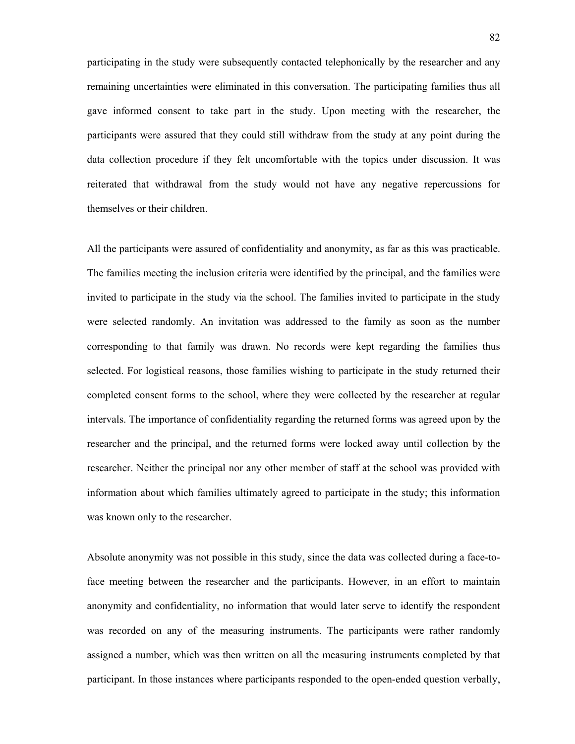participating in the study were subsequently contacted telephonically by the researcher and any remaining uncertainties were eliminated in this conversation. The participating families thus all gave informed consent to take part in the study. Upon meeting with the researcher, the participants were assured that they could still withdraw from the study at any point during the data collection procedure if they felt uncomfortable with the topics under discussion. It was reiterated that withdrawal from the study would not have any negative repercussions for themselves or their children.

All the participants were assured of confidentiality and anonymity, as far as this was practicable. The families meeting the inclusion criteria were identified by the principal, and the families were invited to participate in the study via the school. The families invited to participate in the study were selected randomly. An invitation was addressed to the family as soon as the number corresponding to that family was drawn. No records were kept regarding the families thus selected. For logistical reasons, those families wishing to participate in the study returned their completed consent forms to the school, where they were collected by the researcher at regular intervals. The importance of confidentiality regarding the returned forms was agreed upon by the researcher and the principal, and the returned forms were locked away until collection by the researcher. Neither the principal nor any other member of staff at the school was provided with information about which families ultimately agreed to participate in the study; this information was known only to the researcher.

Absolute anonymity was not possible in this study, since the data was collected during a face-to-face meeting between the researcher and the participants. However, in an effort to maintain anonymity and confidentiality, no information that would later serve to identify the respondent was recorded on any of the measuring instruments. The participants were rather randomly assigned a number, which was then written on all the measuring instruments completed by that participant. In those instances where participants responded to the open-ended question verbally,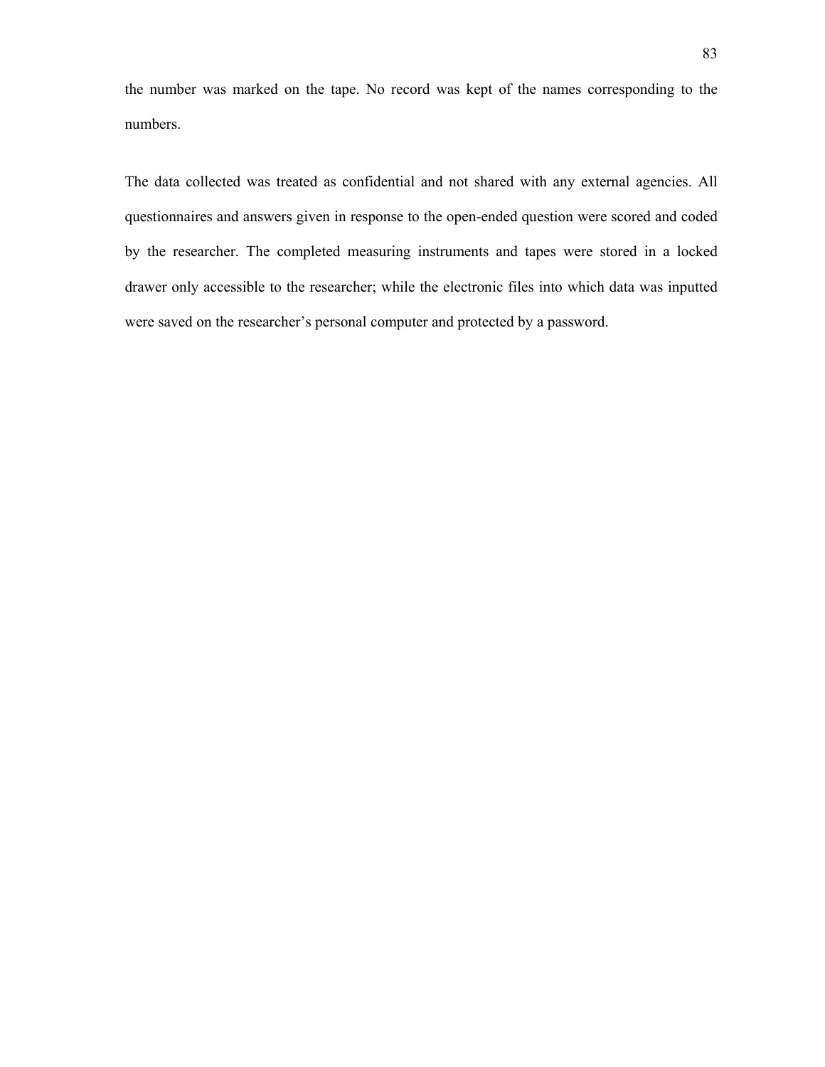the number was marked on the tape. No record was kept of the names corresponding to the numbers.

The data collected was treated as confidential and not shared with any external agencies. All questionnaires and answers given in response to the open-ended question were scored and coded by the researcher. The completed measuring instruments and tapes were stored in a locked drawer only accessible to the researcher; while the electronic files into which data was inputted were saved on the researcher's personal computer and protected by a password.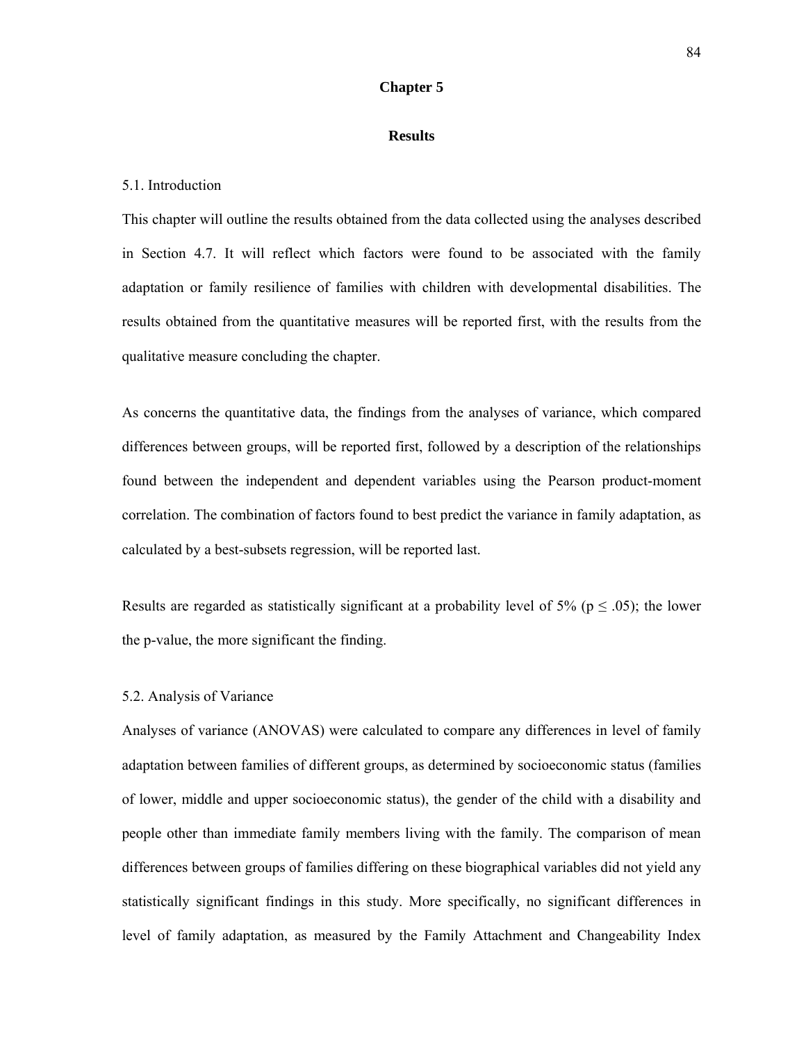# Chapter 5

## Results

### 5.1. Introduction

This chapter will outline the results obtained from the data collected using the analyses described in Section 4.7. It will reflect which factors were found to be associated with the family adaptation or family resilience of families with children with developmental disabilities. The results obtained from the quantitative measures will be reported first, with the results from the qualitative measure concluding the chapter.

As concerns the quantitative data, the findings from the analyses of variance, which compared differences between groups, will be reported first, followed by a description of the relationships found between the independent and dependent variables using the Pearson product-moment correlation. The combination of factors found to best predict the variance in family adaptation, as calculated by a best-subsets regression, will be reported last.

Results are regarded as statistically significant at a probability level of 5% ($p \leq .05$); the lower the p-value, the more significant the finding.

### 5.2. Analysis of Variance

Analyses of variance (ANOVAS) were calculated to compare any differences in level of family adaptation between families of different groups, as determined by socioeconomic status (families of lower, middle and upper socioeconomic status), the gender of the child with a disability and people other than immediate family members living with the family. The comparison of mean differences between groups of families differing on these biographical variables did not yield any statistically significant findings in this study. More specifically, no significant differences in level of family adaptation, as measured by the Family Attachment and Changeability Index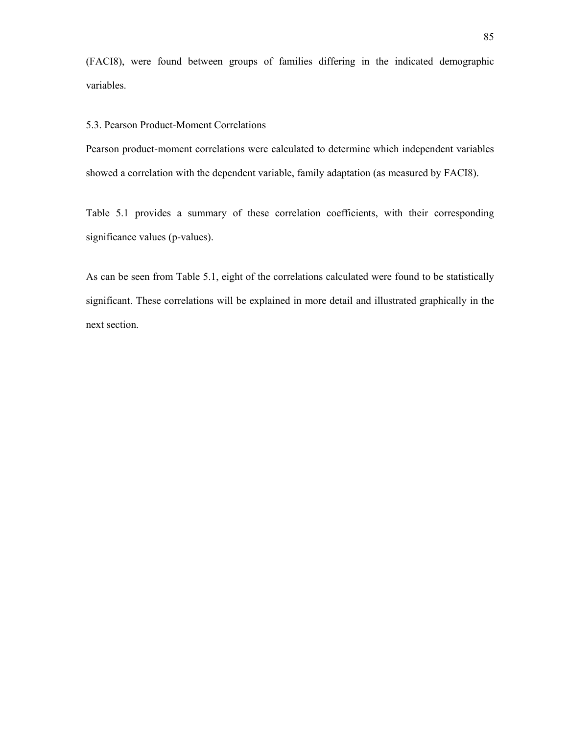(FACI8), were found between groups of families differing in the indicated demographic variables.

## 5.3. Pearson Product-Moment Correlations

Pearson product-moment correlations were calculated to determine which independent variables showed a correlation with the dependent variable, family adaptation (as measured by FACI8).

Table 5.1 provides a summary of these correlation coefficients, with their corresponding significance values (p-values).

As can be seen from Table 5.1, eight of the correlations calculated were found to be statistically significant. These correlations will be explained in more detail and illustrated graphically in the next section.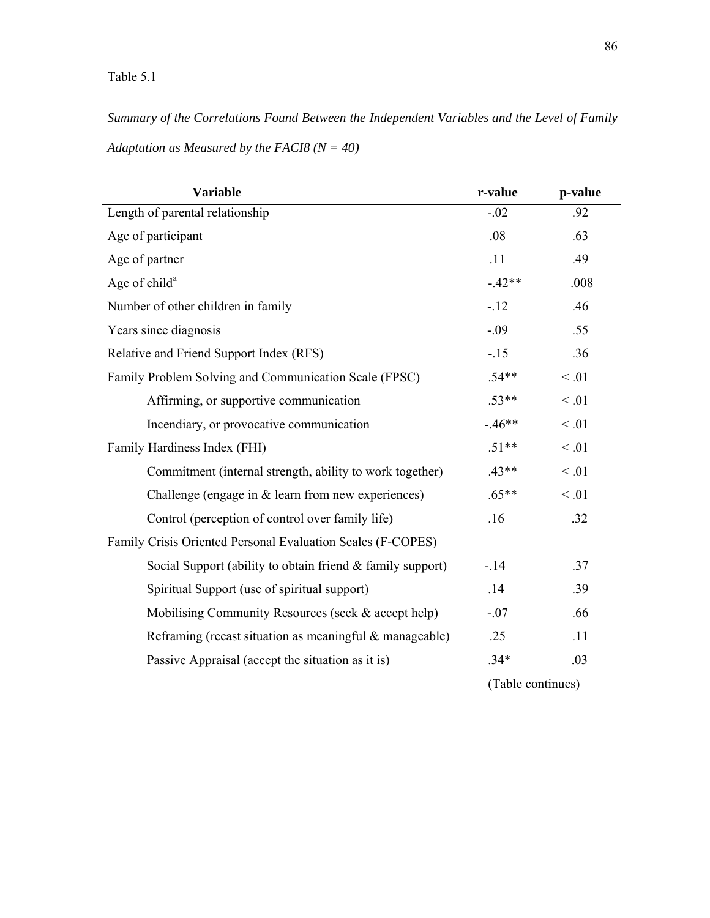Table 5.1

*Summary of the Correlations Found Between the Independent Variables and the Level of Family Adaptation as Measured by the FACI8 (N = 40)*

| Variable | r-value | p-value |
|---|---|---|
| Length of parental relationship | -.02 | .92 |
| Age of participant | .08 | .63 |
| Age of partner | .11 | .49 |
| Age of child[a] | -.42** | .008 |
| Number of other children in family | -.12 | .46 |
| Years since diagnosis | -.09 | .55 |
| Relative and Friend Support Index (RFS) | -.15 | .36 |
| Family Problem Solving and Communication Scale (FPSC) | .54** | < .01 |
| Affirming, or supportive communication | .53** | < .01 |
| Incendiary, or provocative communication | -.46** | < .01 |
| Family Hardiness Index (FHI) | .51** | < .01 |
| Commitment (internal strength, ability to work together) | .43** | < .01 |
| Challenge (engage in & learn from new experiences) | .65** | < .01 |
| Control (perception of control over family life) | .16 | .32 |
| Family Crisis Oriented Personal Evaluation Scales (F-COPES) | | |
| Social Support (ability to obtain friend & family support) | -.14 | .37 |
| Spiritual Support (use of spiritual support) | .14 | .39 |
| Mobilising Community Resources (seek & accept help) | -.07 | .66 |
| Reframing (recast situation as meaningful & manageable) | .25 | .11 |
| Passive Appraisal (accept the situation as it is) | .34* | .03 |

(Table continues)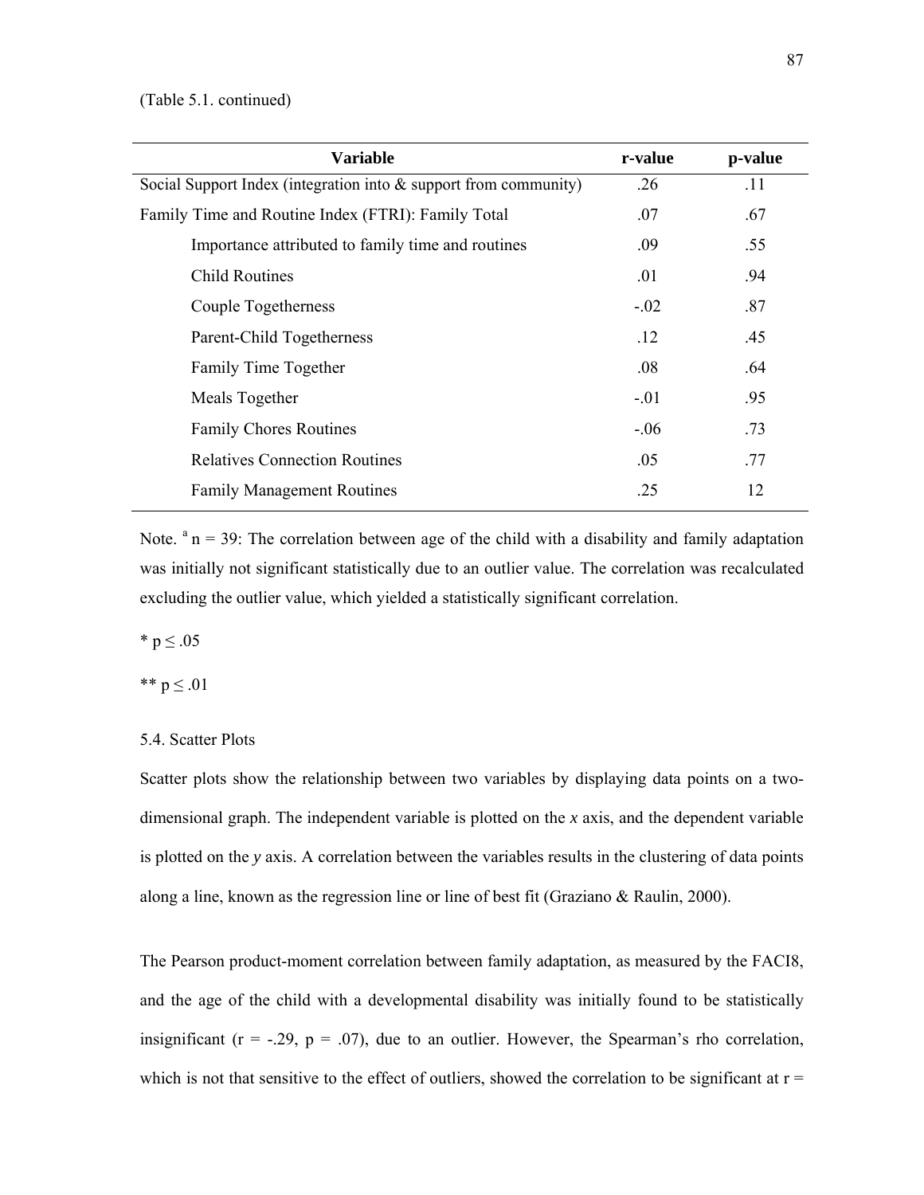(Table 5.1. continued)

| Variable | r-value | p-value |
|---|---|---|
| Social Support Index (integration into & support from community) | .26 | .11 |
| Family Time and Routine Index (FTRI): Family Total | .07 | .67 |
| Importance attributed to family time and routines | .09 | .55 |
| Child Routines | .01 | .94 |
| Couple Togetherness | -.02 | .87 |
| Parent-Child Togetherness | .12 | .45 |
| Family Time Together | .08 | .64 |
| Meals Together | -.01 | .95 |
| Family Chores Routines | -.06 | .73 |
| Relatives Connection Routines | .05 | .77 |
| Family Management Routines | .25 | 12 |

Note. [a] n = 39: The correlation between age of the child with a disability and family adaptation was initially not significant statistically due to an outlier value. The correlation was recalculated excluding the outlier value, which yielded a statistically significant correlation.

* $p \leq .05$

** $p \leq .01$

5.4. Scatter Plots

Scatter plots show the relationship between two variables by displaying data points on a two-dimensional graph. The independent variable is plotted on the *x* axis, and the dependent variable is plotted on the *y* axis. A correlation between the variables results in the clustering of data points along a line, known as the regression line or line of best fit (Graziano & Raulin, 2000).

The Pearson product-moment correlation between family adaptation, as measured by the FACI8, and the age of the child with a developmental disability was initially found to be statistically insignificant ($r = -.29$, $p = .07$), due to an outlier. However, the Spearman's rho correlation, which is not that sensitive to the effect of outliers, showed the correlation to be significant at r =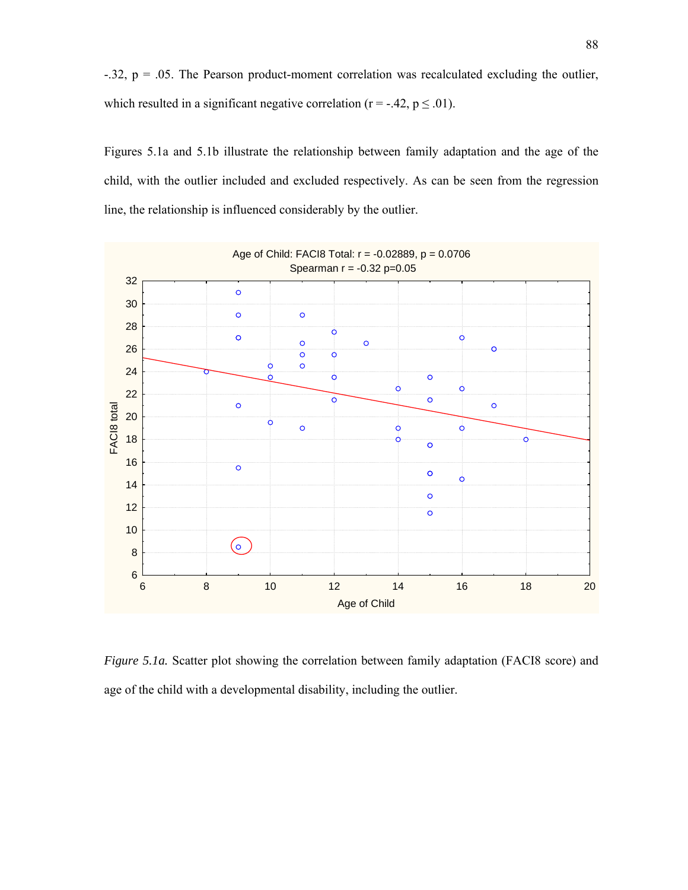-.32, p = .05. The Pearson product-moment correlation was recalculated excluding the outlier, which resulted in a significant negative correlation (r = -.42, p ≤ .01).

Figures 5.1a and 5.1b illustrate the relationship between family adaptation and the age of the child, with the outlier included and excluded respectively. As can be seen from the regression line, the relationship is influenced considerably by the outlier.

*Figure 5.1a.* Scatter plot showing the correlation between family adaptation (FACI8 score) and age of the child with a developmental disability, including the outlier.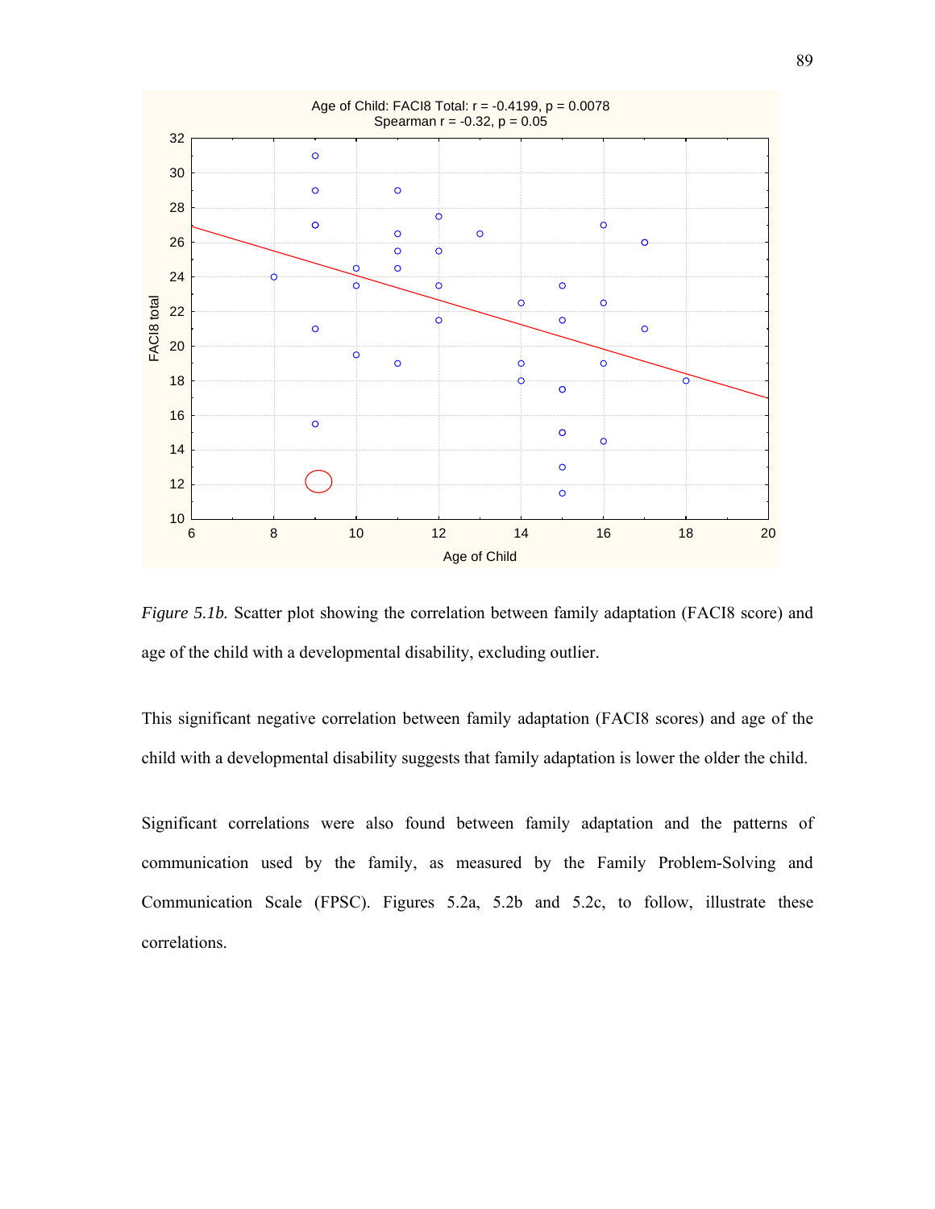*Figure 5.1b.* Scatter plot showing the correlation between family adaptation (FACI8 score) and age of the child with a developmental disability, excluding outlier.

This significant negative correlation between family adaptation (FACI8 scores) and age of the child with a developmental disability suggests that family adaptation is lower the older the child.

Significant correlations were also found between family adaptation and the patterns of communication used by the family, as measured by the Family Problem-Solving and Communication Scale (FPSC). Figures 5.2a, 5.2b and 5.2c, to follow, illustrate these correlations.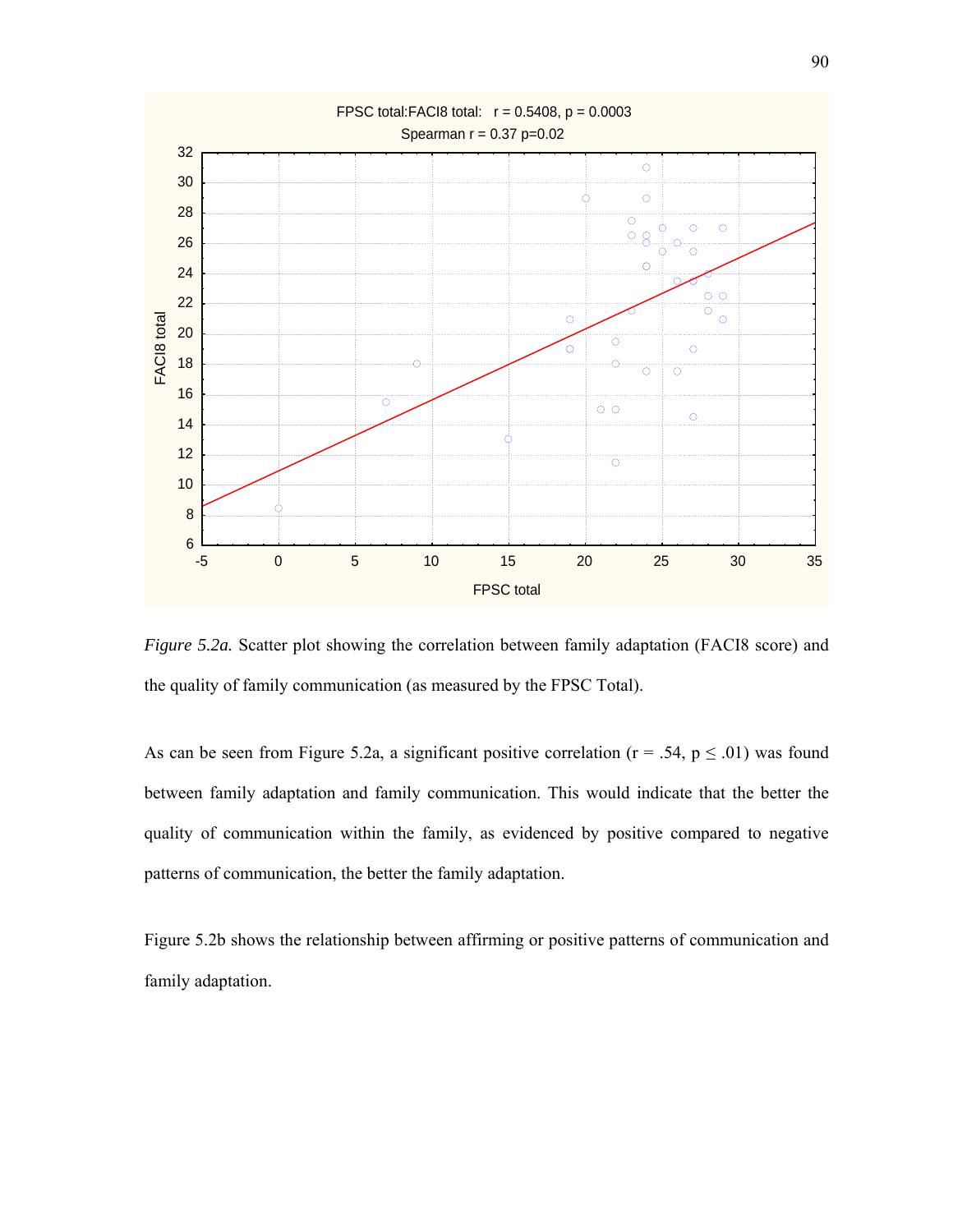*Figure 5.2a.* Scatter plot showing the correlation between family adaptation (FACI8 score) and the quality of family communication (as measured by the FPSC Total).

As can be seen from Figure 5.2a, a significant positive correlation ($r = .54$, $p \leq .01$) was found between family adaptation and family communication. This would indicate that the better the quality of communication within the family, as evidenced by positive compared to negative patterns of communication, the better the family adaptation.

Figure 5.2b shows the relationship between affirming or positive patterns of communication and family adaptation.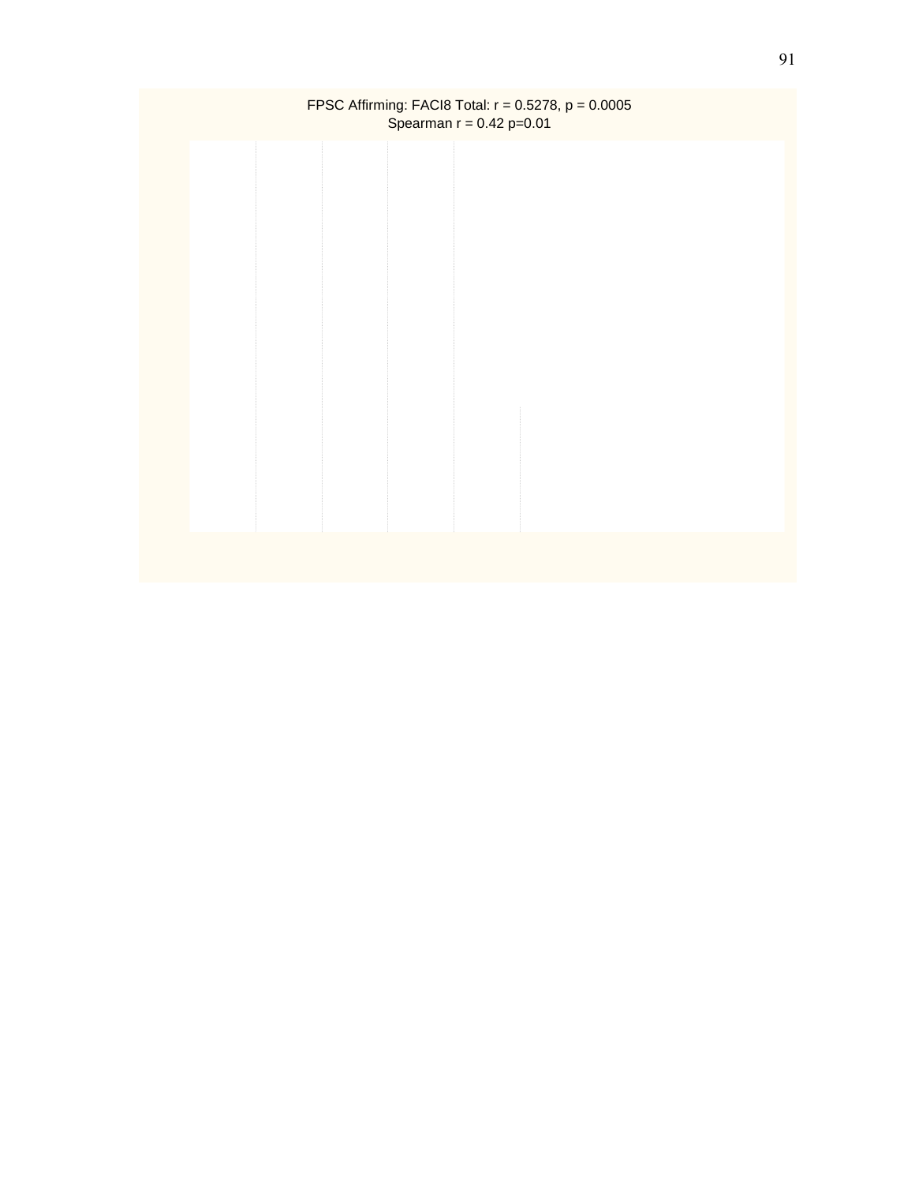FPSC Affirming: FACI8 Total: r = 0.5278, p = 0.0005

Spearman r = 0.42 p=0.01